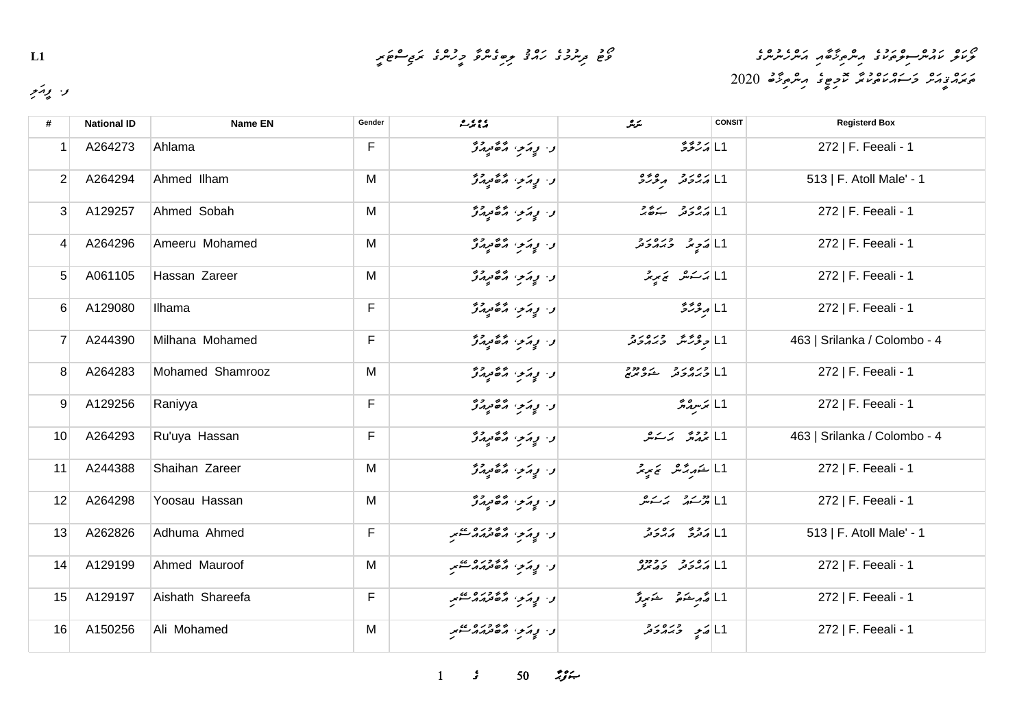ޕާކިސްތާނުގެ ރައީސް ތާނަގެ މާލެ ތިލަފުށި ޕްރައިމަރީ ގަލަރީ ޓީމް L1

ރަށް ނުވަތަ ލިސްޓުގެ ނަމަށް ހަމަޖެހިފައިވާ ނުނިމޭ ނަމޫނާ 2020

ފ. ފީއަލި

| # | National ID | Name EN | Gender | ޢެޑްރެސް | ނަން | CONSIT | Registerd Box |
|---|---|---|---|---|---|---|---|
| 1 | A264273 | Ahlama | F | ފ. ފީއަލި، އަބާރިއްޔާ | އަހްލާމާ | L1 | 272 \| F. Feeali - 1 |
| 2 | A264294 | Ahmed Ilham | M | ފ. ފީއަލި، އަބާރިއްޔާ | އަހުމަދު އިލްހާމް | L1 | 513 \| F. Atoll Male' - 1 |
| 3 | A129257 | Ahmed Sobah | M | ފ. ފީއަލި، އަބާރިއްޔާ | އަހުމަދު ސޮބާހް | L1 | 272 \| F. Feeali - 1 |
| 4 | A264296 | Ameeru Mohamed | M | ފ. ފީއަލި، އަބާރިއްޔާ | އަމީރު މުހައްމަދު | L1 | 272 \| F. Feeali - 1 |
| 5 | A061105 | Hassan Zareer | M | ފ. ފީއަލި، އަބާރިއްޔާ | ހަސަން ޒަރީރު | L1 | 272 \| F. Feeali - 1 |
| 6 | A129080 | Ilhama | F | ފ. ފީއަލި، އަބާރިއްޔާ | އިލްހާމާ | L1 | 272 \| F. Feeali - 1 |
| 7 | A244390 | Milhana Mohamed | F | ފ. ފީއަލި، އަބާރިއްޔާ | މިލްހާނާ މުހައްމަދު | L1 | 463 \| Srilanka / Colombo - 4 |
| 8 | A264283 | Mohamed Shamrooz | M | ފ. ފީއަލި، އަބާރިއްޔާ | މުހައްމަދު ޝަމްރޫޒް | L1 | 272 \| F. Feeali - 1 |
| 9 | A129256 | Raniyya | F | ފ. ފީއަލި، އަބާރިއްޔާ | ރަނިއްޔާ | L1 | 272 \| F. Feeali - 1 |
| 10 | A264293 | Ru'uya Hassan | F | ފ. ފީއަލި، އަބާރިއްޔާ | ރުއުޔާ ހަސަން | L1 | 463 \| Srilanka / Colombo - 4 |
| 11 | A244388 | Shaihan Zareer | M | ފ. ފީއަލި، އަބާރިއްޔާ | ޝައިހާން ޒަރީރު | L1 | 272 \| F. Feeali - 1 |
| 12 | A264298 | Yoosau Hassan | M | ފ. ފީއަލި، އަބާރިއްޔާ | ޔޫސައު ހަސަން | L1 | 272 \| F. Feeali - 1 |
| 13 | A262826 | Adhuma Ahmed | F | ފ. ފީއަލި، އަބުދުއްރަޙްމާނީ | އަދުމާ އަހުމަދު | L1 | 513 \| F. Atoll Male' - 1 |
| 14 | A129199 | Ahmed Mauroof | M | ފ. ފީއަލި، އަބުދުއްރަޙްމާނީ | އަހުމަދު މައުރޫފް | L1 | 272 \| F. Feeali - 1 |
| 15 | A129197 | Aishath Shareefa | F | ފ. ފީއަލި، އަބުދުއްރަޙްމާނީ | އާއިޝަތު ޝަރީފާ | L1 | 272 \| F. Feeali - 1 |
| 16 | A150256 | Ali Mohamed | M | ފ. ފީއަލި، އަބުދުއްރަޙްމާނީ | އަލި މުހައްމަދު | L1 | 272 \| F. Feeali - 1 |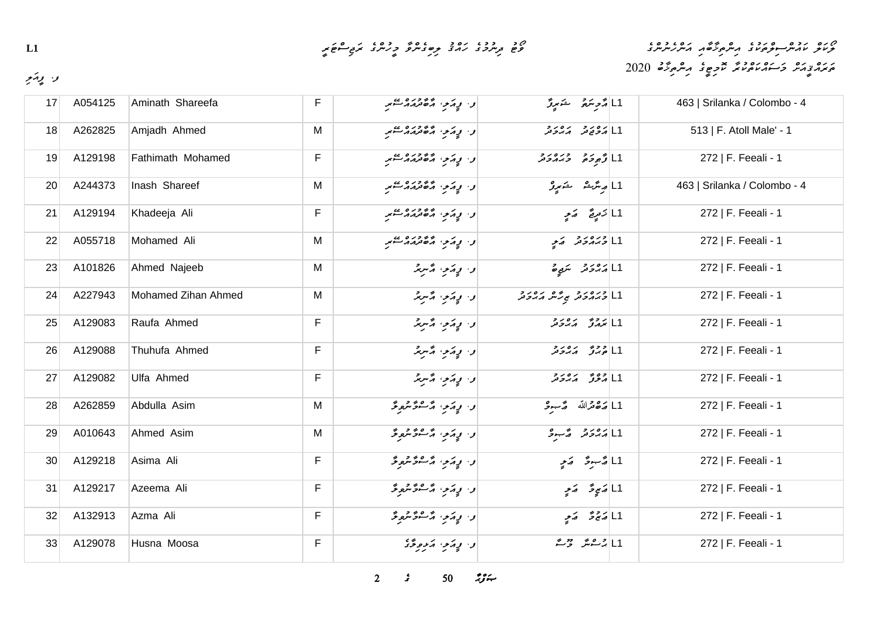ފ. ފީއަލި

| 17 | A054125 | Aminath Shareefa | F | ފ. ފީއަލި، އާބާދުއްސަލާމް | L1 އާމިނަތު ޝަރީފާ | 463 \| Srilanka / Colombo - 4 |
|---|---|---|---|---|---|---|
| 18 | A262825 | Amjadh Ahmed | M | ފ. ފީއަލި، އާބާދުއްސަލާމް | L1 އަމްޖަދު އަޙްމަދު | 513 \| F. Atoll Male' - 1 |
| 19 | A129198 | Fathimath Mohamed | F | ފ. ފީއަލި، އާބާދުއްސަލާމް | L1 ފާތިމަތު މުޙައްމަދު | 272 \| F. Feeali - 1 |
| 20 | A244373 | Inash Shareef | M | ފ. ފީއަލި، އާބާދުއްސަލާމް | L1 އިނާޝް ޝަރީފު | 463 \| Srilanka / Colombo - 4 |
| 21 | A129194 | Khadeeja Ali | F | ފ. ފީއަލި، އާބާދުއްސަލާމް | L1 ޚަދީޖާ އަލި | 272 \| F. Feeali - 1 |
| 22 | A055718 | Mohamed Ali | M | ފ. ފީއަލި، އާބާދުއްސަލާމް | L1 މުޙައްމަދު އަލި | 272 \| F. Feeali - 1 |
| 23 | A101826 | Ahmed Najeeb | M | ފ. ފީއަލި، އާސިރީ | L1 އަޙްމަދު ނަޖީބު | 272 \| F. Feeali - 1 |
| 24 | A227943 | Mohamed Zihan Ahmed | M | ފ. ފީއަލި، އާސިރީ | L1 މުޙައްމަދު ޒިހާން އަޙްމަދު | 272 \| F. Feeali - 1 |
| 25 | A129083 | Raufa Ahmed | F | ފ. ފީއަލި، އާސިރީ | L1 ރައުފާ އަޙްމަދު | 272 \| F. Feeali - 1 |
| 26 | A129088 | Thuhufa Ahmed | F | ފ. ފީއަލި، އާސިރީ | L1 ތުހުފާ އަޙްމަދު | 272 \| F. Feeali - 1 |
| 27 | A129082 | Ulfa Ahmed | F | ފ. ފީއަލި، އާސިރީ | L1 އުލްފާ އަޙްމަދު | 272 \| F. Feeali - 1 |
| 28 | A262859 | Abdulla Asim | M | ފ. ފީއަލި، އާސްޓަންހިލް | L1 އަބްދުﷲ އާސިމް | 272 \| F. Feeali - 1 |
| 29 | A010643 | Ahmed Asim | M | ފ. ފީއަލި، އާސްޓަންހިލް | L1 އަޙްމަދު އާސިމް | 272 \| F. Feeali - 1 |
| 30 | A129218 | Asima Ali | F | ފ. ފީއަލި، އާސްޓަންހިލް | L1 އާސިމާ އަލި | 272 \| F. Feeali - 1 |
| 31 | A129217 | Azeema Ali | F | ފ. ފީއަލި، އާސްޓަންހިލް | L1 އަޒީމާ އަލި | 272 \| F. Feeali - 1 |
| 32 | A132913 | Azma Ali | F | ފ. ފީއަލި، އާސްޓަންހިލް | L1 އަޒްމާ އަލި | 272 \| F. Feeali - 1 |
| 33 | A129078 | Husna Moosa | F | ފ. ފީއަލި، އަލިވިލާގެ | L1 ހުސްނާ މޫސާ | 272 \| F. Feeali - 1 |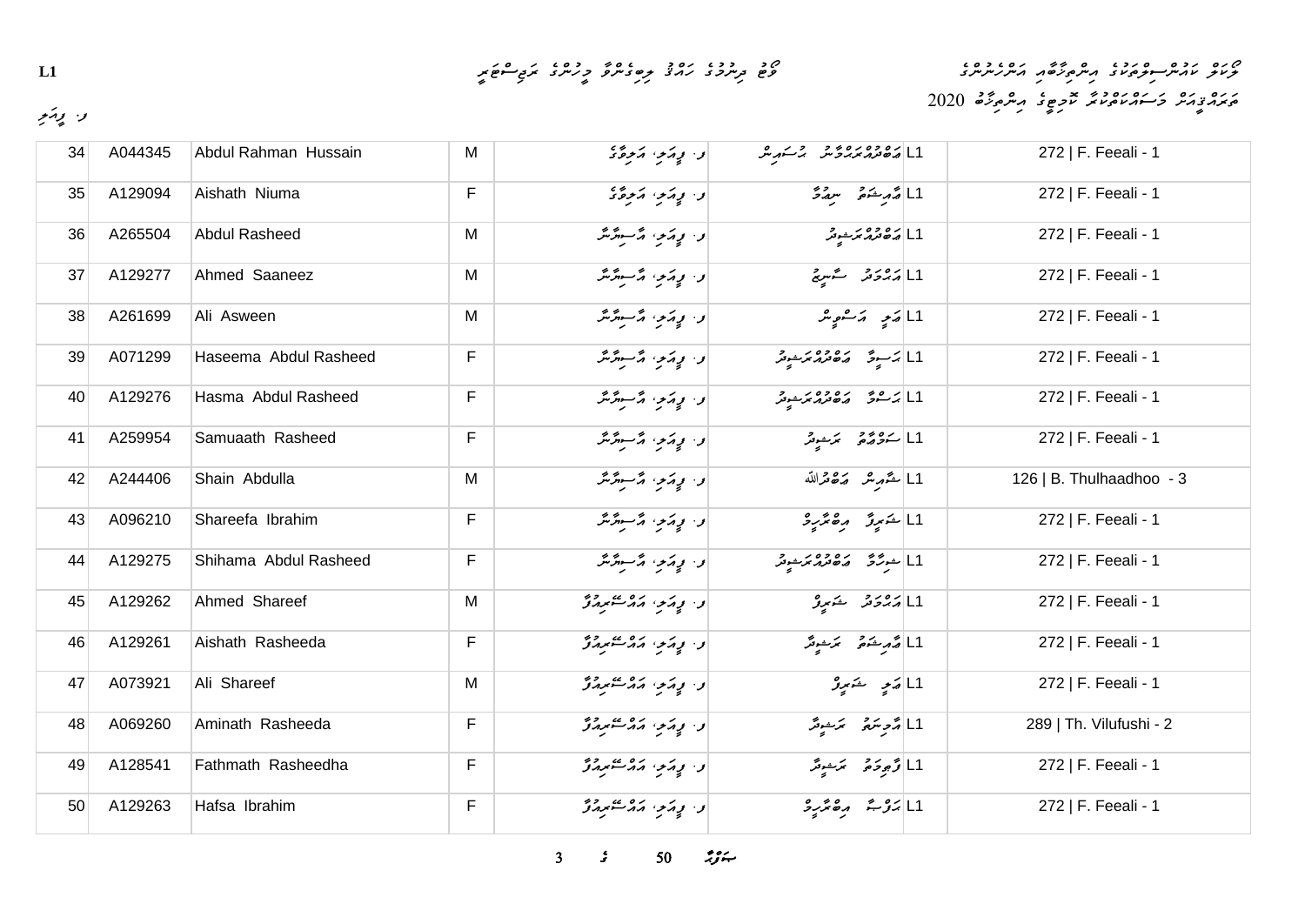و· ۇِرَمَوِ

| 34 | A044345 | Abdul Rahman Hussain | M | و· ۇِرَمَوِ، رَمَوِدُّو | L1 رَهُ دُرْرَبَرُوَسْ بْرُسَهْرِسْ | 272 \| F. Feeali - 1 |
|---|---|---|---|---|---|---|
| 35 | A129094 | Aishath Niuma | F | و· ۇِرَمَوِ، رَمَوِدُّو | L1 مَّرِسْتَوْ سِرْدُّ | 272 \| F. Feeali - 1 |
| 36 | A265504 | Abdul Rasheed | M | و· ۇِرَمَوِ، رَّسِرُسْ | L1 رَهُ دُرْبَرَشِيْرُ | 272 \| F. Feeali - 1 |
| 37 | A129277 | Ahmed Saaneez | M | و· ۇِرَمَوِ، رَّسِرُسْ | L1 رَبْرُدَتْرُ سَّسِرِجْ | 272 \| F. Feeali - 1 |
| 38 | A261699 | Ali Asween | M | و· ۇِرَمَوِ، رَّسِرُسْ | L1 رَمِي رَسْرِوِسْ | 272 \| F. Feeali - 1 |
| 39 | A071299 | Haseema Abdul Rasheed | F | و· ۇِرَمَوِ، رَّسِرُسْ | L1 بَرَسِوَّ رَهُ دُرْبَرَشِيْرُ | 272 \| F. Feeali - 1 |
| 40 | A129276 | Hasma Abdul Rasheed | F | و· ۇِرَمَوِ، رَّسِرُسْ | L1 بَرَسْوَّ رَهُ دُرْبَرَشِيْرُ | 272 \| F. Feeali - 1 |
| 41 | A259954 | Samuaath Rasheed | F | و· ۇِرَمَوِ، رَّسِرُسْ | L1 سَوْرَّهُ بَرَشِيْرُ | 272 \| F. Feeali - 1 |
| 42 | A244406 | Shain Abdulla | M | و· ۇِرَمَوِ، رَّسِرُسْ | L1 شَّمِرِسْ رَهُ قْرَاللَّه | 126 \| B. Thulhaadhoo - 3 |
| 43 | A096210 | Shareefa Ibrahim | F | و· ۇِرَمَوِ، رَّسِرُسْ | L1 شَمِرِوَّ رِهِ مَّرِدُ | 272 \| F. Feeali - 1 |
| 44 | A129275 | Shihama Abdul Rasheed | F | و· ۇِرَمَوِ، رَّسِرُسْ | L1 شِرَّدَّ رَهُ دُرْبَرَشِيْرُ | 272 \| F. Feeali - 1 |
| 45 | A129262 | Ahmed Shareef | M | و· ۇِرَمَوِ، رَرْشَمِرْدُرَّ | L1 رَبْرُدَتْرُ شَمِرِوْ | 272 \| F. Feeali - 1 |
| 46 | A129261 | Aishath Rasheeda | F | و· ۇِرَمَوِ، رَرْشَمِرْدُرَّ | L1 مَّرِسْتَوْ بَرَشِيْرَّ | 272 \| F. Feeali - 1 |
| 47 | A073921 | Ali Shareef | M | و· ۇِرَمَوِ، رَرْشَمِرْدُرَّ | L1 رَمِي شَمِرِوْ | 272 \| F. Feeali - 1 |
| 48 | A069260 | Aminath Rasheeda | F | و· ۇِرَمَوِ، رَرْشَمِرْدُرَّ | L1 مَّرِسَرْهُ بَرَشِيْرَّ | 289 \| Th. Vilufushi - 2 |
| 49 | A128541 | Fathmath Rasheedha | F | و· ۇِرَمَوِ، رَرْشَمِرْدُرَّ | L1 وَّجِرَدَهُ بَرَشِيْرَّ | 272 \| F. Feeali - 1 |
| 50 | A129263 | Hafsa Ibrahim | F | و· ۇِرَمَوِ، رَرْشَمِرْدُرَّ | L1 بَرُوْسَّ رِهِ مَّرِدُ | 272 \| F. Feeali - 1 |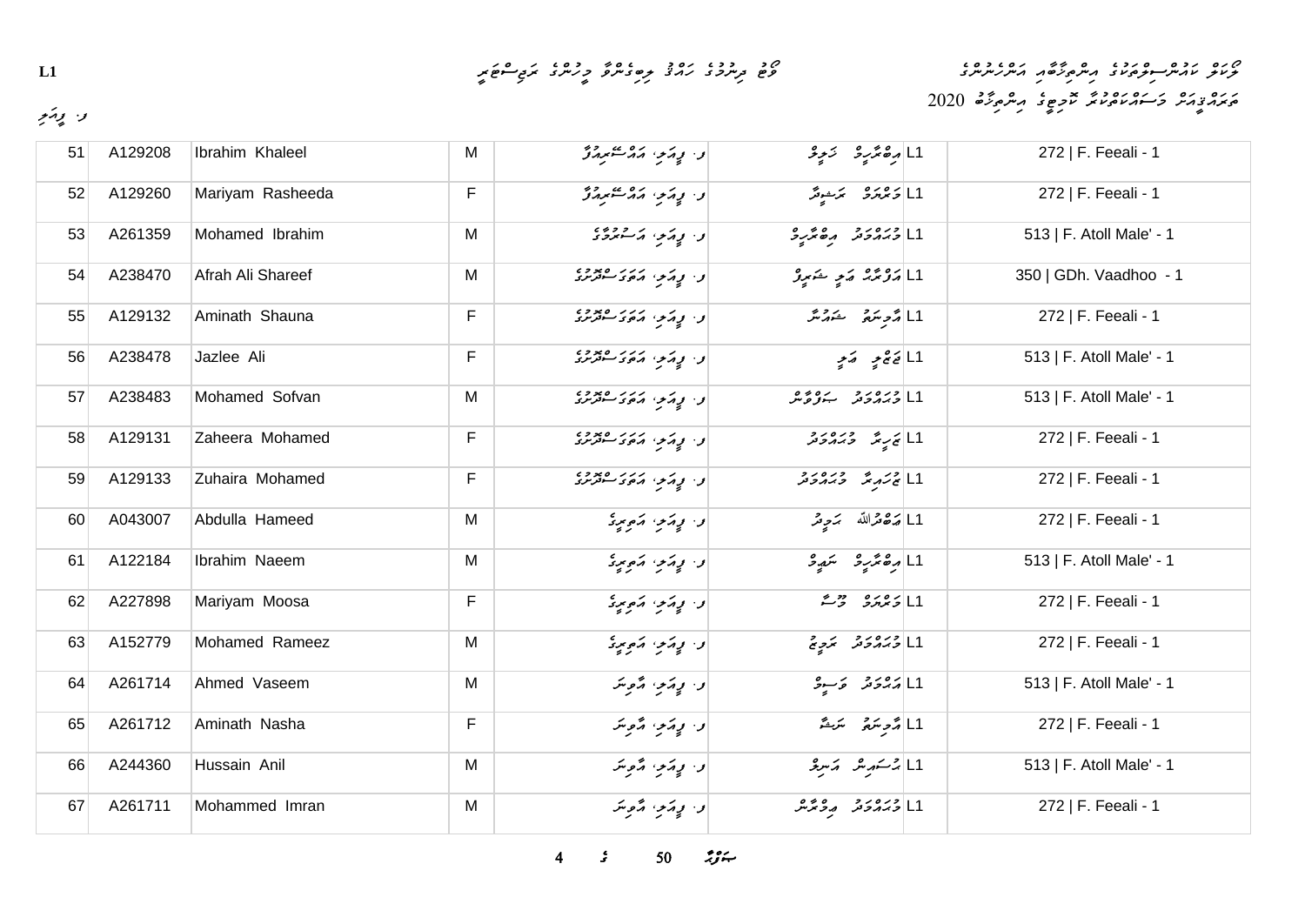ފ. ފީޢަލި

| 51 | A129208 | Ibrahim Khaleel | M | ފ. ފީޢަލި، އައްސޭރިއުފާ | L1  އިބްރާހީމް ހަލީލް | 272 \| F. Feeali - 1 |
|---|---|---|---|---|---|---|
| 52 | A129260 | Mariyam Rasheeda | F | ފ. ފީޢަލި، އައްސޭރިއުފާ | L1 މަރިޔަމް ރަޝީދާ | 272 \| F. Feeali - 1 |
| 53 | A261359 | Mohamed Ibrahim | M | ފ. ފީޢަލި، އަސްރުމާގެ | L1 މުހައްމަދު އިބްރާހީމް | 513 \| F. Atoll Male' - 1 |
| 54 | A238470 | Afrah Ali Shareef | M | ފ. ފީޢަލި، އަތޮޅުސްޓޯރސް | L1 އަފްރާހް އަލީ ޝަރީފް | 350 \| GDh. Vaadhoo - 1 |
| 55 | A129132 | Aminath Shauna | F | ފ. ފީޢަލި، އަތޮޅުސްޓޯރސް | L1 އާމިނަތު ޝައުނާ | 272 \| F. Feeali - 1 |
| 56 | A238478 | Jazlee Ali | F | ފ. ފީޢަލި، އަތޮޅުސްޓޯރސް | L1 ޖަޒްލީ އަލީ | 513 \| F. Atoll Male' - 1 |
| 57 | A238483 | Mohamed Sofvan | M | ފ. ފީޢަލި، އަތޮޅުސްޓޯރސް | L1 މުހައްމަދު ސަފްވާން | 513 \| F. Atoll Male' - 1 |
| 58 | A129131 | Zaheera Mohamed | F | ފ. ފީޢަލި، އަތޮޅުސްޓޯރސް | L1 ޒަހީރާ މުހައްމަދު | 272 \| F. Feeali - 1 |
| 59 | A129133 | Zuhaira Mohamed | F | ފ. ފީޢަލި، އަތޮޅުސްޓޯރސް | L1 ޒުހައިރާ މުހައްމަދު | 272 \| F. Feeali - 1 |
| 60 | A043007 | Abdulla Hameed | M | ފ. ފީޢަލި، އަތިރިގެ | L1 އަބްދުالله ހަމީދު | 272 \| F. Feeali - 1 |
| 61 | A122184 | Ibrahim Naeem | M | ފ. ފީޢަލި، އަތިރިގެ | L1 އިބްރާހީމް ނަޢީމް | 513 \| F. Atoll Male' - 1 |
| 62 | A227898 | Mariyam Moosa | F | ފ. ފީޢަލި، އަތިރިގެ | L1 މަރިޔަމް މޫސާ | 272 \| F. Feeali - 1 |
| 63 | A152779 | Mohamed Rameez | M | ފ. ފީޢަލި، އަތިރިގެ | L1 މުހައްމަދު ރަމީޒު | 272 \| F. Feeali - 1 |
| 64 | A261714 | Ahmed Vaseem | M | ފ. ފީޢަލި، އާލިނަ | L1 އަހުމަދު ވަސީމް | 513 \| F. Atoll Male' - 1 |
| 65 | A261712 | Aminath Nasha | F | ފ. ފީޢަލި، އާލިނަ | L1 އާމިނަތު ނަޝާ | 272 \| F. Feeali - 1 |
| 66 | A244360 | Hussain Anil | M | ފ. ފީޢަލި، އާލިނަ | L1 ހުސައިން އަނިލް | 513 \| F. Atoll Male' - 1 |
| 67 | A261711 | Mohammed Imran | M | ފ. ފީޢަލި، އާލިނަ | L1 މުހައްމަދު އިމްރާން | 272 \| F. Feeali - 1 |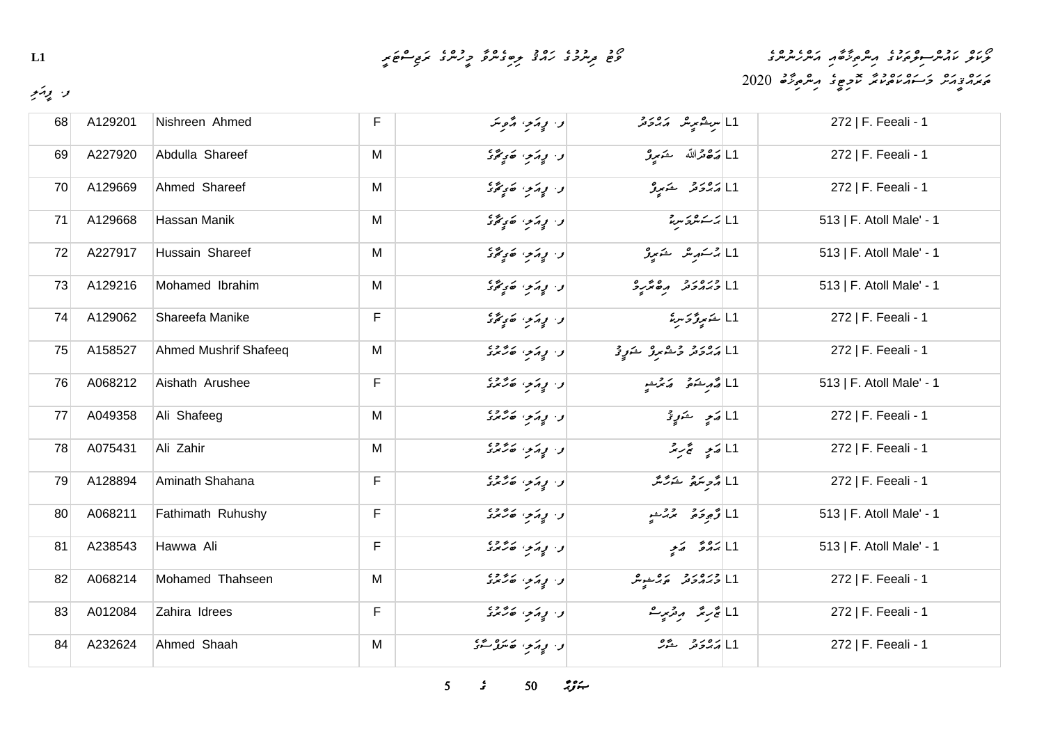ވ. ފީއަލި

| 68 | A129201 | Nishreen Ahmed | F | ފ. ފީއަލި، އާލިނަ | L1 ނިޝްރީން އަޙްމަދު | 272 \| F. Feeali - 1 |
|---|---|---|---|---|---|---|
| 69 | A227920 | Abdulla Shareef | M | ފ. ފީއަލި، ބަގީޗާގެ | L1 އަބްދުﷲ ޝަރީފު | 272 \| F. Feeali - 1 |
| 70 | A129669 | Ahmed Shareef | M | ފ. ފީއަލި، ބަގީޗާގެ | L1 އަޙްމަދު ޝަރީފު | 272 \| F. Feeali - 1 |
| 71 | A129668 | Hassan Manik | M | ފ. ފީއަލި، ބަގީޗާގެ | L1 ޙަސަންމަނިކު | 513 \| F. Atoll Male' - 1 |
| 72 | A227917 | Hussain Shareef | M | ފ. ފީއަލި، ބަގީޗާގެ | L1 ޙުސައިން ޝަރީފު | 513 \| F. Atoll Male' - 1 |
| 73 | A129216 | Mohamed Ibrahim | M | ފ. ފީއަލި، ބަގީޗާގެ | L1 މުޙައްމަދު އިބްރާހީމް | 513 \| F. Atoll Male' - 1 |
| 74 | A129062 | Shareefa Manike | F | ފ. ފީއަލި، ބަގީޗާގެ | L1 ޝަރީފާމަނިކެ | 272 \| F. Feeali - 1 |
| 75 | A158527 | Ahmed Mushrif Shafeeq | M | ފ. ފީއަލި، ބަހާރުގެ | L1 އަޙްމަދު މުޝްރިފް ޝަފީޤު | 272 \| F. Feeali - 1 |
| 76 | A068212 | Aishath Arushee | F | ފ. ފީއަލި، ބަހާރުގެ | L1 އާއިޝަތު އަރުޝީ | 513 \| F. Atoll Male' - 1 |
| 77 | A049358 | Ali Shafeeg | M | ފ. ފީއަލި، ބަހާރުގެ | L1 އަލި ޝަފީޤު | 272 \| F. Feeali - 1 |
| 78 | A075431 | Ali Zahir | M | ފ. ފީއަލި، ބަހާރުގެ | L1 އަލި ޒާހިރު | 272 \| F. Feeali - 1 |
| 79 | A128894 | Aminath Shahana | F | ފ. ފީއަލި، ބަހާރުގެ | L1 އާމިނަތު ޝަހާނާ | 272 \| F. Feeali - 1 |
| 80 | A068211 | Fathimath Ruhushy | F | ފ. ފީއަލި، ބަހާރުގެ | L1 ފާތިމަތު ރުހުޝީ | 513 \| F. Atoll Male' - 1 |
| 81 | A238543 | Hawwa Ali | F | ފ. ފީއަލި، ބަހާރުގެ | L1 ޙައްވާ އަލި | 513 \| F. Atoll Male' - 1 |
| 82 | A068214 | Mohamed Thahseen | M | ފ. ފީއަލި، ބަހާރުގެ | L1 މުޙައްމަދު ތަޙްސީން | 272 \| F. Feeali - 1 |
| 83 | A012084 | Zahira Idrees | F | ފ. ފީއަލި، ބަހާރުގެ | L1 ޒާހިރާ އިދްރީސް | 272 \| F. Feeali - 1 |
| 84 | A232624 | Ahmed Shaah | M | ފ. ފީއަލި، ބަނަފްސާގެ | L1 އަޙްމަދު ޝާހް | 272 \| F. Feeali - 1 |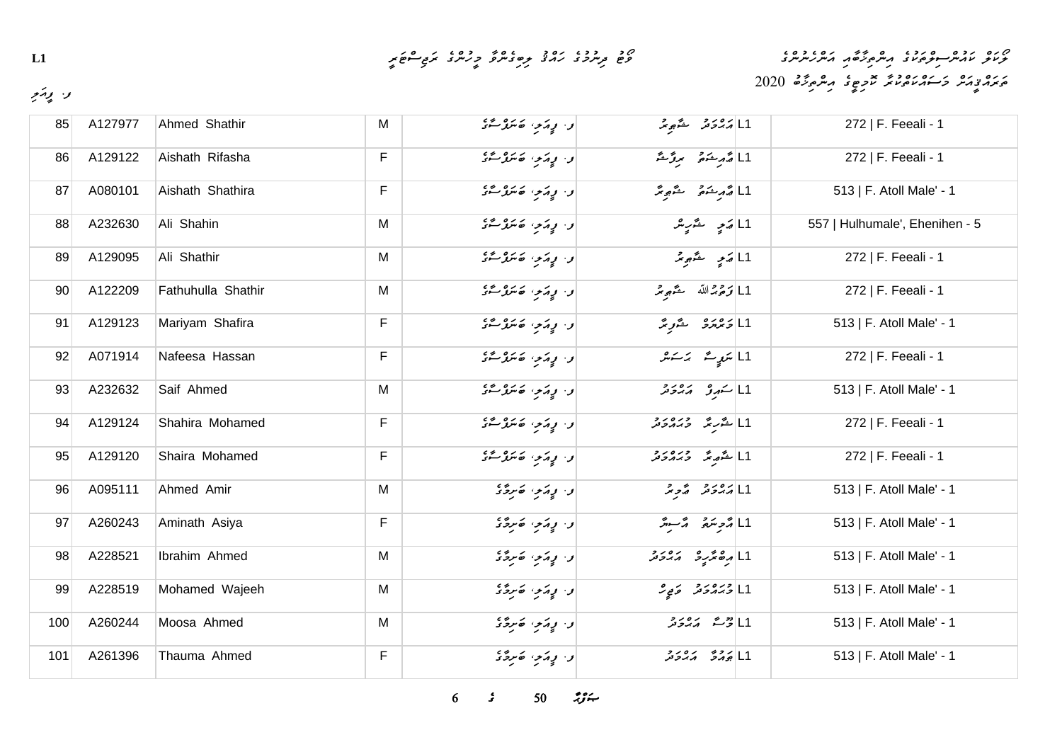ފ. ފީއަލި

| 85 | A127977 | Ahmed Shathir | M | ފ. ފީއަލި، ބަނަފްސާގެ | L1 އަހްމަދު ޝާތިރު | 272 \| F. Feeali - 1 |
|---|---|---|---|---|---|---|
| 86 | A129122 | Aishath Rifasha | F | ފ. ފީއަލި، ބަނަފްސާގެ | L1 އާއިޝަތު ރިފާޝާ | 272 \| F. Feeali - 1 |
| 87 | A080101 | Aishath Shathira | F | ފ. ފީއަލި، ބަނަފްސާގެ | L1 އާއިޝަތު ޝާތިރާ | 513 \| F. Atoll Male' - 1 |
| 88 | A232630 | Ali Shahin | M | ފ. ފީއަލި، ބަނަފްސާގެ | L1 އަލީ ޝާހިން | 557 \| Hulhumale', Ehenihen - 5 |
| 89 | A129095 | Ali Shathir | M | ފ. ފީއަލި، ބަނަފްސާގެ | L1 އަލީ ޝާތިރު | 272 \| F. Feeali - 1 |
| 90 | A122209 | Fathuhulla Shathir | M | ފ. ފީއަލި، ބަނަފްސާގެ | L1 ފަތުހުﷲ ޝާތިރު | 272 \| F. Feeali - 1 |
| 91 | A129123 | Mariyam Shafira | F | ފ. ފީއަލި، ބަނަފްސާގެ | L1 މަރިޔަމް ޝާފިރާ | 513 \| F. Atoll Male' - 1 |
| 92 | A071914 | Nafeesa Hassan | F | ފ. ފީއަލި، ބަނަފްސާގެ | L1 ނަފީސާ ހަސަން | 272 \| F. Feeali - 1 |
| 93 | A232632 | Saif Ahmed | M | ފ. ފީއަލި، ބަނަފްސާގެ | L1 ސައިފު އަހްމަދު | 513 \| F. Atoll Male' - 1 |
| 94 | A129124 | Shahira Mohamed | F | ފ. ފީއަލި، ބަނަފްސާގެ | L1 ޝާހިރާ މުހައްމަދު | 272 \| F. Feeali - 1 |
| 95 | A129120 | Shaira Mohamed | F | ފ. ފީއަލި، ބަނަފްސާގެ | L1 ޝާއިރާ މުހައްމަދު | 272 \| F. Feeali - 1 |
| 96 | A095111 | Ahmed Amir | M | ފ. ފީއަލި، ބަހާރުގެ | L1 އަހްމަދު އާމިރު | 513 \| F. Atoll Male' - 1 |
| 97 | A260243 | Aminath Asiya | F | ފ. ފީއަލި، ބަހާރުގެ | L1 އާމިނަތު އާސިޔާ | 513 \| F. Atoll Male' - 1 |
| 98 | A228521 | Ibrahim Ahmed | M | ފ. ފީއަލި، ބަހާރުގެ | L1 އިބްރާހީމް އަހްމަދު | 513 \| F. Atoll Male' - 1 |
| 99 | A228519 | Mohamed Wajeeh | M | ފ. ފީއަލި، ބަހާރުގެ | L1 މުހައްމަދު ވަޖީހު | 513 \| F. Atoll Male' - 1 |
| 100 | A260244 | Moosa Ahmed | M | ފ. ފީއަލި، ބަހާރުގެ | L1 މޫސާ އަހްމަދު | 513 \| F. Atoll Male' - 1 |
| 101 | A261396 | Thauma Ahmed | F | ފ. ފީއަލި، ބަހާރުގެ | L1 ތައުމާ އަހްމަދު | 513 \| F. Atoll Male' - 1 |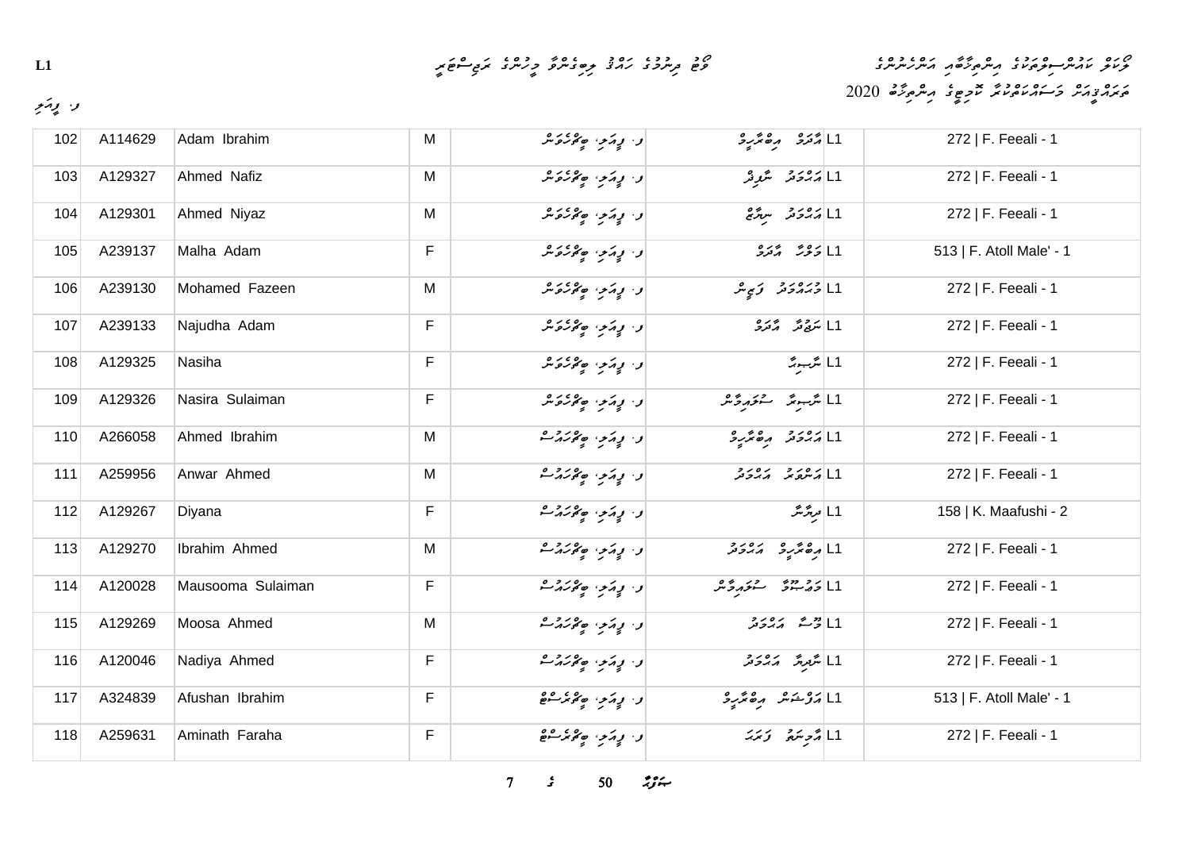ފ. ފީއަލި

| 102 | A114629 | Adam Ibrahim | M | ފ. ފީއަލި، ޓިއުލިޕްގެ | L1 އާދަމް އިބްރާހީމް | 272 \| F. Feeali - 1 |
|---|---|---|---|---|---|---|
| 103 | A129327 | Ahmed Nafiz | M | ފ. ފީއަލި، ޓިއުލިޕްގެ | L1 އަޙްމަދު ނާފިޒު | 272 \| F. Feeali - 1 |
| 104 | A129301 | Ahmed Niyaz | M | ފ. ފީއަލި، ޓިއުލިޕްގެ | L1 އަޙްމަދު ނިޔާޒް | 272 \| F. Feeali - 1 |
| 105 | A239137 | Malha Adam | F | ފ. ފީއަލި، ޓިއުލިޕްގެ | L1 މަލްހާ އާދަމް | 513 \| F. Atoll Male' - 1 |
| 106 | A239130 | Mohamed Fazeen | M | ފ. ފީއަލި، ޓިއުލިޕްގެ | L1 މުޙައްމަދު ފަޒީން | 272 \| F. Feeali - 1 |
| 107 | A239133 | Najudha Adam | F | ފ. ފީއަލި، ޓިއުލިޕްގެ | L1 ނަޖުދާ އާދަމް | 272 \| F. Feeali - 1 |
| 108 | A129325 | Nasiha | F | ފ. ފީއަލި، ޓިއުލިޕްގެ | L1 ނާސިހާ | 272 \| F. Feeali - 1 |
| 109 | A129326 | Nasira Sulaiman | F | ފ. ފީއަލި، ޓިއުލިޕްގެ | L1 ނާސިރާ ސުލައިމާން | 272 \| F. Feeali - 1 |
| 110 | A266058 | Ahmed Ibrahim | M | ފ. ފީއަލި، ޓިއުލިޕްހައުސް | L1 އަޙްމަދު އިބްރާހީމް | 272 \| F. Feeali - 1 |
| 111 | A259956 | Anwar Ahmed | M | ފ. ފީއަލި، ޓިއުލިޕްހައުސް | L1 އަންވަރު އަޙްމަދު | 272 \| F. Feeali - 1 |
| 112 | A129267 | Diyana | F | ފ. ފީއަލި، ޓިއުލިޕްހައުސް | L1 ދިޔާނާ | 158 \| K. Maafushi - 2 |
| 113 | A129270 | Ibrahim Ahmed | M | ފ. ފީއަލި، ޓިއުލިޕްހައުސް | L1 އިބްރާހީމް އަޙްމަދު | 272 \| F. Feeali - 1 |
| 114 | A120028 | Mausooma Sulaiman | F | ފ. ފީއަލި، ޓިއުލިޕްހައުސް | L1 މައުޞޫމާ ސުލައިމާން | 272 \| F. Feeali - 1 |
| 115 | A129269 | Moosa Ahmed | M | ފ. ފީއަލި، ޓިއުލިޕްހައުސް | L1 މޫސާ އަޙްމަދު | 272 \| F. Feeali - 1 |
| 116 | A120046 | Nadiya Ahmed | F | ފ. ފީއަލި، ޓިއުލިޕްހައުސް | L1 ނާދިޔާ އަޙްމަދު | 272 \| F. Feeali - 1 |
| 117 | A324839 | Afushan Ibrahim | F | ފ. ފީއަލި، ޓިއުލިޕްސްޓޯ | L1 އަފުޝާން އިބްރާހީމް | 513 \| F. Atoll Male' - 1 |
| 118 | A259631 | Aminath Faraha | F | ފ. ފީއަލި، ޓިއުލިޕްސްޓޯ | L1 އާމިނަތު ފަރަހާ | 272 \| F. Feeali - 1 |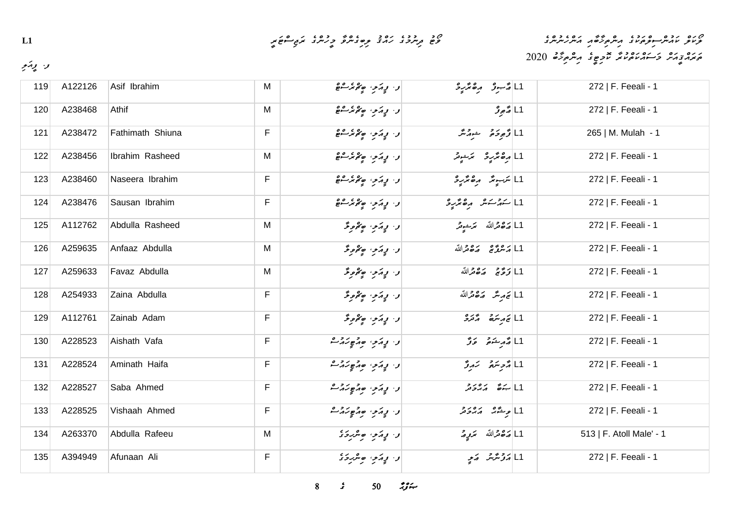ފ. ފީއަލި

| 119 | A122126 | Asif Ibrahim | M | ފ. ފީއަލި، ބީޗްރޯޒް | L1 އާސިފު އިބްރާހީމް | 272 \| F. Feeali - 1 |
|---|---|---|---|---|---|---|
| 120 | A238468 | Athif | M | ފ. ފީއަލި، ބީޗްރޯޒް | L1 އާތިފު | 272 \| F. Feeali - 1 |
| 121 | A238472 | Fathimath Shiuna | F | ފ. ފީއަލި، ބީޗްރޯޒް | L1 ފާތިމަތު ޝިއުނާ | 265 \| M. Mulah - 1 |
| 122 | A238456 | Ibrahim Rasheed | M | ފ. ފީއަލި، ބީޗްރޯޒް | L1 އިބްރާހީމް ރަޝީދު | 272 \| F. Feeali - 1 |
| 123 | A238460 | Naseera Ibrahim | F | ފ. ފީއަލި، ބީޗްރޯޒް | L1 ނަސީރާ އިބްރާހީމް | 272 \| F. Feeali - 1 |
| 124 | A238476 | Sausan Ibrahim | F | ފ. ފީއަލި، ބީޗްރޯޒް | L1 ސައުސަން އިބްރާހީމް | 272 \| F. Feeali - 1 |
| 125 | A112762 | Abdulla Rasheed | M | ފ. ފީއަލި، ބީޗްވިލާ | L1 އަބްދުﷲ ރަޝީދު | 272 \| F. Feeali - 1 |
| 126 | A259635 | Anfaaz Abdulla | M | ފ. ފީއަލި، ބީޗްވިލާ | L1 އަންފާޒް އަބްދުﷲ | 272 \| F. Feeali - 1 |
| 127 | A259633 | Favaz Abdulla | M | ފ. ފީއަލި، ބީޗްވިލާ | L1 ފަވާޒް އަބްދުﷲ | 272 \| F. Feeali - 1 |
| 128 | A254933 | Zaina Abdulla | F | ފ. ފީއަލި، ބީޗްވިލާ | L1 ޒައިނާ އަބްދުﷲ | 272 \| F. Feeali - 1 |
| 129 | A112761 | Zainab Adam | F | ފ. ފީއަލި، ބީޗްވިލާ | L1 ޒައިނަބް އާދަމް | 272 \| F. Feeali - 1 |
| 130 | A228523 | Aishath Vafa | F | ފ. ފީއަލި، ބިއުޓީހައުސް | L1 އާއިޝަތު ވަފާ | 272 \| F. Feeali - 1 |
| 131 | A228524 | Aminath Haifa | F | ފ. ފީއަލި، ބިއުޓީހައުސް | L1 އާމިނަތު ހައިފާ | 272 \| F. Feeali - 1 |
| 132 | A228527 | Saba Ahmed | F | ފ. ފީއަލި، ބިއުޓީހައުސް | L1 ސަބާ އަހްމަދު | 272 \| F. Feeali - 1 |
| 133 | A228525 | Vishaah Ahmed | F | ފ. ފީއަލި، ބިއުޓީހައުސް | L1 ވިޝާހް އަހްމަދު | 272 \| F. Feeali - 1 |
| 134 | A263370 | Abdulla Rafeeu | M | ފ. ފީއަލި، ބިންދިގެ | L1 އަބްދުﷲ ރަފީޢު | 513 \| F. Atoll Male' - 1 |
| 135 | A394949 | Afunaan Ali | F | ފ. ފީއަލި، ބިންދިގެ | L1 އަފުނާން އަލި | 272 \| F. Feeali - 1 |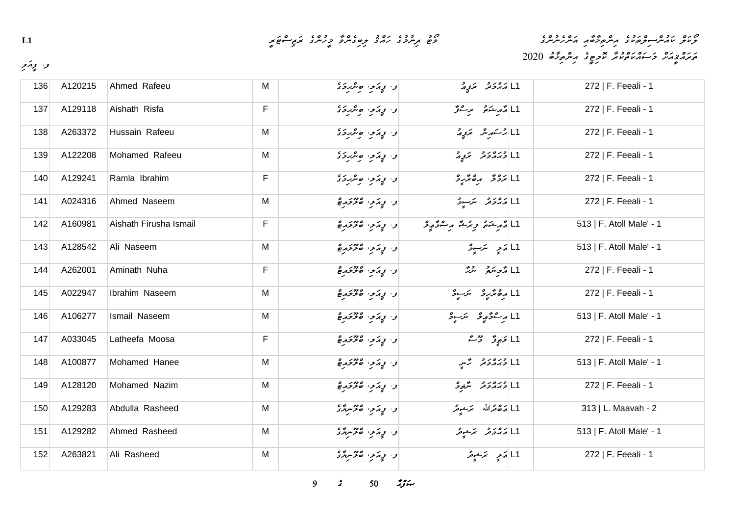ފ. ފީއަލި

| 136 | A120215 | Ahmed Rafeeu | M | ފ. ފީއަލި، ބީންހިމާގެ | L1 އަހުމަދު ރަފީއު | 272 \| F. Feeali - 1 |
|---|---|---|---|---|---|---|
| 137 | A129118 | Aishath Risfa | F | ފ. ފީއަލި، ބީންހިމާގެ | L1 އާއިޝަތު ރިސްފާ | 272 \| F. Feeali - 1 |
| 138 | A263372 | Hussain Rafeeu | M | ފ. ފީއަލި، ބީންހިމާގެ | L1 ހުސައިން ރަފީއު | 272 \| F. Feeali - 1 |
| 139 | A122208 | Mohamed Rafeeu | M | ފ. ފީއަލި، ބީންހިމާގެ | L1 މުހައްމަދު ރަފީއު | 272 \| F. Feeali - 1 |
| 140 | A129241 | Ramla Ibrahim | F | ފ. ފީއަލި، ބީންހިމާގެ | L1 ރަމްލާ އިބްރާހީމް | 272 \| F. Feeali - 1 |
| 141 | A024316 | Ahmed Naseem | M | ފ. ފީއަލި، ބޮޑުމަތިބި | L1 އަހުމަދު ނަސީމް | 272 \| F. Feeali - 1 |
| 142 | A160981 | Aishath Firusha Ismail | F | ފ. ފީއަލި، ބޮޑުމަތިބި | L1 އާއިޝަތު ފިރުޝާ އިސްމާޢީލް | 513 \| F. Atoll Male' - 1 |
| 143 | A128542 | Ali Naseem | M | ފ. ފީއަލި، ބޮޑުމަތިބި | L1 އަލި ނަސީމް | 513 \| F. Atoll Male' - 1 |
| 144 | A262001 | Aminath Nuha | F | ފ. ފީއަލި، ބޮޑުމަތިބި | L1 އާމިނަތު ނުހާ | 272 \| F. Feeali - 1 |
| 145 | A022947 | Ibrahim Naseem | M | ފ. ފީއަލި، ބޮޑުމަތިބި | L1 އިބްރާހީމް ނަސީމް | 272 \| F. Feeali - 1 |
| 146 | A106277 | Ismail Naseem | M | ފ. ފީއަލި، ބޮޑުމަތިބި | L1 އިސްމާޢީލް ނަސީމް | 513 \| F. Atoll Male' - 1 |
| 147 | A033045 | Latheefa Moosa | F | ފ. ފީއަލި، ބޮޑުމަތިބި | L1 ލަޠީފާ މޫސާ | 272 \| F. Feeali - 1 |
| 148 | A100877 | Mohamed Hanee | M | ފ. ފީއަލި، ބޮޑުމަތިބި | L1 މުހައްމަދު ހާނީ | 513 \| F. Atoll Male' - 1 |
| 149 | A128120 | Mohamed Nazim | M | ފ. ފީއަލި، ބޮޑުމަތިބި | L1 މުހައްމަދު ނާޒިމް | 272 \| F. Feeali - 1 |
| 150 | A129283 | Abdulla Rasheed | M | ފ. ފީއަލި، ބޮޑުނިދާގެ | L1 އަބްދުﷲ ރަޝީދު | 313 \| L. Maavah - 2 |
| 151 | A129282 | Ahmed Rasheed | M | ފ. ފީއަލި، ބޮޑުނިދާގެ | L1 އަހުމަދު ރަޝީދު | 513 \| F. Atoll Male' - 1 |
| 152 | A263821 | Ali Rasheed | M | ފ. ފީއަލި، ބޮޑުނިދާގެ | L1 އަލި ރަޝީދު | 272 \| F. Feeali - 1 |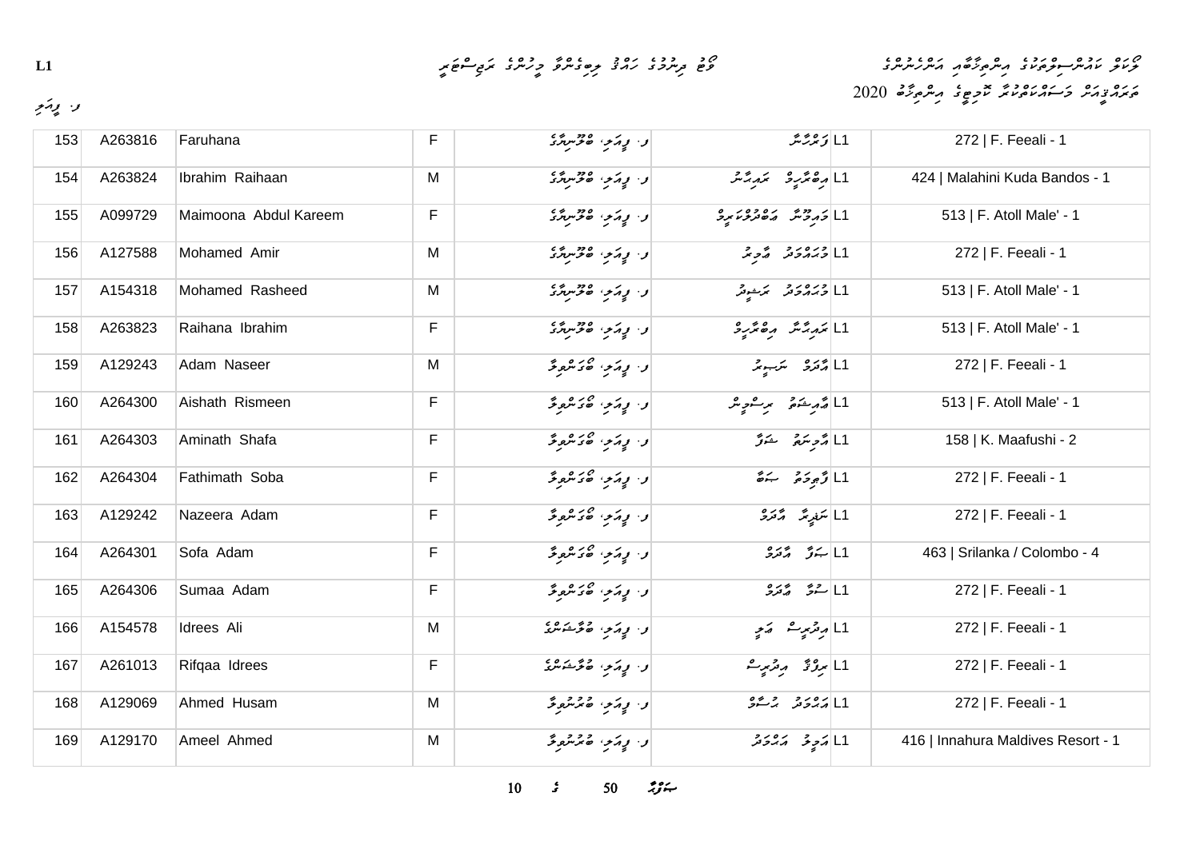# ޕާޓީތަކުން ސިޔާސީ ވަޒީފާތަކަށް މީހުން ހޮވުމަށް ކުރިއަށް ގެންދާ ޕްރައިމަރީ އިންތިޚާބު 2020

ވ. ފީއަލި

| 153 | A263816 | Faruhana | F | ފ. ފީއަލި، ބޯޓުނިއްގެ | ފަރުހާނާ | L1 | 272 \| F. Feeali - 1 |
|---|---|---|---|---|---|---|---|
| 154 | A263824 | Ibrahim Raihaan | M | ފ. ފީއަލި، ބޯޓުނިއްގެ | އިބްރާހީމް ރައިހާން | L1 | 424 \| Malahini Kuda Bandos - 1 |
| 155 | A099729 | Maimoona Abdul Kareem | F | ފ. ފީއަލި، ބޯޓުނިއްގެ | މައިމޫނާ އަބްދުލްކަރީމް | L1 | 513 \| F. Atoll Male' - 1 |
| 156 | A127588 | Mohamed Amir | M | ފ. ފީއަލި، ބޯޓުނިއްގެ | މުޙައްމަދު އާމިރު | L1 | 272 \| F. Feeali - 1 |
| 157 | A154318 | Mohamed Rasheed | M | ފ. ފީއަލި، ބޯޓުނިއްގެ | މުޙައްމަދު ރަޝީދު | L1 | 513 \| F. Atoll Male' - 1 |
| 158 | A263823 | Raihana Ibrahim | F | ފ. ފީއަލި، ބޯޓުނިއްގެ | ރައިހާނާ އިބްރާހީމް | L1 | 513 \| F. Atoll Male' - 1 |
| 159 | A129243 | Adam Naseer | M | ފ. ފީއަލި، ބޯގަސްވިލާ | އާދަމް ނަސީރު | L1 | 272 \| F. Feeali - 1 |
| 160 | A264300 | Aishath Rismeen | F | ފ. ފީއަލި، ބޯގަސްވިލާ | އާއިޝަތު ރިސްމީން | L1 | 513 \| F. Atoll Male' - 1 |
| 161 | A264303 | Aminath Shafa | F | ފ. ފީއަލި، ބޯގަސްވިލާ | އާމިނަތު ޝަފާ | L1 | 158 \| K. Maafushi - 2 |
| 162 | A264304 | Fathimath Soba | F | ފ. ފީއަލި، ބޯގަސްވިލާ | ފާތިމަތު ސަބާ | L1 | 272 \| F. Feeali - 1 |
| 163 | A129242 | Nazeera Adam | F | ފ. ފީއަލި، ބޯގަސްވިލާ | ނަޒީރާ އާދަމް | L1 | 272 \| F. Feeali - 1 |
| 164 | A264301 | Sofa Adam | F | ފ. ފީއަލި، ބޯގަސްވިލާ | ސަފާ އާދަމް | L1 | 463 \| Srilanka / Colombo - 4 |
| 165 | A264306 | Sumaa Adam | F | ފ. ފީއަލި، ބޯގަސްވިލާ | ސުމާ އާދަމް | L1 | 272 \| F. Feeali - 1 |
| 166 | A154578 | Idrees Ali | M | ފ. ފީއަލި، ބޮޑުޝަރަފު | އިދްރީސް އަލީ | L1 | 272 \| F. Feeali - 1 |
| 167 | A261013 | Rifqaa Idrees | F | ފ. ފީއަލި، ބޮޑުޝަރަފު | ރިފްޤާ އިދްރީސް | L1 | 272 \| F. Feeali - 1 |
| 168 | A129069 | Ahmed Husam | M | ފ. ފީއަލި، ބުރުސްވިލާ | އަޙްމަދު ހުސާމް | L1 | 272 \| F. Feeali - 1 |
| 169 | A129170 | Ameel Ahmed | M | ފ. ފީއަލި، ބުރުސްވިލާ | އަމީލް އަޙްމަދު | L1 | 416 \| Innahura Maldives Resort - 1 |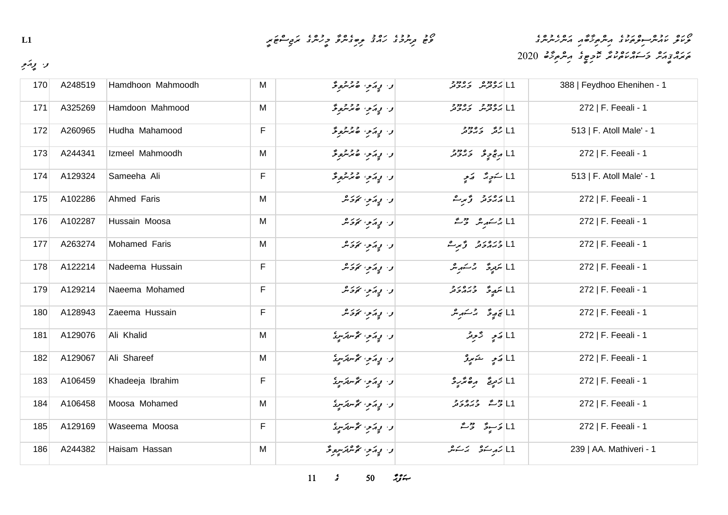ފ. ފީއަލި

| 170 | A248519 | Hamdhoon Mahmoodh | M | ފ. ފީއަލި، ބޮޑުންޏާގެ | L1 ހަމްދޫން މަޙްމޫދު | 388 \| Feydhoo Ehenihen - 1 |
|---|---|---|---|---|---|---|
| 171 | A325269 | Hamdoon Mahmood | M | ފ. ފީއަލި، ބޮޑުންޏާގެ | L1 ހަމްދޫން މަޙްމޫދު | 272 \| F. Feeali - 1 |
| 172 | A260965 | Hudha Mahamood | F | ފ. ފީއަލި، ބޮޑުންޏާގެ | L1 ހުދާ މަޙްމޫދު | 513 \| F. Atoll Male' - 1 |
| 173 | A244341 | Izmeel Mahmoodh | M | ފ. ފީއަލި، ބޮޑުންޏާގެ | L1 އިޒްމީލް މަޙްމޫދު | 272 \| F. Feeali - 1 |
| 174 | A129324 | Sameeha Ali | F | ފ. ފީއަލި، ބޮޑުންޏާގެ | L1 ސަމީޙާ އަލި | 513 \| F. Atoll Male' - 1 |
| 175 | A102286 | Ahmed Faris | M | ފ. ފީއަލި، ކަމަނާ | L1 އަޙްމަދު ފާރިސް | 272 \| F. Feeali - 1 |
| 176 | A102287 | Hussain Moosa | M | ފ. ފީއަލި، ކަމަނާ | L1 ޙުސައިން މޫސާ | 272 \| F. Feeali - 1 |
| 177 | A263274 | Mohamed Faris | M | ފ. ފީއަލި، ކަމަނާ | L1 މުޙައްމަދު ފާރިސް | 272 \| F. Feeali - 1 |
| 178 | A122214 | Nadeema Hussain | F | ފ. ފީއަލި، ކަމަނާ | L1 ނަދީމާ ޙުސައިން | 272 \| F. Feeali - 1 |
| 179 | A129214 | Naeema Mohamed | F | ފ. ފީއަލި، ކަމަނާ | L1 ނައީމާ މުޙައްމަދު | 272 \| F. Feeali - 1 |
| 180 | A128943 | Zaeema Hussain | F | ފ. ފީއަލި، ކަމަނާ | L1 ޒައީމާ ޙުސައިން | 272 \| F. Feeali - 1 |
| 181 | A129076 | Ali Khalid | M | ފ. ފީއަލި، ކާސިނަރީގެ | L1 އަލި ޚާލިދު | 272 \| F. Feeali - 1 |
| 182 | A129067 | Ali Shareef | M | ފ. ފީއަލި، ކާސިނަރީގެ | L1 އަލި ޝަރީފް | 272 \| F. Feeali - 1 |
| 183 | A106459 | Khadeeja Ibrahim | F | ފ. ފީއަލި، ކާސިނަރީގެ | L1 ޚަދީޖާ އިބްރާހީމް | 272 \| F. Feeali - 1 |
| 184 | A106458 | Moosa Mohamed | M | ފ. ފީއަލި، ކާސިނަރީގެ | L1 މޫސާ މުޙައްމަދު | 272 \| F. Feeali - 1 |
| 185 | A129169 | Waseema Moosa | F | ފ. ފީއަލި، ކާސިނަރީގެ | L1 ވަސީމާ މޫސާ | 272 \| F. Feeali - 1 |
| 186 | A244382 | Haisam Hassan | M | ފ. ފީއަލި، ކާނަރީނިވާ | L1 ހައިސަމް ޙަސަން | 239 \| AA. Mathiveri - 1 |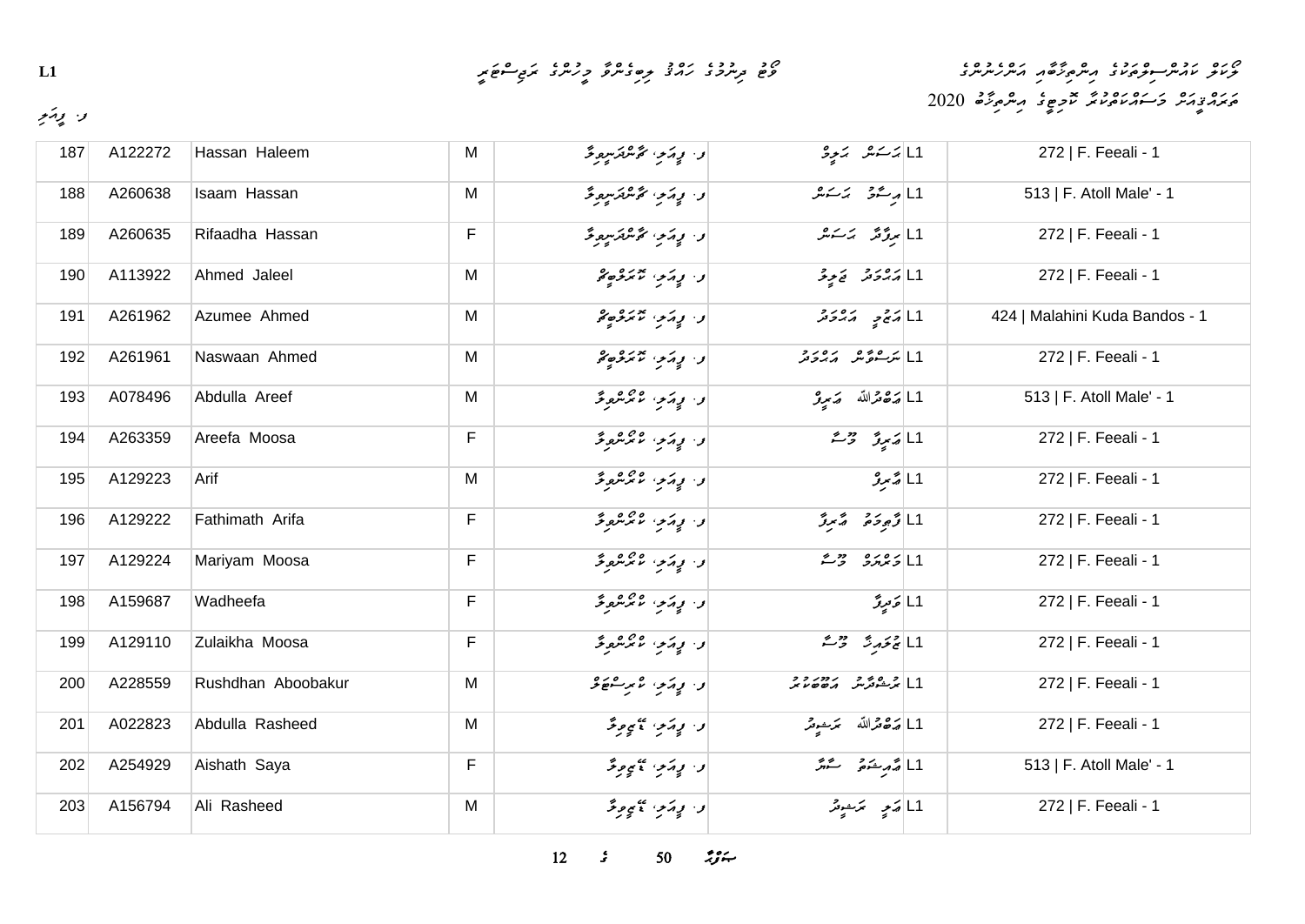ޕާލިމެންޓް ކަމުދާ ގޮސް ހޯދާ އަށް ތާއިދުތައް  L1

ދާއިރާ ދިރާސާކުރި މަރުކަޒު

ޑ. ފީއަލި

| 187 | A122272 | Hassan Haleem | M | ފ. ފީއަލި، ތާޅަފަތިރިވާ | L1 | 272 \| F. Feeali - 1 |
|---|---|---|---|---|---|---|
| 188 | A260638 | Isaam Hassan | M | ފ. ފީއަލި، ތާޅަފަތިރިވާ | L1 | 513 \| F. Atoll Male' - 1 |
| 189 | A260635 | Rifaadha Hassan | F | ފ. ފީއަލި، ތާޅަފަތިރިވާ | L1 | 272 \| F. Feeali - 1 |
| 190 | A113922 | Ahmed Jaleel | M | ފ. ފީއަލި، | L1 | 272 \| F. Feeali - 1 |
| 191 | A261962 | Azumee Ahmed | M | ފ. ފީއަލި، | L1 | 424 \| Malahini Kuda Bandos - 1 |
| 192 | A261961 | Naswaan Ahmed | M | ފ. ފީއަލި، | L1 | 272 \| F. Feeali - 1 |
| 193 | A078496 | Abdulla Areef | M | ފ. ފީއަލި، | L1 | 513 \| F. Atoll Male' - 1 |
| 194 | A263359 | Areefa Moosa | F | ފ. ފީއަލި، | L1 | 272 \| F. Feeali - 1 |
| 195 | A129223 | Arif | M | ފ. ފީއަލި، | L1 | 272 \| F. Feeali - 1 |
| 196 | A129222 | Fathimath Arifa | F | ފ. ފީއަލި، | L1 | 272 \| F. Feeali - 1 |
| 197 | A129224 | Mariyam Moosa | F | ފ. ފީއަލި، | L1 | 272 \| F. Feeali - 1 |
| 198 | A159687 | Wadheefa | F | ފ. ފީއަލި، | L1 | 272 \| F. Feeali - 1 |
| 199 | A129110 | Zulaikha Moosa | F | ފ. ފީއަލި، | L1 | 272 \| F. Feeali - 1 |
| 200 | A228559 | Rushdhan Aboobakur | M | ފ. ފީއަލި، | L1 | 272 \| F. Feeali - 1 |
| 201 | A022823 | Abdulla Rasheed | M | ފ. ފީއަލި، | L1 | 272 \| F. Feeali - 1 |
| 202 | A254929 | Aishath Saya | F | ފ. ފީއަލި، | L1 | 513 \| F. Atoll Male' - 1 |
| 203 | A156794 | Ali Rasheed | M | ފ. ފީއަލި، | L1 | 272 \| F. Feeali - 1 |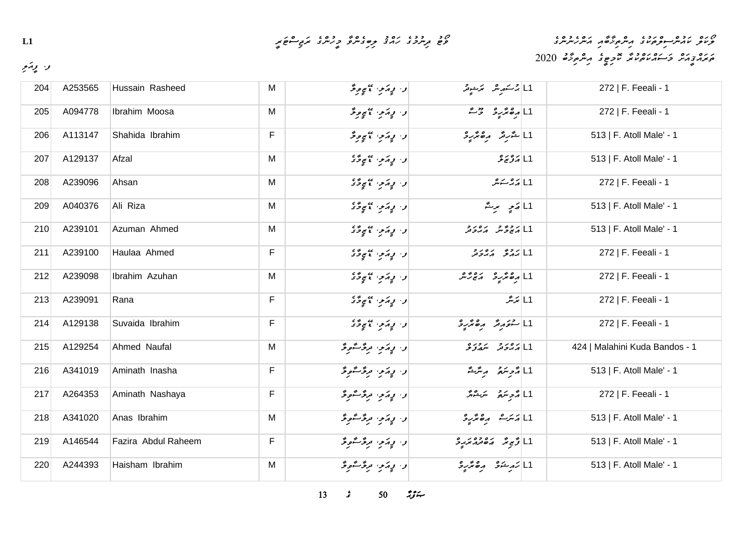| 204 | A253565 | Hussain Rasheed | M | ފ. ފީއަލި، ކޯލިވިލާ | L1 ހުސައިން ރަޝީދު | 272 \| F. Feeali - 1 |
|---|---|---|---|---|---|---|
| 205 | A094778 | Ibrahim Moosa | M | ފ. ފީއަލި، ކޯލިވިލާ | L1 އިބްރާހީމް މޫސާ | 272 \| F. Feeali - 1 |
| 206 | A113147 | Shahida Ibrahim | F | ފ. ފީއަލި، ކޯލިވިލާ | L1 ޝާހިދާ އިބްރާހީމް | 513 \| F. Atoll Male' - 1 |
| 207 | A129137 | Afzal | M | ފ. ފީއަލި، ކޯލިމާގެ | L1 އަފްޒަލް | 513 \| F. Atoll Male' - 1 |
| 208 | A239096 | Ahsan | M | ފ. ފީއަލި، ކޯލިމާގެ | L1 އަޙްސަން | 272 \| F. Feeali - 1 |
| 209 | A040376 | Ali Riza | M | ފ. ފީއަލި، ކޯލިމާގެ | L1 އަލި ރިޒާ | 513 \| F. Atoll Male' - 1 |
| 210 | A239101 | Azuman Ahmed | M | ފ. ފީއަލި، ކޯލިމާގެ | L1 އަޒުމާން އަޙްމަދު | 513 \| F. Atoll Male' - 1 |
| 211 | A239100 | Haulaa Ahmed | F | ފ. ފީއަލި، ކޯލިމާގެ | L1 ހައުލާ އަޙްމަދު | 272 \| F. Feeali - 1 |
| 212 | A239098 | Ibrahim Azuhan | M | ފ. ފީއަލި، ކޯލިމާގެ | L1 އިބްރާހީމް އަޒުހާން | 272 \| F. Feeali - 1 |
| 213 | A239091 | Rana | F | ފ. ފީއަލި، ކޯލިމާގެ | L1 ރަނާ | 272 \| F. Feeali - 1 |
| 214 | A129138 | Suvaida Ibrahim | F | ފ. ފީއަލި، ކޯލިމާގެ | L1 ސުވައިދާ އިބްރާހީމް | 272 \| F. Feeali - 1 |
| 215 | A129254 | Ahmed Naufal | M | ފ. ފީއަލި، ދިލާސާވިލާ | L1 އަޙްމަދު ނައުފަލް | 424 \| Malahini Kuda Bandos - 1 |
| 216 | A341019 | Aminath Inasha | F | ފ. ފީއަލި، ދިލާސާވިލާ | L1 އާމިނަތު އިނާޝާ | 513 \| F. Atoll Male' - 1 |
| 217 | A264353 | Aminath Nashaya | F | ފ. ފީއަލި، ދިލާސާވިލާ | L1 އާމިނަތު ނަޝާޔާ | 272 \| F. Feeali - 1 |
| 218 | A341020 | Anas Ibrahim | M | ފ. ފީއަލި، ދިލާސާވިލާ | L1 އަނަސް އިބްރާހީމް | 513 \| F. Atoll Male' - 1 |
| 219 | A146544 | Fazira Abdul Raheem | F | ފ. ފީއަލި، ދިލާސާވިލާ | L1 ފާޒިރާ އަބްދުއްރަޙީމް | 513 \| F. Atoll Male' - 1 |
| 220 | A244393 | Haisham Ibrahim | M | ފ. ފީއަލި، ދިލާސާވިލާ | L1 ހައިޝަމް އިބްރާހީމް | 513 \| F. Atoll Male' - 1 |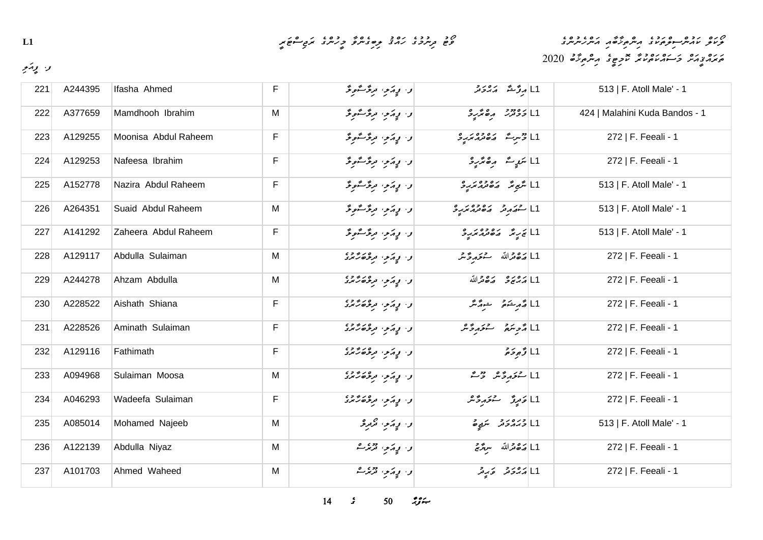ފ. ފީއަލި

| 221 | A244395 | Ifasha Ahmed | F | ފ. ފީއަލި، ދިލާސާވިލާ | L1  އިފާޝާ އަހުމަދު | 513 \| F. Atoll Male' - 1 |
|---|---|---|---|---|---|---|
| 222 | A377659 | Mamdhooh Ibrahim | M | ފ. ފީއަލި، ދިލާސާވިލާ | L1 މަމްދޫޙް އިބްރާހީމް | 424 \| Malahini Kuda Bandos - 1 |
| 223 | A129255 | Moonisa Abdul Raheem | F | ފ. ފީއަލި، ދިލާސާވިލާ | L1 މޫނިސާ އަބްދުއްރަޙީމް | 272 \| F. Feeali - 1 |
| 224 | A129253 | Nafeesa Ibrahim | F | ފ. ފީއަލި، ދިލާސާވިލާ | L1 ނަފީސާ އިބްރާހީމް | 272 \| F. Feeali - 1 |
| 225 | A152778 | Nazira Abdul Raheem | F | ފ. ފީއަލި، ދިލާސާވިލާ | L1 ނާޒިރާ އަބްދުއްރަޙީމް | 513 \| F. Atoll Male' - 1 |
| 226 | A264351 | Suaid Abdul Raheem | M | ފ. ފީއަލި، ދިލާސާވިލާ | L1 ސުއައިދު އަބްދުއްރަޙީމް | 513 \| F. Atoll Male' - 1 |
| 227 | A141292 | Zaheera Abdul Raheem | F | ފ. ފީއަލި، ދިލާސާވިލާ | L1 ޒަހީރާ އަބްދުއްރަޙީމް | 513 \| F. Atoll Male' - 1 |
| 228 | A129117 | Abdulla Sulaiman | M | ފ. ފީއަލި، ދިލްބަހާރުގެ | L1 އަބްދުﷲ ސުލައިމާން | 272 \| F. Feeali - 1 |
| 229 | A244278 | Ahzam Abdulla | M | ފ. ފީއަލި، ދިލްބަހާރުގެ | L1 އަހްޒަމް އަބްދުﷲ | 272 \| F. Feeali - 1 |
| 230 | A228522 | Aishath Shiana | F | ފ. ފީއަލި، ދިލްބަހާރުގެ | L1 އާއިޝަތު ޝިއާނާ | 272 \| F. Feeali - 1 |
| 231 | A228526 | Aminath Sulaiman | F | ފ. ފީއަލި، ދިލްބަހާރުގެ | L1 އާމިނަތު ސުލައިމާން | 272 \| F. Feeali - 1 |
| 232 | A129116 | Fathimath | F | ފ. ފީއަލި، ދިލްބަހާރުގެ | L1 ފާތިމަތު | 272 \| F. Feeali - 1 |
| 233 | A094968 | Sulaiman Moosa | M | ފ. ފީއަލި، ދިލްބަހާރުގެ | L1 ސުލައިމާން މޫސާ | 272 \| F. Feeali - 1 |
| 234 | A046293 | Wadeefa Sulaiman | F | ފ. ފީއަލި، ދިލްބަހާރުގެ | L1 ވަދީފާ ސުލައިމާން | 272 \| F. Feeali - 1 |
| 235 | A085014 | Mohamed Najeeb | M | ފ. ފީއަލި، ދޫރިވާ | L1 މުޙައްމަދު ނަޖީބު | 513 \| F. Atoll Male' - 1 |
| 236 | A122139 | Abdulla Niyaz | M | ފ. ފީއަލި، ދޫރަސް | L1 އަބްދުﷲ ނިޔާޒު | 272 \| F. Feeali - 1 |
| 237 | A101703 | Ahmed Waheed | M | ފ. ފީއަލި، ދޫރަސް | L1 އަހުމަދު ވަހީދު | 272 \| F. Feeali - 1 |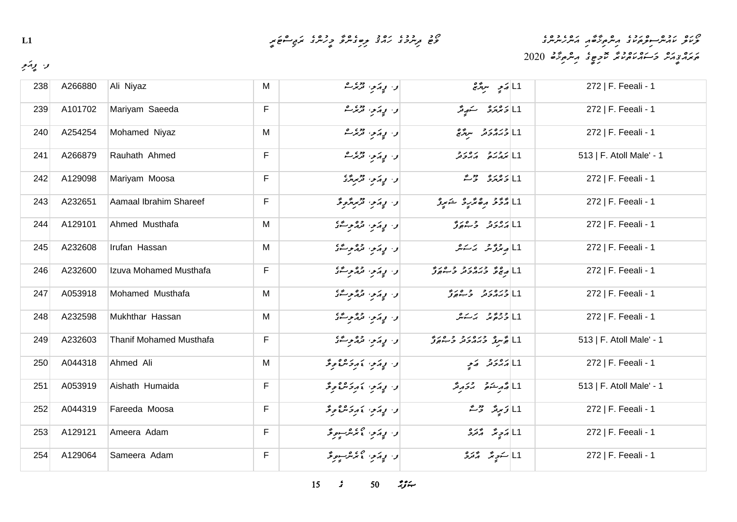| 238 | A266880 | Ali Niyaz | M | ފ. ފީއަލި، ފޫރަސް | L1 ޢަލީ ނިޔާޒު | 272 \| F. Feeali - 1 |
|---|---|---|---|---|---|---|
| 239 | A101702 | Mariyam Saeeda | F | ފ. ފީއަލި، ފޫރަސް | L1 މަރިޔަމް ސައީދާ | 272 \| F. Feeali - 1 |
| 240 | A254254 | Mohamed Niyaz | M | ފ. ފީއަލި، ފޫރަސް | L1 މުހައްމަދު ނިޔާޒު | 272 \| F. Feeali - 1 |
| 241 | A266879 | Rauhath Ahmed | F | ފ. ފީއަލި، ފޫރަސް | L1 ރައުހަތު އަހުމަދު | 513 \| F. Atoll Male' - 1 |
| 242 | A129098 | Mariyam Moosa | F | ފ. ފީއަލި، ފޫރިދޫ | L1 މަރިޔަމް މޫސާ | 272 \| F. Feeali - 1 |
| 243 | A232651 | Aamaal Ibrahim Shareef | F | ފ. ފީއަލި، ފޫރިދޫވާ | L1 އާމާލު އިބްރާހީމް ޝަރީފް | 272 \| F. Feeali - 1 |
| 244 | A129101 | Ahmed Musthafa | M | ފ. ފީއަލި، ދެއްލިސްޓޯ | L1 އަހުމަދު މުސްތަފާ | 272 \| F. Feeali - 1 |
| 245 | A232608 | Irufan Hassan | M | ފ. ފީއަލި، ދެއްލިސްޓޯ | L1 އިރުފާން ހަސަން | 272 \| F. Feeali - 1 |
| 246 | A232600 | Izuva Mohamed Musthafa | F | ފ. ފީއަލި، ދެއްލިސްޓޯ | L1 އިޒުވާ މުހައްމަދު މުސްތަފާ | 272 \| F. Feeali - 1 |
| 247 | A053918 | Mohamed Musthafa | M | ފ. ފީއަލި، ދެއްލިސްޓޯ | L1 މުހައްމަދު މުސްތަފާ | 272 \| F. Feeali - 1 |
| 248 | A232598 | Mukhthar Hassan | M | ފ. ފީއަލި، ދެއްލިސްޓޯ | L1 މުހުތާރު ހަސަން | 272 \| F. Feeali - 1 |
| 249 | A232603 | Thanif Mohamed Musthafa | F | ފ. ފީއަލި، ދެއްލިސްޓޯ | L1 ތާނިފް މުހައްމަދު މުސްތަފާ | 513 \| F. Atoll Male' - 1 |
| 250 | A044318 | Ahmed Ali | M | ފ. ފީއަލި، ގެއިމަންޒިލް | L1 އަހުމަދު ޢަލީ | 272 \| F. Feeali - 1 |
| 251 | A053919 | Aishath Humaida | F | ފ. ފީއަލި، ގެއިމަންޒިލް | L1 އާއިޝަތު ހުމައިދާ | 513 \| F. Atoll Male' - 1 |
| 252 | A044319 | Fareeda Moosa | F | ފ. ފީއަލި، ގެއިމަންޒިލް | L1 ފަރީދާ މޫސާ | 272 \| F. Feeali - 1 |
| 253 | A129121 | Ameera Adam | F | ފ. ފީއަލި، ގުލްޝަންވިލާ | L1 އަމީރާ އާދަމް | 272 \| F. Feeali - 1 |
| 254 | A129064 | Sameera Adam | F | ފ. ފީއަލި، ގުލްޝަންވިލާ | L1 ސަމީރާ އާދަމް | 272 \| F. Feeali - 1 |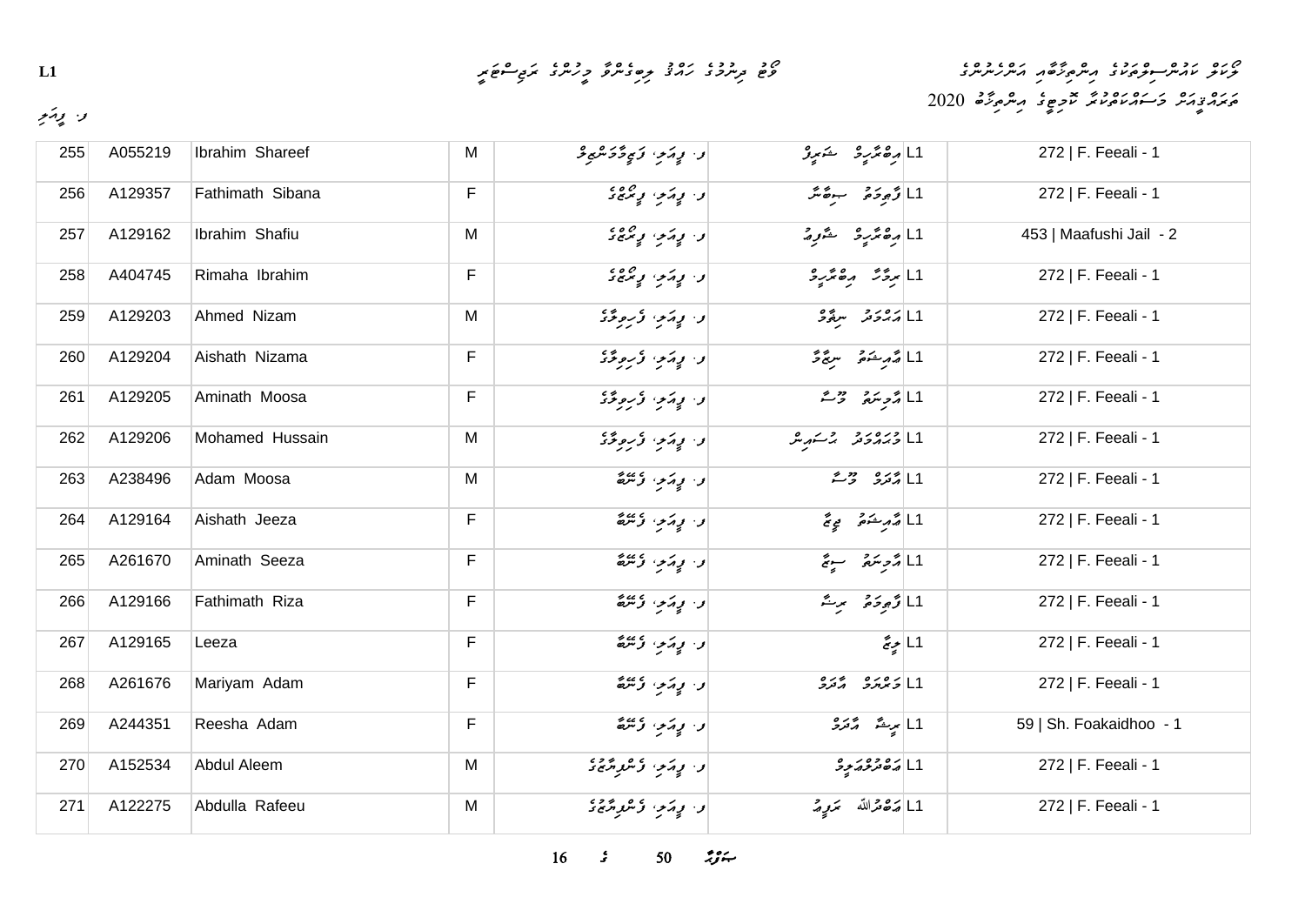و· ۋِړَمِ

| 255 | A055219 | Ibrahim Shareef | M | و· ۋِړَمِ، وَبِوَّدَسْهِڤ | L1 مِرْهَمَّرِدْ شَمِرِوْ | 272 \| F. Feeali - 1 |
|---|---|---|---|---|---|---|
| 256 | A129357 | Fathimath Sibana | F | و· ۋِړَمِ، وِيرْجْ ى | L1 وَّجِوَدَمْ سِرَّةَ مَرَّ | 272 \| F. Feeali - 1 |
| 257 | A129162 | Ibrahim Shafiu | M | و· ۋِړَمِ، وِيرْجْ ى | L1 مِرْهَمَّرِدْ شَّوِرْ | 453 \| Maafushi Jail - 2 |
| 258 | A404745 | Rimaha Ibrahim | F | و· ۋِړَمِ، وِيرْجْ ى | L1 بِرِدَّرَّ مِرْهَمَّرِدْ | 272 \| F. Feeali - 1 |
| 259 | A129203 | Ahmed Nizam | M | و· ۋِړَمِ، وَّرِوِدَّى | L1 مَرْدَدَ سِهَّرُّ | 272 \| F. Feeali - 1 |
| 260 | A129204 | Aishath Nizama | F | و· ۋِړَمِ، وَّرِوِدَّى | L1 مَّهِشَمْ سِيَّدَّ | 272 \| F. Feeali - 1 |
| 261 | A129205 | Aminath Moosa | F | و· ۋِړَمِ، وَّرِوِدَّى | L1 مَّوِسَمْ دَّسَّ | 272 \| F. Feeali - 1 |
| 262 | A129206 | Mohamed Hussain | M | و· ۋِړَمِ، وَّرِوِدَّى | L1 دِبَرْدَدَ بِرْسَمِرْ | 272 \| F. Feeali - 1 |
| 263 | A238496 | Adam Moosa | M | و· ۋِړَمِ، وَّسْمَّ | L1 مَّمَرَّ دَّسَّ | 272 \| F. Feeali - 1 |
| 264 | A129164 | Aishath Jeeza | F | و· ۋِړَمِ، وَّسْمَّ | L1 مَّهِشَمْ مِيمَّ | 272 \| F. Feeali - 1 |
| 265 | A261670 | Aminath Seeza | F | و· ۋِړَمِ، وَّسْمَّ | L1 مَّوِسَمْ سِيمَّ | 272 \| F. Feeali - 1 |
| 266 | A129166 | Fathimath Riza | F | و· ۋِړَمِ، وَّسْمَّ | L1 وَّجِوَدَمْ بِرِسَّ | 272 \| F. Feeali - 1 |
| 267 | A129165 | Leeza | F | و· ۋِړَمِ، وَّسْمَّ | L1 مِيمَّ | 272 \| F. Feeali - 1 |
| 268 | A261676 | Mariyam Adam | F | و· ۋِړَمِ، وَّسْمَّ | L1 وَبْرَبَرْ مَّمَرَّ | 272 \| F. Feeali - 1 |
| 269 | A244351 | Reesha Adam | F | و· ۋِړَمِ، وَّسْمَّ | L1 بِرِشَّ مَّمَرَّ | 59 \| Sh. Foakaidhoo - 1 |
| 270 | A152534 | Abdul Aleem | M | و· ۋِړَمِ، وَّسْمِرِدَّجْ ى | L1 مَهْمَرْ دَمَرِدْ | 272 \| F. Feeali - 1 |
| 271 | A122275 | Abdulla Rafeeu | M | و· ۋِړَمِ، وَّسْمِرِدَّجْ ى | L1 مَهْمَرْاللّه بَرَوِيْ | 272 \| F. Feeali - 1 |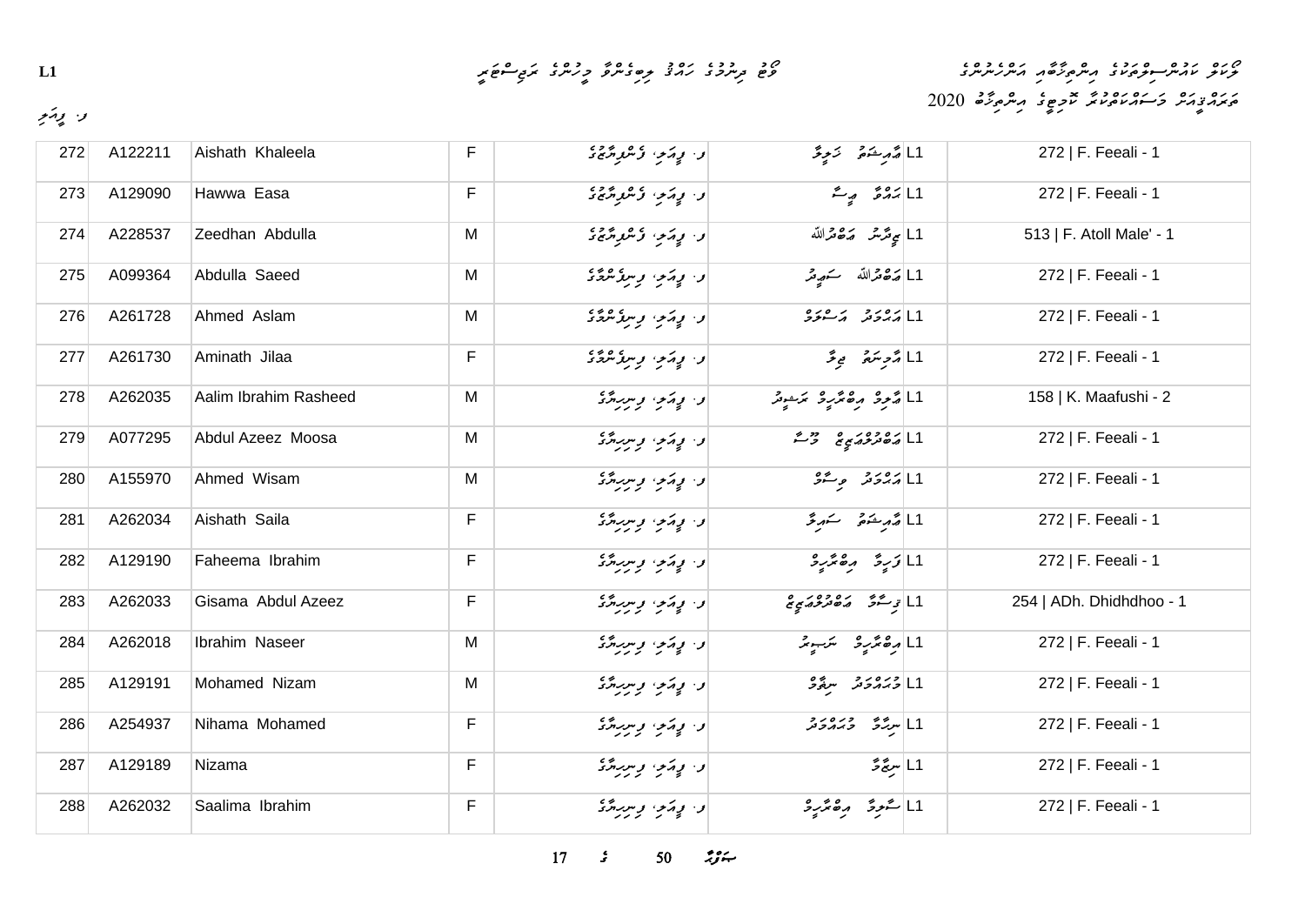| 272 | A122211 | Aishath Khaleela | F | ފ. ފީޢަލި، ފެންވިލާގެ | L1 ޢާއިޝަތު ޚަލީލާ | 272 \| F. Feeali - 1 |
|---|---|---|---|---|---|---|
| 273 | A129090 | Hawwa Easa | F | ފ. ފީޢަލި، ފެންވިލާގެ | L1 ހައްވާ ޢީސާ | 272 \| F. Feeali - 1 |
| 274 | A228537 | Zeedhan Abdulla | M | ފ. ފީޢަލި، ފެންވިލާގެ | L1 ޒީދާން ޢަބްދުﷲ | 513 \| F. Atoll Male' - 1 |
| 275 | A099364 | Abdulla Saeed | M | ފ. ފީޢަލި، ފިނިފެންމާގެ | L1 ޢަބްދުﷲ ސަޢީދު | 272 \| F. Feeali - 1 |
| 276 | A261728 | Ahmed Aslam | M | ފ. ފީޢަލި، ފިނިފެންމާގެ | L1 އަހްމަދު އަސްލަމް | 272 \| F. Feeali - 1 |
| 277 | A261730 | Aminath Jilaa | F | ފ. ފީޢަލި، ފިނިފެންމާގެ | L1 އާމިނަތު ޖިލާ | 272 \| F. Feeali - 1 |
| 278 | A262035 | Aalim Ibrahim Rasheed | M | ފ. ފީޢަލި، ފިނިހިރާގެ | L1 އާލިމް އިބްރާހީމް ރަޝީދު | 158 \| K. Maafushi - 2 |
| 279 | A077295 | Abdul Azeez Moosa | M | ފ. ފީޢަލި، ފިނިހިރާގެ | L1 ޢަބްދުލްޢަޒީޒް މޫސާ | 272 \| F. Feeali - 1 |
| 280 | A155970 | Ahmed Wisam | M | ފ. ފީޢަލި، ފިނިހިރާގެ | L1 އަހްމަދު ވިސާމް | 272 \| F. Feeali - 1 |
| 281 | A262034 | Aishath Saila | F | ފ. ފީޢަލި، ފިނިހިރާގެ | L1 ޢާއިޝަތު ސައިލާ | 272 \| F. Feeali - 1 |
| 282 | A129190 | Faheema Ibrahim | F | ފ. ފީޢަލި، ފިނިހިރާގެ | L1 ފަހީމާ އިބްރާހީމް | 272 \| F. Feeali - 1 |
| 283 | A262033 | Gisama Abdul Azeez | F | ފ. ފީޢަލި، ފިނިހިރާގެ | L1 ގިސާމާ ޢަބްދުލްޢަޒީޒް | 254 \| ADh. Dhidhdhoo - 1 |
| 284 | A262018 | Ibrahim Naseer | M | ފ. ފީޢަލި، ފިނިހިރާގެ | L1 އިބްރާހީމް ނަސީރު | 272 \| F. Feeali - 1 |
| 285 | A129191 | Mohamed Nizam | M | ފ. ފީޢަލި، ފިނިހިރާގެ | L1 މުޙައްމަދު ނިޒާމް | 272 \| F. Feeali - 1 |
| 286 | A254937 | Nihama Mohamed | F | ފ. ފީޢަލި، ފިނިހިރާގެ | L1 ނިހާމާ މުޙައްމަދު | 272 \| F. Feeali - 1 |
| 287 | A129189 | Nizama | F | ފ. ފީޢަލި، ފިނިހިރާގެ | L1 ނިޒާމާ | 272 \| F. Feeali - 1 |
| 288 | A262032 | Saalima Ibrahim | F | ފ. ފީޢަލި، ފިނިހިރާގެ | L1 ސާލިމާ އިބްރާހީމް | 272 \| F. Feeali - 1 |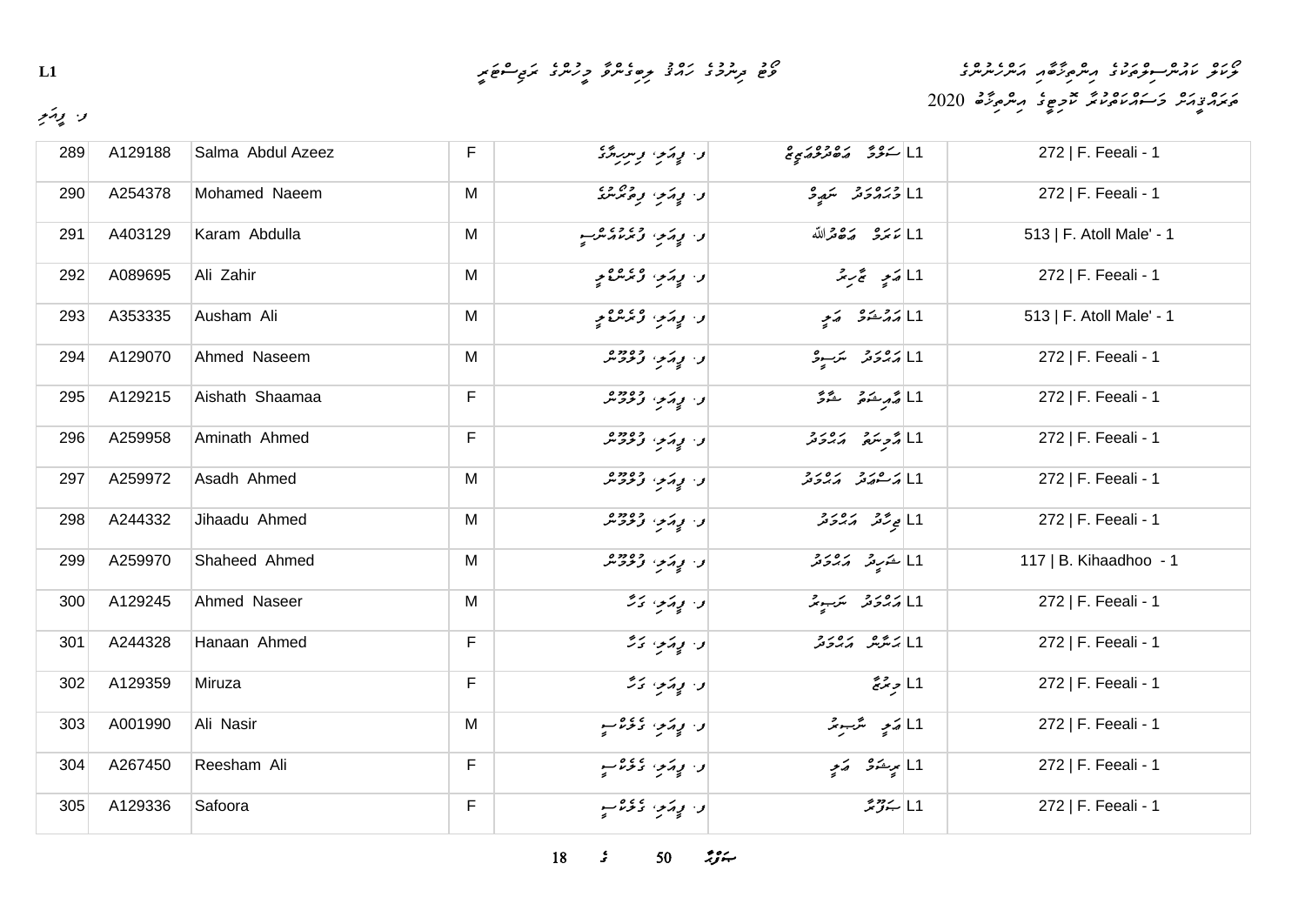| 289 | A129188 | Salma Abdul Azeez | F | و· وِړَمِ، وِسِرِیرُدَ | L1 سَوْرَ مَصْرُوْمَرِيْ | 272 \| F. Feeali - 1 |
|---|---|---|---|---|---|---|
| 290 | A254378 | Mohamed Naeem | M | و· وِړَمِ، وِوِتَرَسْرَ | L1 وَبَرْوَتَرَ سَهِرَ | 272 \| F. Feeali - 1 |
| 291 | A403129 | Karam Abdulla | M | و· وِړَمِ، وَبَرْوَبَرَسِ | L1 مَتَرَ مَهُمَّرَاللهُ | 513 \| F. Atoll Male' - 1 |
| 292 | A089695 | Ali Zahir | M | و· وِړَمِ، وَبَرْسُوَ | L1 مَرِ مَجْرَبَرَ | 272 \| F. Feeali - 1 |
| 293 | A353335 | Ausham Ali | M | و· وِړَمِ، وَبَرْسُوَ | L1 مَرْشَرَ مَرِ | 513 \| F. Atoll Male' - 1 |
| 294 | A129070 | Ahmed Naseem | M | و· وِړَمِ، وَوْوَسْ | L1 مَرْوَتَرَ سَرَسِوْ | 272 \| F. Feeali - 1 |
| 295 | A129215 | Aishath Shaamaa | F | و· وِړَمِ، وَوْوَسْ | L1 مَرْشَوْ شَوْوَ | 272 \| F. Feeali - 1 |
| 296 | A259958 | Aminath Ahmed | F | و· وِړَمِ، وَوْوَسْ | L1 مَرْسَرَوْ مَرْوَتَرَ | 272 \| F. Feeali - 1 |
| 297 | A259972 | Asadh Ahmed | M | و· وِړَمِ، وَوْوَسْ | L1 مَسْرَمَرْ مَرْوَتَرَ | 272 \| F. Feeali - 1 |
| 298 | A244332 | Jihaadu Ahmed | M | و· وِړَمِ، وَوْوَسْ | L1 مِرْوَتَرَ مَرْوَتَرَ | 272 \| F. Feeali - 1 |
| 299 | A259970 | Shaheed Ahmed | M | و· وِړَمِ، وَوْوَسْ | L1 شَرِتَرَ مَرْوَتَرَ | 117 \| B. Kihaadhoo - 1 |
| 300 | A129245 | Ahmed Naseer | M | و· وِړَمِ، وَرَ | L1 مَرْوَتَرَ سَرَسِيَرَ | 272 \| F. Feeali - 1 |
| 301 | A244328 | Hanaan Ahmed | F | و· وِړَمِ، وَرَ | L1 بَسَرَسْ مَرْوَتَرَ | 272 \| F. Feeali - 1 |
| 302 | A129359 | Miruza | F | و· وِړَمِ، وَرَ | L1 وِبَرَجَ | 272 \| F. Feeali - 1 |
| 303 | A001990 | Ali Nasir | M | و· وِړَمِ، وَوْبَرْسِ | L1 مَرِ سَرْسِبَرَ | 272 \| F. Feeali - 1 |
| 304 | A267450 | Reesham Ali | F | و· وِړَمِ، وَوْبَرْسِ | L1 بِرِشَوْ مَرِ | 272 \| F. Feeali - 1 |
| 305 | A129336 | Safoora | F | و· وِړَمِ، وَوْبَرْسِ | L1 سَوْتَرَ | 272 \| F. Feeali - 1 |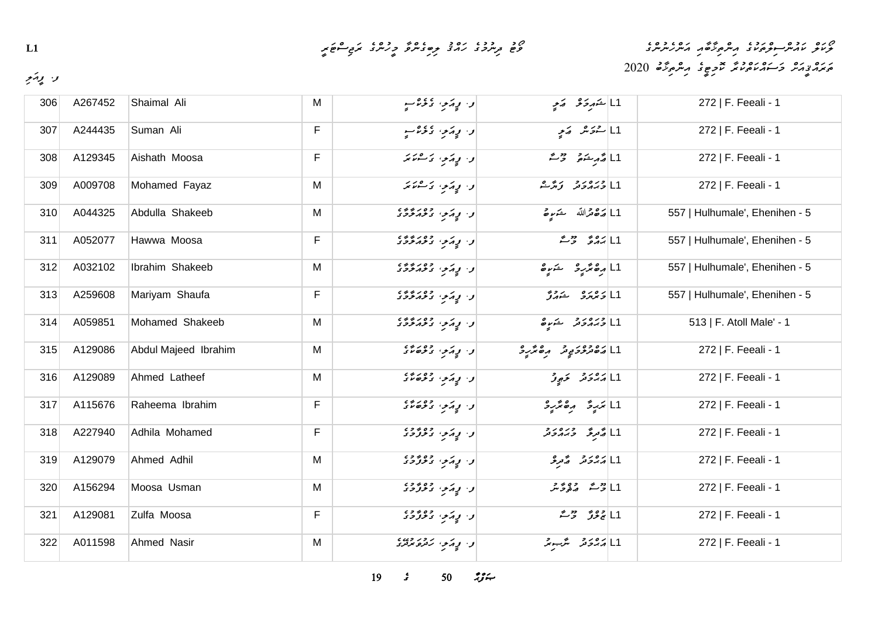ފ. ފީއަލި

| 306 | A267452 | Shaimal Ali | M | ފ. ފީއަލި، ގެމްޅަސީ | ޝައިމަލް އަލި L1 | 272 \| F. Feeali - 1 |
|---|---|---|---|---|---|---|
| 307 | A244435 | Suman Ali | F | ފ. ފީއަލި، ގެމްޅަސީ | ސުމަން އަލި L1 | 272 \| F. Feeali - 1 |
| 308 | A129345 | Aishath Moosa | F | ފ. ފީއަލި، ގަސްކަރަ | އާއިޝަތު މޫސާ L1 | 272 \| F. Feeali - 1 |
| 309 | A009708 | Mohamed Fayaz | M | ފ. ފީއަލި، ގަސްކަރަ | މުޙައްމަދު ފައްޔާޒް L1 | 272 \| F. Feeali - 1 |
| 310 | A044325 | Abdulla Shakeeb | M | ފ. ފީއަލި، ގުލްއަބާގެ | އަބްދުﷲ ޝަކީބް L1 | 557 \| Hulhumale', Ehenihen - 5 |
| 311 | A052077 | Hawwa Moosa | F | ފ. ފީއަލި، ގުލްއަބާގެ | ހައްވާ މޫސާ L1 | 557 \| Hulhumale', Ehenihen - 5 |
| 312 | A032102 | Ibrahim Shakeeb | M | ފ. ފީއަލި، ގުލްއަބާގެ | އިބްރާހީމް ޝަކީބް L1 | 557 \| Hulhumale', Ehenihen - 5 |
| 313 | A259608 | Mariyam Shaufa | F | ފ. ފީއަލި، ގުލްއަބާގެ | މަރިޔަމް ޝައުފާ L1 | 557 \| Hulhumale', Ehenihen - 5 |
| 314 | A059851 | Mohamed Shakeeb | M | ފ. ފީއަލި، ގުލްއަބާގެ | މުޙައްމަދު ޝަކީބް L1 | 513 \| F. Atoll Male' - 1 |
| 315 | A129086 | Abdul Majeed Ibrahim | M | ފ. ފީއަލި، ގުލްބަކާގެ | އަބްދުލްމަޖީދު އިބްރާހީމް L1 | 272 \| F. Feeali - 1 |
| 316 | A129089 | Ahmed Latheef | M | ފ. ފީއަލި، ގުލްބަކާގެ | އަޙްމަދު ލަޠީފް L1 | 272 \| F. Feeali - 1 |
| 317 | A115676 | Raheema Ibrahim | F | ފ. ފީއަލި، ގުލްބަކާގެ | ރަޙީމާ އިބްރާހީމް L1 | 272 \| F. Feeali - 1 |
| 318 | A227940 | Adhila Mohamed | F | ފ. ފީއަލި، ގުލްފާމުގެ | އާދިލާ މުޙައްމަދު L1 | 272 \| F. Feeali - 1 |
| 319 | A129079 | Ahmed Adhil | M | ފ. ފީއަލި، ގުލްފާމުގެ | އަޙްމަދު އާދިލް L1 | 272 \| F. Feeali - 1 |
| 320 | A156294 | Moosa Usman | M | ފ. ފީއަލި، ގުލްފާމުގެ | މޫސާ އުޘްމާން L1 | 272 \| F. Feeali - 1 |
| 321 | A129081 | Zulfa Moosa | F | ފ. ފީއަލި، ގުލްފާމުގެ | ޒުލްފާ މޫސާ L1 | 272 \| F. Feeali - 1 |
| 322 | A011598 | Ahmed Nasir | M | ފ. ފީއަލި، ހަދަވަރުދޭގެ | އަޙްމަދު ނާޞިރު L1 | 272 \| F. Feeali - 1 |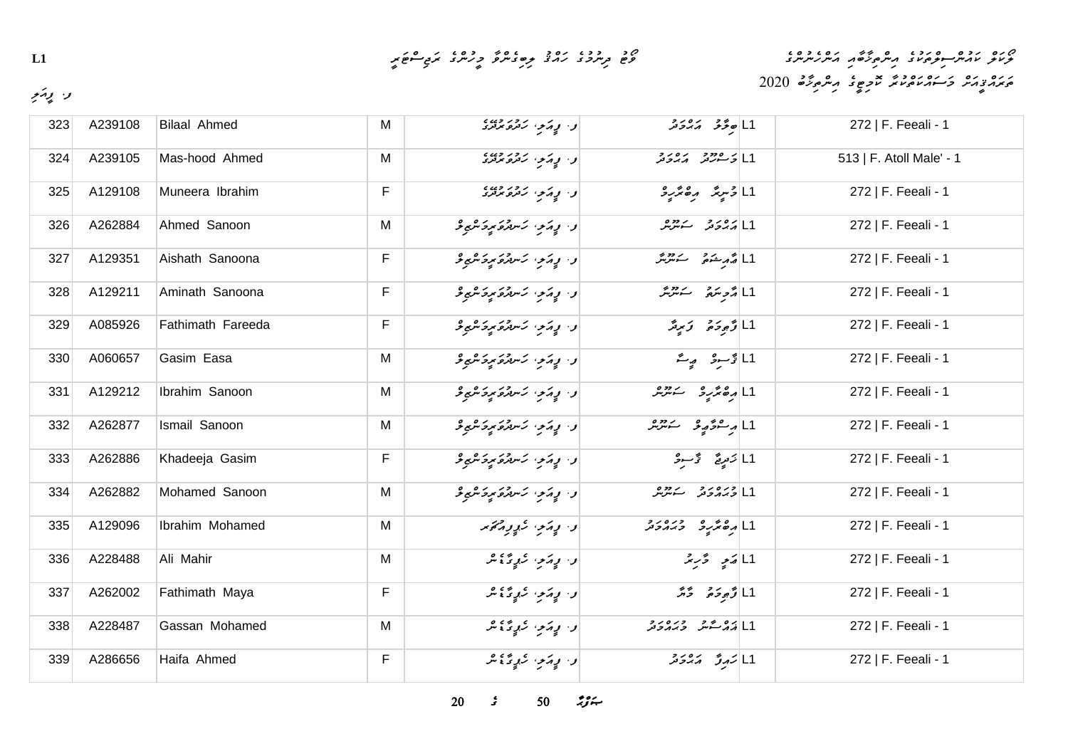| 323 | A239108 | Bilaal Ahmed | M | ފ. ފީޢަލި، ހަރުވަރުދޫގެ | L1 ބިލާލް އަޙްމަދު | 272 \| F. Feeali - 1 |
|---|---|---|---|---|---|---|
| 324 | A239105 | Mas-hood Ahmed | M | ފ. ފީޢަލި، ހަރުވަރުދޫގެ | L1 މަސްހޫދު އަޙްމަދު | 513 \| F. Atoll Male' - 1 |
| 325 | A129108 | Muneera Ibrahim | F | ފ. ފީޢަލި، ހަރުވަރުދޫގެ | L1 މުނީރާ އިބްރާހީމް | 272 \| F. Feeali - 1 |
| 326 | A262884 | Ahmed Sanoon | M | ފ. ފީޢަލި، ހަސަރުވަރިމަސްޖިދު | L1 އަޙްމަދު ސަނޫން | 272 \| F. Feeali - 1 |
| 327 | A129351 | Aishath Sanoona | F | ފ. ފީޢަލި، ހަސަރުވަރިމަސްޖިދު | L1 އާއިޝަތު ސަނޫނާ | 272 \| F. Feeali - 1 |
| 328 | A129211 | Aminath Sanoona | F | ފ. ފީޢަލި، ހަސަރުވަރިމަސްޖިދު | L1 އާމިނަތު ސަނޫނާ | 272 \| F. Feeali - 1 |
| 329 | A085926 | Fathimath Fareeda | F | ފ. ފީޢަލި، ހަސަރުވަރިމަސްޖިދު | L1 ފާތިމަތު ފަރީދާ | 272 \| F. Feeali - 1 |
| 330 | A060657 | Gasim Easa | M | ފ. ފީޢަލި، ހަސަރުވަރިމަސްޖިދު | L1 ޤާސިމް ޢީސާ | 272 \| F. Feeali - 1 |
| 331 | A129212 | Ibrahim Sanoon | M | ފ. ފީޢަލި، ހަސަރުވަރިމަސްޖިދު | L1 އިބްރާހީމް ސަނޫން | 272 \| F. Feeali - 1 |
| 332 | A262877 | Ismail Sanoon | M | ފ. ފީޢަލި، ހަސަރުވަރިމަސްޖިދު | L1 އިސްމާޢީލް ސަނޫން | 272 \| F. Feeali - 1 |
| 333 | A262886 | Khadeeja Gasim | F | ފ. ފީޢަލި، ހަސަރުވަރިމަސްޖިދު | L1 ޚަދީޖާ ޤާސިމް | 272 \| F. Feeali - 1 |
| 334 | A262882 | Mohamed Sanoon | M | ފ. ފީޢަލި، ހަސަރުވަރިމަސްޖިދު | L1 މުޙައްމަދު ސަނޫން | 272 \| F. Feeali - 1 |
| 335 | A129096 | Ibrahim Mohamed | M | ފ. ފީޢަލި، ހެލިއުމަނަރ | L1 އިބްރާހީމް މުޙައްމަދު | 272 \| F. Feeali - 1 |
| 336 | A228488 | Ali Mahir | M | ފ. ފީޢަލި، ހެލިމާގެން | L1 އަލީ މާހިރު | 272 \| F. Feeali - 1 |
| 337 | A262002 | Fathimath Maya | F | ފ. ފީޢަލި، ހެލިމާގެން | L1 ފާތިމަތު މާޔާ | 272 \| F. Feeali - 1 |
| 338 | A228487 | Gassan Mohamed | M | ފ. ފީޢަލި، ހެލިމާގެން | L1 ޣައްސާން މުޙައްމަދު | 272 \| F. Feeali - 1 |
| 339 | A286656 | Haifa Ahmed | F | ފ. ފީޢަލި، ހެލިމާގެން | L1 ހައިފާ އަޙްމަދު | 272 \| F. Feeali - 1 |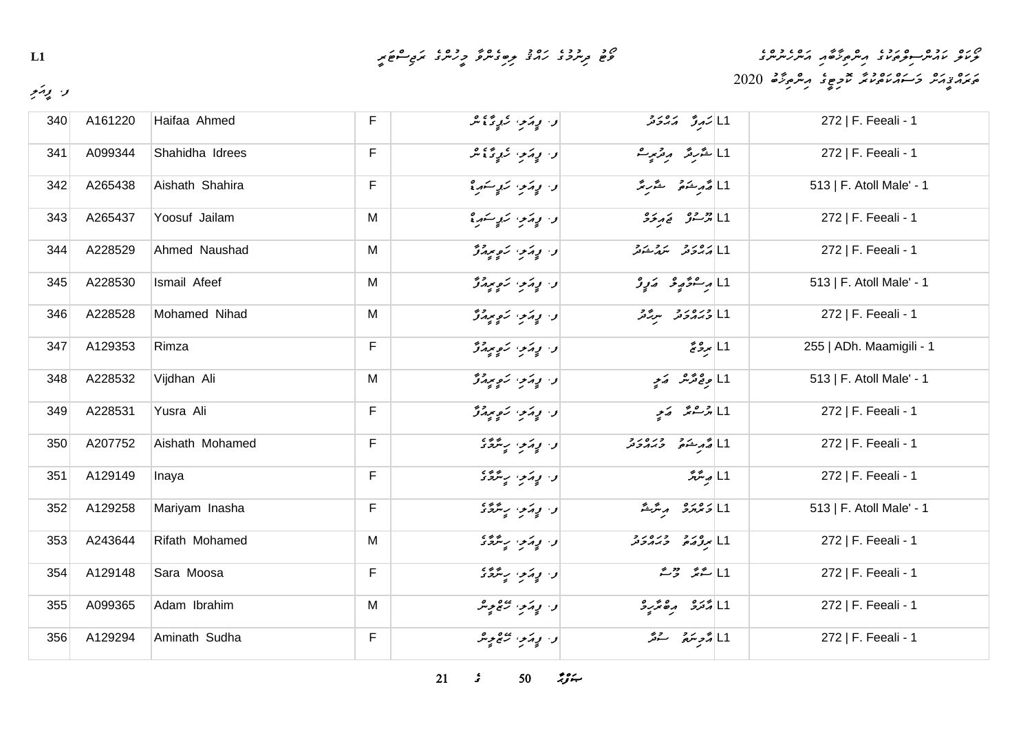و· ۋەَمِ

| 340 | A161220 | Haifaa Ahmed | F | و· ۋِەَمِ، ڑَوِرَّۃَ ٹر | L1 ڑَمِرِقَ مَہْرَدَتَر | 272 \| F. Feeali - 1 |
|---|---|---|---|---|---|---|
| 341 | A099344 | Shahidha Idrees | F | و· ۋِەَمِ، ڑَوِرَّۃَ ٹر | L1 ڪَّرِیَّرَ مِرِتَرْمِرِیْ | 272 \| F. Feeali - 1 |
| 342 | A265438 | Aishath Shahira | F | و· ۋِەَمِ، ڑَوِسَهرِ | L1 مَّہرِشَہَرْ شَہْرِیَّرْ | 513 \| F. Atoll Male' - 1 |
| 343 | A265437 | Yoosuf Jailam | M | و· ۋِەَمِ، ڑَوِسَهرِ | L1 ترْشَرْ وَ مَہرِمَرَدْ | 272 \| F. Feeali - 1 |
| 344 | A228529 | Ahmed Naushad | M | و· ۋِەَمِ، ڑَوِمِرمَرْ | L1 مَہرَرَدَ سَرمَشَرْ | 272 \| F. Feeali - 1 |
| 345 | A228530 | Ismail Afeef | M | و· ۋِەَمِ، ڑَوِمِرمَرْ | L1 مِرِ سْوَمِرِ مَوِرْ | 513 \| F. Atoll Male' - 1 |
| 346 | A228528 | Mohamed Nihad | M | و· ۋِەَمِ، ڑَوِمِرمَرْ | L1 وَبَرَہْرَدَرْ سِرَّرْ | 272 \| F. Feeali - 1 |
| 347 | A129353 | Rimza | F | و· ۋِەَمِ، ڑَوِمِرمَرْ | L1 مِرِدْعَ | 255 \| ADh. Maamigili - 1 |
| 348 | A228532 | Vijdhan Ali | M | و· ۋِەَمِ، ڑَوِمِرمَرْ | L1 وِعَفَّرْ مَدِ | 513 \| F. Atoll Male' - 1 |
| 349 | A228531 | Yusra Ali | F | و· ۋِەَمِ، ڑَوِمِرمَرْ | L1 مَرْشَرْ مَدِ | 272 \| F. Feeali - 1 |
| 350 | A207752 | Aishath Mohamed | F | و· ۋِەَمِ، رِسَّرَدْ | L1 مَّہرِشَہَرْ وَبَرَہْرَدَرْ | 272 \| F. Feeali - 1 |
| 351 | A129149 | Inaya | F | و· ۋِەَمِ، رِسَّرَدْ | L1 مِرِسَّرَ | 272 \| F. Feeali - 1 |
| 352 | A129258 | Mariyam Inasha | F | و· ۋِەَمِ، رِسَّرَدْ | L1 دَبْرَدَ مِرِسَّشَ | 513 \| F. Atoll Male' - 1 |
| 353 | A243644 | Rifath Mohamed | M | و· ۋِەَمِ، رِسَّرَدْ | L1 مِرِوَّمَعْ وَبَرَہْرَدَرْ | 272 \| F. Feeali - 1 |
| 354 | A129148 | Sara Moosa | F | و· ۋِەَمِ، رِسَّرَدْ | L1 سَّمَرْ وَّسَّ | 272 \| F. Feeali - 1 |
| 355 | A099365 | Adam Ibrahim | M | و· ۋِەَمِ، رَّعِوِسْ | L1 مَّتَرَدْ مِرِعَّہَرِدْ | 272 \| F. Feeali - 1 |
| 356 | A129294 | Aminath Sudha | F | و· ۋِەَمِ، رَّعِوِسْ | L1 مَّحِسَرَعْ سَتَرَ | 272 \| F. Feeali - 1 |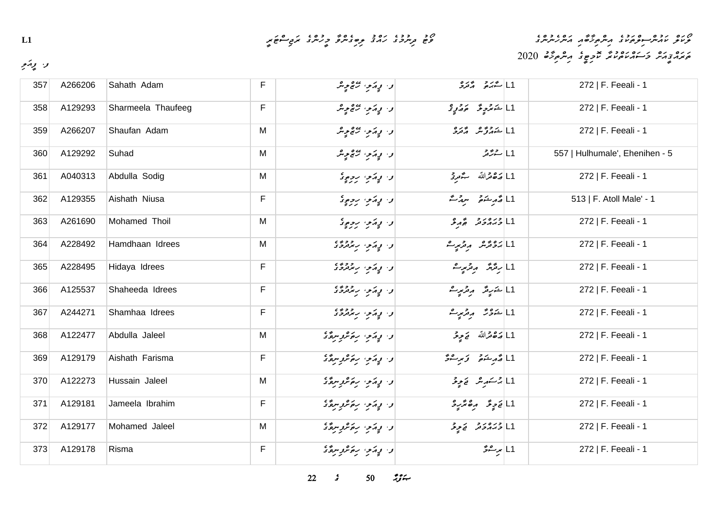| 357 | A266206 | Sahath Adam | F | ފ. ފީއަލި، ޙޫރާމާޅި | ސަހަތު އާދަމް L1 | 272 \| F. Feeali - 1 |
|---|---|---|---|---|---|---|
| 358 | A129293 | Sharmeela Thaufeeg | F | ފ. ފީއަލި، ޙޫރާމާޅި | ޝަރްމީލާ ތައުފީގު L1 | 272 \| F. Feeali - 1 |
| 359 | A266207 | Shaufan Adam | M | ފ. ފީއަލި، ޙޫރާމާޅި | ޝައުފާން އާދަމް L1 | 272 \| F. Feeali - 1 |
| 360 | A129292 | Suhad | M | ފ. ފީއަލި، ޙޫރާމާޅި | ސުހާދު L1 | 557 \| Hulhumale', Ehenihen - 5 |
| 361 | A040313 | Abdulla Sodig | M | ފ. ފީއަލި، ހިލިލީގެ | އަބްދުﷲ ޞާދިޤު L1 | 272 \| F. Feeali - 1 |
| 362 | A129355 | Aishath Niusa | F | ފ. ފީއަލި، ހިލިލީގެ | އާއިޝަތު ނިއުސާ L1 | 513 \| F. Atoll Male' - 1 |
| 363 | A261690 | Mohamed Thoil | M | ފ. ފީއަލި، ހިލިލީގެ | މުހައްމަދު ޡާއިލް L1 | 272 \| F. Feeali - 1 |
| 364 | A228492 | Hamdhaan Idrees | M | ފ. ފީއަލި، ހިރުދުވާގެ | ހަމްދާން އިދުރީސް L1 | 272 \| F. Feeali - 1 |
| 365 | A228495 | Hidaya Idrees | F | ފ. ފީއަލި، ހިރުދުވާގެ | ހިދާޔާ އިދުރީސް L1 | 272 \| F. Feeali - 1 |
| 366 | A125537 | Shaheeda Idrees | F | ފ. ފީއަލި، ހިރުދުވާގެ | ޝަހީދާ އިދުރީސް L1 | 272 \| F. Feeali - 1 |
| 367 | A244271 | Shamhaa Idrees | F | ފ. ފީއަލި، ހިރުދުވާގެ | ޝަމްހާ އިދުރީސް L1 | 272 \| F. Feeali - 1 |
| 368 | A122477 | Abdulla Jaleel | M | ފ. ފީއަލި، ހިތަފުސްނިވާގެ | އަބްދުﷲ ޖަލީލް L1 | 272 \| F. Feeali - 1 |
| 369 | A129179 | Aishath Farisma | F | ފ. ފީއަލި، ހިތަފުސްނިވާގެ | އާއިޝަތު ފަރިސްމާ L1 | 272 \| F. Feeali - 1 |
| 370 | A122273 | Hussain Jaleel | M | ފ. ފީއަލި، ހިތަފުސްނިވާގެ | ހުސައިން ޖަލީލް L1 | 272 \| F. Feeali - 1 |
| 371 | A129181 | Jameela Ibrahim | F | ފ. ފީއަލި، ހިތަފުސްނިވާގެ | ޖަމީލާ އިބްރާހީމް L1 | 272 \| F. Feeali - 1 |
| 372 | A129177 | Mohamed Jaleel | M | ފ. ފީއަލި، ހިތަފުސްނިވާގެ | މުހައްމަދު ޖަލީލް L1 | 272 \| F. Feeali - 1 |
| 373 | A129178 | Risma | F | ފ. ފީއަލި، ހިތަފުސްނިވާގެ | ރިސްމާ L1 | 272 \| F. Feeali - 1 |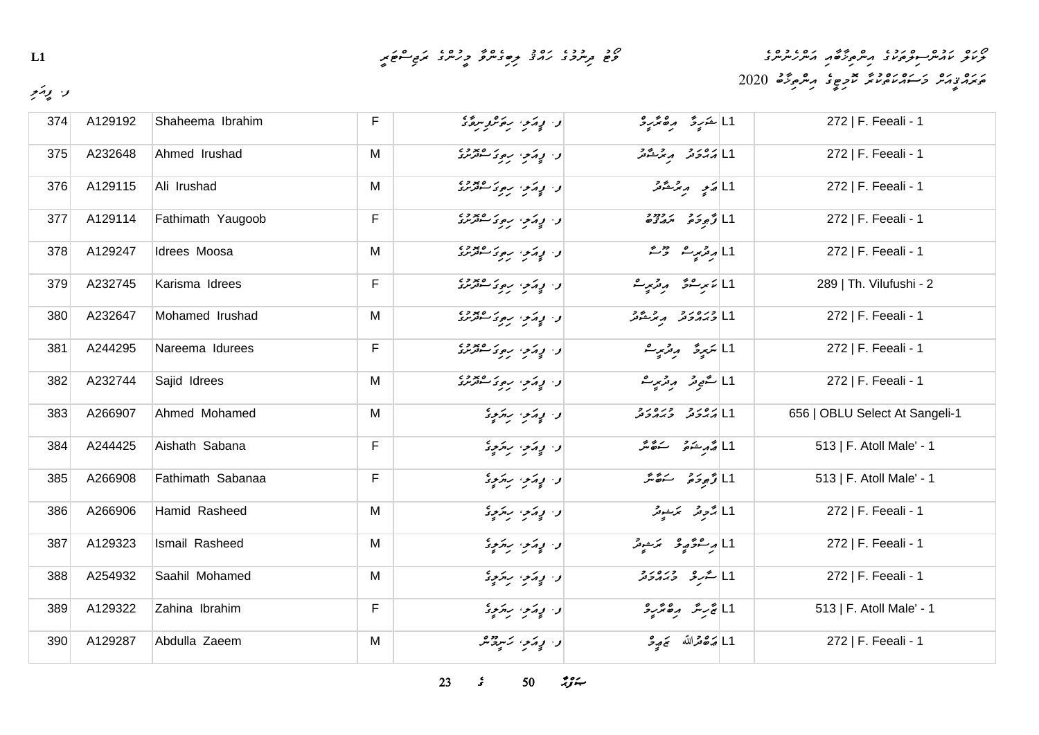ފ. ފީއަލި

| 374 | A129192 | Shaheema Ibrahim | F | ފ. ފީއަލި، ރިވަރުވިއުގެ | L1 ޝަހީމާ އިބްރާހީމް | 272 \| F. Feeali - 1 |
|---|---|---|---|---|---|---|
| 375 | A232648 | Ahmed Irushad | M | ފ. ފީއަލި، ރިތިގަސްދޮރުގެ | L1 އަހްމަދު އިރުޝާދު | 272 \| F. Feeali - 1 |
| 376 | A129115 | Ali Irushad | M | ފ. ފީއަލި، ރިތިގަސްދޮރުގެ | L1 އަލި އިރުޝާދު | 272 \| F. Feeali - 1 |
| 377 | A129114 | Fathimath Yaugoob | F | ފ. ފީއަލި، ރިތިގަސްދޮރުގެ | L1 ފާތިމަތު ޔައުގޫބު | 272 \| F. Feeali - 1 |
| 378 | A129247 | Idrees Moosa | M | ފ. ފީއަލި، ރިތިގަސްދޮރުގެ | L1 އިދުރީސް މޫސާ | 272 \| F. Feeali - 1 |
| 379 | A232745 | Karisma Idrees | F | ފ. ފީއަލި، ރިތިގަސްދޮރުގެ | L1 ކަރިސްމާ އިދުރީސް | 289 \| Th. Vilufushi - 2 |
| 380 | A232647 | Mohamed Irushad | M | ފ. ފީއަލި، ރިތިގަސްދޮރުގެ | L1 މުހައްމަދު އިރުޝާދު | 272 \| F. Feeali - 1 |
| 381 | A244295 | Nareema Idurees | F | ފ. ފީއަލި، ރިތިގަސްދޮރުގެ | L1 ނަރީމާ އިދުރީސް | 272 \| F. Feeali - 1 |
| 382 | A232744 | Sajid Idrees | M | ފ. ފީއަލި، ރިތިގަސްދޮރުގެ | L1 ސާޖިދު އިދުރީސް | 272 \| F. Feeali - 1 |
| 383 | A266907 | Ahmed Mohamed | M | ފ. ފީއަލި، ރިދަލިގެ | L1 އަހްމަދު މުހައްމަދު | 656 \| OBLU Select At Sangeli-1 |
| 384 | A244425 | Aishath Sabana | F | ފ. ފީއަލި، ރިދަލިގެ | L1 އާއިޝަތު ސަބާނާ | 513 \| F. Atoll Male' - 1 |
| 385 | A266908 | Fathimath Sabanaa | F | ފ. ފީއަލި، ރިދަލިގެ | L1 ފާތިމަތު ސަބާނާ | 513 \| F. Atoll Male' - 1 |
| 386 | A266906 | Hamid Rasheed | M | ފ. ފީއަލި، ރިދަލިގެ | L1 ހާމިދު ރަޝީދު | 272 \| F. Feeali - 1 |
| 387 | A129323 | Ismail Rasheed | M | ފ. ފީއަލި، ރިދަލިގެ | L1 އިސްމާއީލް ރަޝީދު | 272 \| F. Feeali - 1 |
| 388 | A254932 | Saahil Mohamed | M | ފ. ފީއަލި، ރިދަލިގެ | L1 ސާހިލް މުހައްމަދު | 272 \| F. Feeali - 1 |
| 389 | A129322 | Zahina Ibrahim | F | ފ. ފީއަލި، ރިދަލިގެ | L1 ޒާހިނާ އިބްރާހީމް | 513 \| F. Atoll Male' - 1 |
| 390 | A129287 | Abdulla Zaeem | M | ފ. ފީއަލި، ރަނިފޫނު | L1 އަބްދުﷲ ޒައީމް | 272 \| F. Feeali - 1 |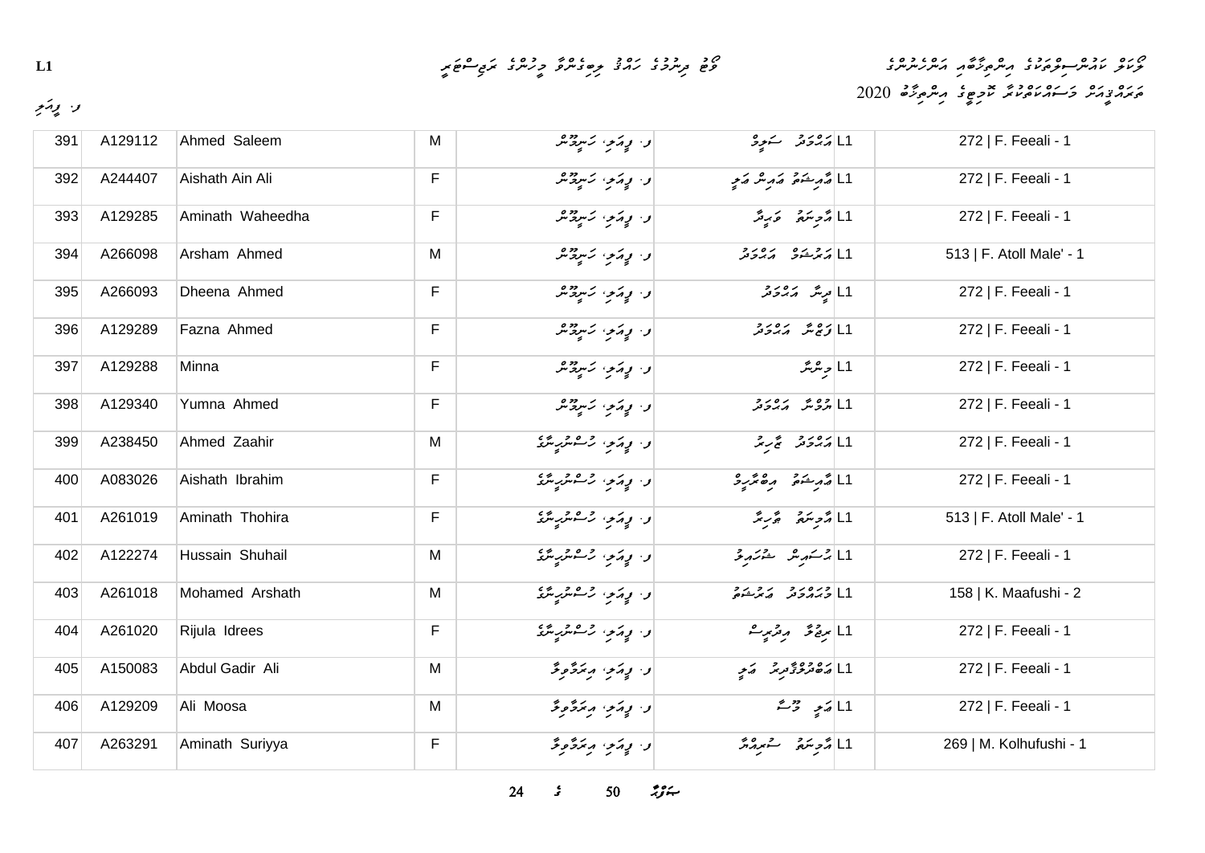و· وٍِرَمَرِ

| 391 | A129112 | Ahmed Saleem | M | و· وٍِرَمَرِ، رَسِرِدٌ سْ | L1 مَرْدَدَر سَعِدِ | 272 \| F. Feeali - 1 |
|---|---|---|---|---|---|---|
| 392 | A244407 | Aishath Ain Ali | F | و· وٍِرَمَرِ، رَسِرِدٌ سْ | L1 مَّمِرِشَمَ مَّمِرِسْ مَّعِ | 272 \| F. Feeali - 1 |
| 393 | A129285 | Aminath Waheedha | F | و· وٍِرَمَرِ، رَسِرِدٌ سْ | L1 مَّحِسَمَ وَرِيمَّ | 272 \| F. Feeali - 1 |
| 394 | A266098 | Arsham Ahmed | M | و· وٍِرَمَرِ، رَسِرِدٌ سْ | L1 مَيْرْشَوْ مَرْدَدَر | 513 \| F. Atoll Male' - 1 |
| 395 | A266093 | Dheena Ahmed | F | و· وٍِرَمَرِ، رَسِرِدٌ سْ | L1 مِرِسَّ مَرْدَدَر | 272 \| F. Feeali - 1 |
| 396 | A129289 | Fazna Ahmed | F | و· وٍِرَمَرِ، رَسِرِدٌ سْ | L1 وَيَحْسَّ مَرْدَدَر | 272 \| F. Feeali - 1 |
| 397 | A129288 | Minna | F | و· وٍِرَمَرِ، رَسِرِدٌ سْ | L1 وِسْسَّ | 272 \| F. Feeali - 1 |
| 398 | A129340 | Yumna Ahmed | F | و· وٍِرَمَرِ، رَسِرِدٌ سْ | L1 مِرْوْسَّ مَرْدَدَر | 272 \| F. Feeali - 1 |
| 399 | A238450 | Ahmed Zaahir | M | و· وٍِرَمَرِ، رْسْسْرِسَّرْ | L1 مَرْدَدَر يِّرِسْ | 272 \| F. Feeali - 1 |
| 400 | A083026 | Aishath Ibrahim | F | و· وٍِرَمَرِ، رْسْسْرِسَّرْ | L1 مَّمِرِشَمَ مِرْصَمَّرِدْ | 272 \| F. Feeali - 1 |
| 401 | A261019 | Aminath Thohira | F | و· وٍِرَمَرِ، رْسْسْرِسَّرْ | L1 مَّحِسَمَ يِّرِسَّ | 513 \| F. Atoll Male' - 1 |
| 402 | A122274 | Hussain Shuhail | M | و· وٍِرَمَرِ، رْسْسْرِسَّرْ | L1 بْرْسَمِرِسْ شْرَمِرِدْ | 272 \| F. Feeali - 1 |
| 403 | A261018 | Mohamed Arshath | M | و· وٍِرَمَرِ، رْسْسْرِسَّرْ | L1 دِيَرْدَدَر مَيْرْشَمَ | 158 \| K. Maafushi - 2 |
| 404 | A261020 | Rijula Idrees | F | و· وٍِرَمَرِ، رْسْسْرِسَّرْ | L1 سِيِحْدَّ مِرْتِرِسْ | 272 \| F. Feeali - 1 |
| 405 | A150083 | Abdul Gadir Ali | M | و· وٍِرَمَرِ، مِسَرَّوِدَّ | L1 مَصْتَرْتَرْوَّتِرِسْ مَّعِ | 272 \| F. Feeali - 1 |
| 406 | A129209 | Ali Moosa | M | و· وٍِرَمَرِ، مِسَرَّوِدَّ | L1 مَّعِ دَّسَّ | 272 \| F. Feeali - 1 |
| 407 | A263291 | Aminath Suriyya | F | و· وٍِرَمَرِ، مِسَرَّوِدَّ | L1 مَّحِسَمَ سْمِرِمَرَّ | 269 \| M. Kolhufushi - 1 |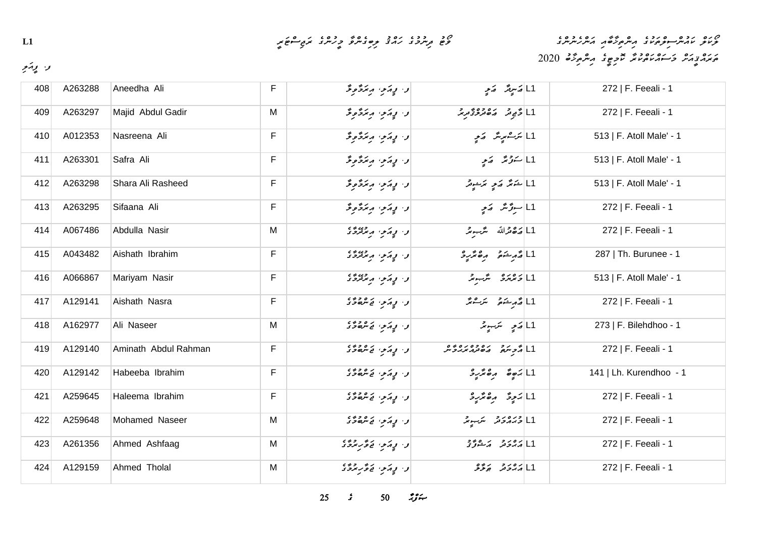ފ. ފީއަލި

| 408 | A263288 | Aneedha Ali | F | ފ. ފީއަލި، އިރަމާވިލާ | އަނީދާ އަލި | L1 | 272 \| F. Feeali - 1 |
|---|---|---|---|---|---|---|---|
| 409 | A263297 | Majid Abdul Gadir | M | ފ. ފީއަލި، އިރަމާވިލާ | މާޖިދު އަބްދުލްޤާދިރު | L1 | 272 \| F. Feeali - 1 |
| 410 | A012353 | Nasreena Ali | F | ފ. ފީއަލި، އިރަމާވިލާ | ނަސްރީނާ އަލި | L1 | 513 \| F. Atoll Male' - 1 |
| 411 | A263301 | Safra Ali | F | ފ. ފީއަލި، އިރަމާވިލާ | ސަފްރާ އަލި | L1 | 513 \| F. Atoll Male' - 1 |
| 412 | A263298 | Shara Ali Rasheed | F | ފ. ފީއަލި، އިރަމާވިލާ | ޝަރާ އަލި ރަޝީދު | L1 | 513 \| F. Atoll Male' - 1 |
| 413 | A263295 | Sifaana Ali | F | ފ. ފީއަލި، އިރަމާވިލާ | ސިފާނާ އަލި | L1 | 272 \| F. Feeali - 1 |
| 414 | A067486 | Abdulla Nasir | M | ފ. ފީއަލި، އިރުދޫގެ | އަބްދުﷲ ނާސިރު | L1 | 272 \| F. Feeali - 1 |
| 415 | A043482 | Aishath Ibrahim | F | ފ. ފީއަލި، އިރުދޫގެ | އާއިޝަތު އިބްރާހީމް | L1 | 287 \| Th. Burunee - 1 |
| 416 | A066867 | Mariyam Nasir | F | ފ. ފީއަލި، އިރުދޫގެ | މަރިޔަމް ނާސިރު | L1 | 513 \| F. Atoll Male' - 1 |
| 417 | A129141 | Aishath Nasra | F | ފ. ފީއަލި، ޤަންބޫގެ | އާއިޝަތު ނަސްރާ | L1 | 272 \| F. Feeali - 1 |
| 418 | A162977 | Ali Naseer | M | ފ. ފީއަލި، ޤަންބޫގެ | އަލި ނަސީރު | L1 | 273 \| F. Bilehdhoo - 1 |
| 419 | A129140 | Aminath Abdul Rahman | F | ފ. ފީއަލި، ޤަންބޫގެ | އާމިނަތު އަބްދުއްރަޙްމާން | L1 | 272 \| F. Feeali - 1 |
| 420 | A129142 | Habeeba Ibrahim | F | ފ. ފީއަލި، ޤަންބޫގެ | ހަބީބާ އިބްރާހީމް | L1 | 141 \| Lh. Kurendhoo - 1 |
| 421 | A259645 | Haleema Ibrahim | F | ފ. ފީއަލި، ޤަންބޫގެ | ހަލީމާ އިބްރާހީމް | L1 | 272 \| F. Feeali - 1 |
| 422 | A259648 | Mohamed Naseer | M | ފ. ފީއަލި، ޤަންބޫގެ | މުޙައްމަދު ނަސީރު | L1 | 272 \| F. Feeali - 1 |
| 423 | A261356 | Ahmed Ashfaag | M | ފ. ފީއަލި، ޤަވާރިދުގެ | އަޙްމަދު އަޝްފާގު | L1 | 272 \| F. Feeali - 1 |
| 424 | A129159 | Ahmed Tholal | M | ފ. ފީއަލި، ޤަވާރިދުގެ | އަޙްމަދު ޠަލާލް | L1 | 272 \| F. Feeali - 1 |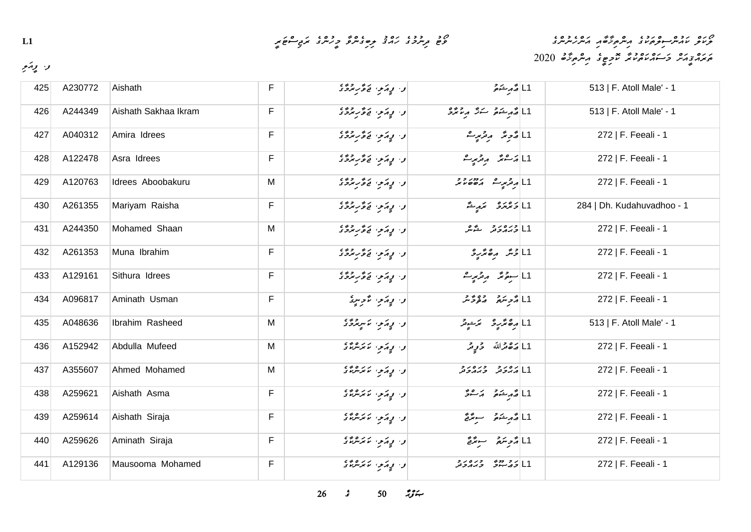| 425 | A230772 | Aishath | F | و· وِيَرَمِ، ڪَوَّرِيْرَوَّدَ | L1 مَّەرِشَەمْ | 513 \| F. Atoll Male' - 1 |
|---|---|---|---|---|---|---|
| 426 | A244349 | Aishath Sakhaa Ikram | F | و· وِيَرَمِ، ڪَوَّرِيْرَوَّدَ | L1 مَّەرِشَەمْ سَڪَّ مِرْءَ مَرَّدُ | 513 \| F. Atoll Male' - 1 |
| 427 | A040312 | Amira Idrees | F | و· وِيَرَمِ، ڪَوَّرِيْرَوَّدَ | L1 مَّحِمَّ مِعْرِمِيْتْ | 272 \| F. Feeali - 1 |
| 428 | A122478 | Asra Idrees | F | و· وِيَرَمِ، ڪَوَّرِيْرَوَّدَ | L1 مَسْعَرَ مِعْرِمِيْتْ | 272 \| F. Feeali - 1 |
| 429 | A120763 | Idrees Aboobakuru | M | و· وِيَرَمِ، ڪَوَّرِيْرَوَّدَ | L1 مِعْرِمِيْتْ مَصْحَصَمَ | 272 \| F. Feeali - 1 |
| 430 | A261355 | Mariyam Raisha | F | و· وِيَرَمِ، ڪَوَّرِيْرَوَّدَ | L1 وَمُعَرْدُ مَمِرِشَّ | 284 \| Dh. Kudahuvadhoo - 1 |
| 431 | A244350 | Mohamed Shaan | M | و· وِيَرَمِ، ڪَوَّرِيْرَوَّدَ | L1 وُرَمْرُدَوْ شَمْرُ | 272 \| F. Feeali - 1 |
| 432 | A261353 | Muna Ibrahim | F | و· وِيَرَمِ، ڪَوَّرِيْرَوَّدَ | L1 وُنَّرْ مِرْصَمَّرِدْ | 272 \| F. Feeali - 1 |
| 433 | A129161 | Sithura Idrees | F | و· وِيَرَمِ، ڪَوَّرِيْرَوَّدَ | L1 سِوْمُرَ مِعْرِمِيْتْ | 272 \| F. Feeali - 1 |
| 434 | A096817 | Aminath Usman | F | و· وِيَرَمِ، ئَاحِسِيدَ | L1 مَّحِسَمْ مُصْوَّمْ | 272 \| F. Feeali - 1 |
| 435 | A048636 | Ibrahim Rasheed | M | و· وِيَرَمِ، ئَاسِرِعْرُوَّدَ | L1 مِرْصَمَّرِدْ مَرَشِيدْ | 513 \| F. Atoll Male' - 1 |
| 436 | A152942 | Abdulla Mufeed | M | و· وِيَرَمِ، ئَامَرَسْرَعْ دَ | L1 مَصْعَرُاللَّهُ وُوِمْ | 272 \| F. Feeali - 1 |
| 437 | A355607 | Ahmed Mohamed | M | و· وِيَرَمِ، ئَامَرَسْرَعْ دَ | L1 مَرْدُوَمْ وُرَمْرُدَوْ | 272 \| F. Feeali - 1 |
| 438 | A259621 | Aishath Asma | F | و· وِيَرَمِ، ئَامَرَسْرَعْ دَ | L1 مَّەرِشَەمْ مَسْوَّ | 272 \| F. Feeali - 1 |
| 439 | A259614 | Aishath Siraja | F | و· وِيَرَمِ، ئَامَرَسْرَعْ دَ | L1 مَّەرِشَەمْ سِمَّعَ | 272 \| F. Feeali - 1 |
| 440 | A259626 | Aminath Siraja | F | و· وِيَرَمِ، ئَامَرَسْرَعْ دَ | L1 مَّحِسَمْ سِمَّعَ | 272 \| F. Feeali - 1 |
| 441 | A129136 | Mausooma Mohamed | F | و· وِيَرَمِ، ئَامَرَسْرَعْ دَ | L1 وَمُسُوْمَ وُرَمْرُدَوْ | 272 \| F. Feeali - 1 |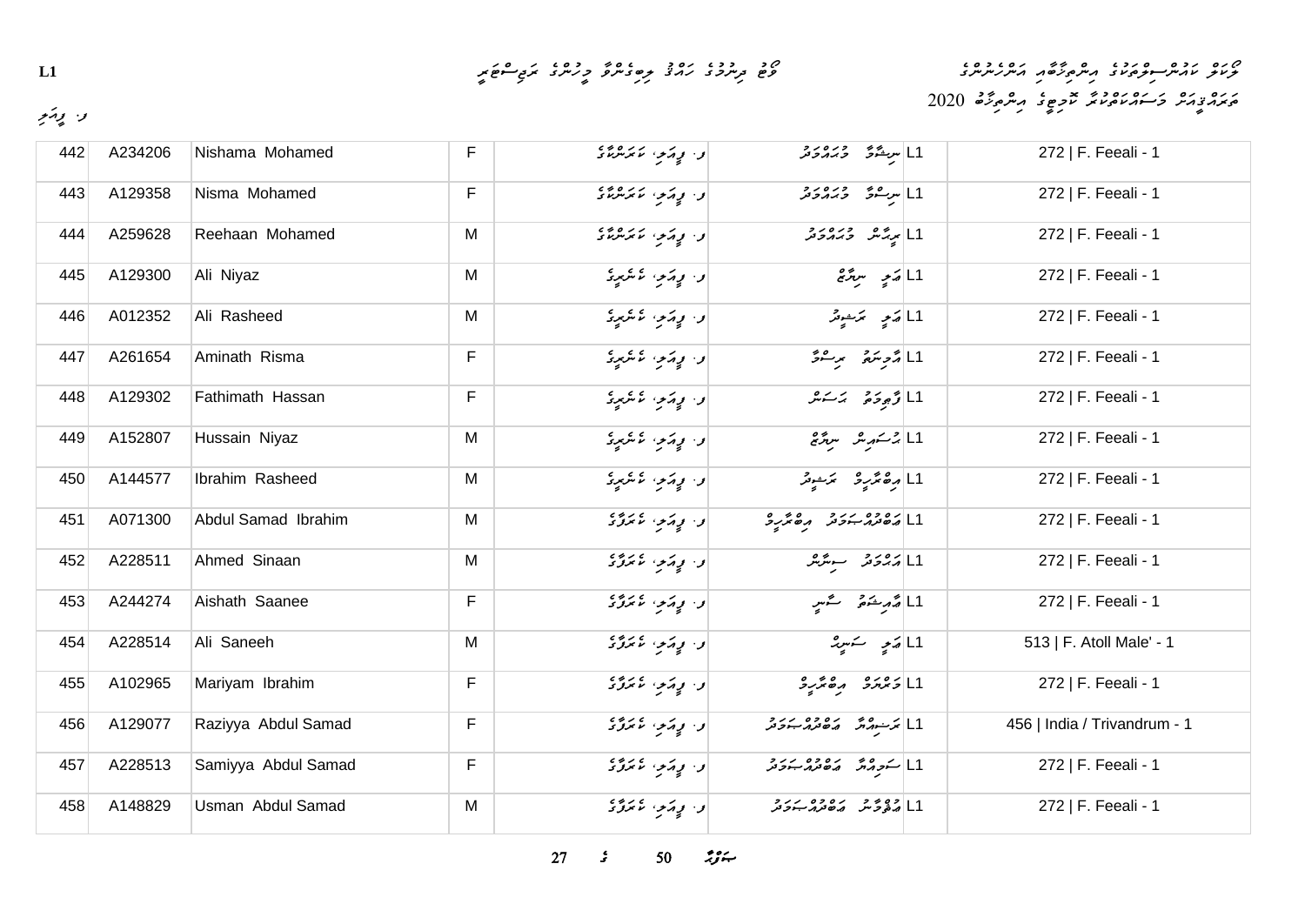| 442 | A234206 | Nishama Mohamed | F | و· وٍړَمِ، مَاسَرَسْرَةَ دَ | L1 سِرِسْتَرٌ وَبَرُودَرْ | 272 \| F. Feeali - 1 |
|---|---|---|---|---|---|---|
| 443 | A129358 | Nisma Mohamed | F | و· وٍړَمِ، مَاسَرَسْرَةَ دَ | L1 سِرِسْرٌ وَبَرُودَرْ | 272 \| F. Feeali - 1 |
| 444 | A259628 | Reehaan Mohamed | M | و· وٍړَمِ، مَاسَرَسْرَةَ دَ | L1 بِرِرَّسْ وَبَرُودَرْ | 272 \| F. Feeali - 1 |
| 445 | A129300 | Ali Niyaz | M | و· وٍړَمِ، مَاسْرِيِرَ | L1 رَمِ سِرِيَّرْجْ | 272 \| F. Feeali - 1 |
| 446 | A012352 | Ali Rasheed | M | و· وٍړَمِ، مَاسْرِيِرَ | L1 رَمِ بَرَسُوِيرْ | 272 \| F. Feeali - 1 |
| 447 | A261654 | Aminath Risma | F | و· وٍړَمِ، مَاسْرِيِرَ | L1 رَّحِسَرَ بِرِسْوَّ | 272 \| F. Feeali - 1 |
| 448 | A129302 | Fathimath Hassan | F | و· وٍړَمِ، مَاسْرِيِرَ | L1 وَّجِوَرَ بَرَسَرْ | 272 \| F. Feeali - 1 |
| 449 | A152807 | Hussain Niyaz | M | و· وٍړَمِ، مَاسْرِيِرَ | L1 بِرْسَمِرِسْ سِرِيَّرْجْ | 272 \| F. Feeali - 1 |
| 450 | A144577 | Ibrahim Rasheed | M | و· وٍړَمِ، مَاسْرِيِرَ | L1 رِەْمَرْرِوْ بَرَسُوِيرْ | 272 \| F. Feeali - 1 |
| 451 | A071300 | Abdul Samad Ibrahim | M | و· وٍړَمِ، مَامَرْوَّدَ | L1 رَەْمَرْرُسَوَرْ رِەْمَرْرِوْ | 272 \| F. Feeali - 1 |
| 452 | A228511 | Ahmed Sinaan | M | و· وٍړَمِ، مَامَرْوَّدَ | L1 رَبْرَوَرْ سِيسَرْسَرْ | 272 \| F. Feeali - 1 |
| 453 | A244274 | Aishath Saanee | F | و· وٍړَمِ، مَامَرْوَّدَ | L1 رَّمِرِسَوَ سَّسِرِ | 272 \| F. Feeali - 1 |
| 454 | A228514 | Ali Saneeh | M | و· وٍړَمِ، مَامَرْوَّدَ | L1 رَمِ سَسِرِبْ | 513 \| F. Atoll Male' - 1 |
| 455 | A102965 | Mariyam Ibrahim | F | و· وٍړَمِ، مَامَرْوَّدَ | L1 دَمَرْرَوْ رِەْمَرْرِوْ | 272 \| F. Feeali - 1 |
| 456 | A129077 | Raziyya Abdul Samad | F | و· وٍړَمِ، مَامَرْوَّدَ | L1 بَرَسِرِرْمَرَّ رَەْمَرْرُسَوَرْ | 456 \| India / Trivandrum - 1 |
| 457 | A228513 | Samiyya Abdul Samad | F | و· وٍړَمِ، مَامَرْوَّدَ | L1 سَوِرْمَرَّ رَەْمَرْرُسَوَرْ | 272 \| F. Feeali - 1 |
| 458 | A148829 | Usman Abdul Samad | M | و· وٍړَمِ، مَامَرْوَّدَ | L1 رُسْوَّسْ رَەْمَرْرُسَوَرْ | 272 \| F. Feeali - 1 |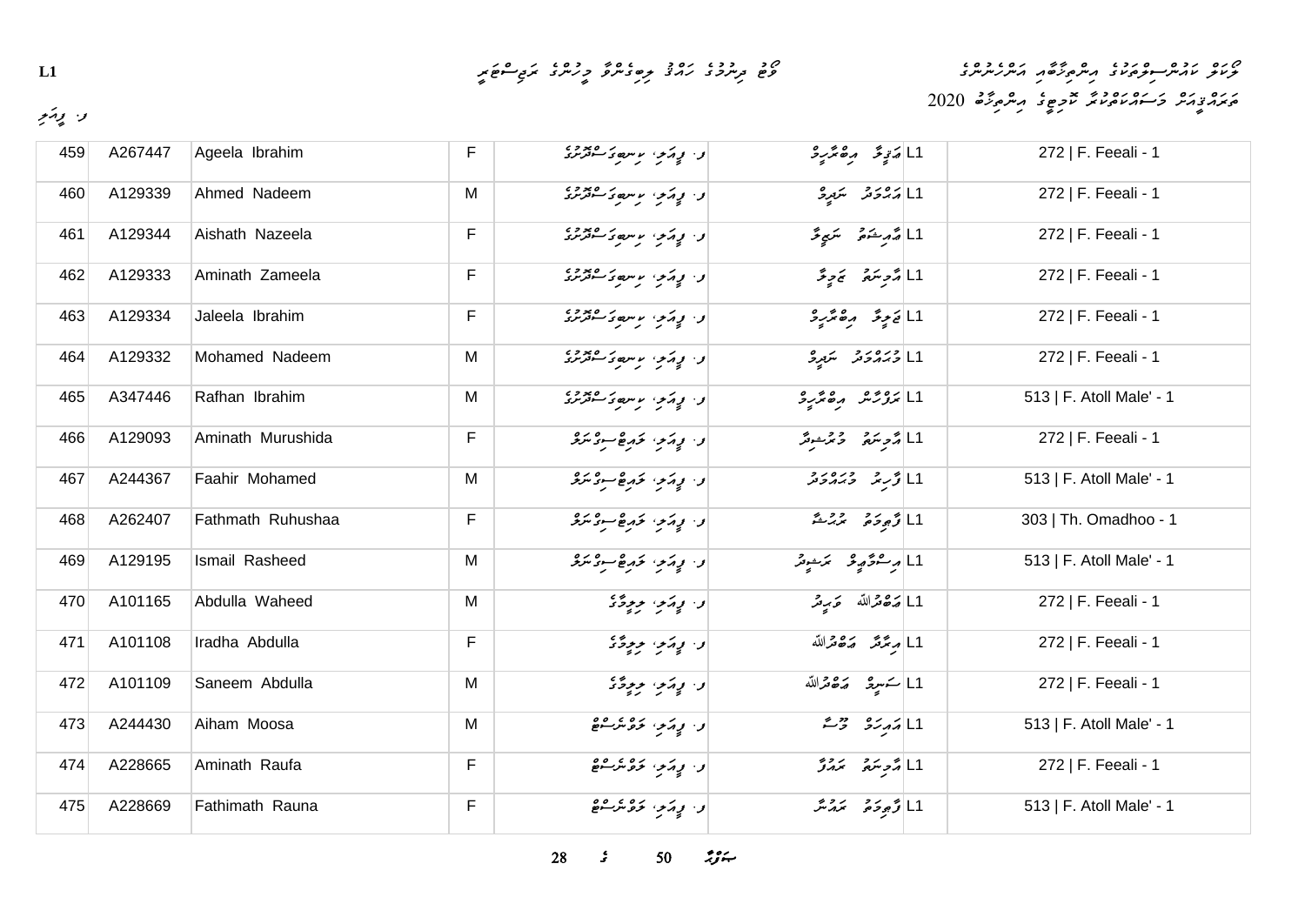ފ. ފީއަލި

| 459 | A267447 | Ageela Ibrahim | F | ފ. ފީއަލި، ކިނބިގަސްދޮށުގޭ | އަޤީލާ އިބްރާހީމް | L1 | 272 \| F. Feeali - 1 |
|---|---|---|---|---|---|---|---|
| 460 | A129339 | Ahmed Nadeem | M | ފ. ފީއަލި، ކިނބިގަސްދޮށުގޭ | އަހްމަދު ނަދީމް | L1 | 272 \| F. Feeali - 1 |
| 461 | A129344 | Aishath Nazeela | F | ފ. ފީއަލި، ކިނބިގަސްދޮށުގޭ | އާއިޝަތު ނަޒީލާ | L1 | 272 \| F. Feeali - 1 |
| 462 | A129333 | Aminath Zameela | F | ފ. ފީއަލި، ކިނބިގަސްދޮށުގޭ | އާމިނަތު ޒަމީލާ | L1 | 272 \| F. Feeali - 1 |
| 463 | A129334 | Jaleela Ibrahim | F | ފ. ފީއަލި، ކިނބިގަސްދޮށުގޭ | ޖަލީލާ އިބްރާހީމް | L1 | 272 \| F. Feeali - 1 |
| 464 | A129332 | Mohamed Nadeem | M | ފ. ފީއަލި، ކިނބިގަސްދޮށުގޭ | މުހައްމަދު ނަދީމް | L1 | 272 \| F. Feeali - 1 |
| 465 | A347446 | Rafhan Ibrahim | M | ފ. ފީއަލި، ކިނބިގަސްދޮށުގޭ | ރަފްހާން އިބްރާހީމް | L1 | 513 \| F. Atoll Male' - 1 |
| 466 | A129093 | Aminath Murushida | F | ފ. ފީއަލި، ގައުޖެހިވިލާ | އާމިނަތު މުރުޝިދާ | L1 | 272 \| F. Feeali - 1 |
| 467 | A244367 | Faahir Mohamed | M | ފ. ފީއަލި، ގައުޖެހިވިލާ | ފާހިރު މުހައްމަދު | L1 | 513 \| F. Atoll Male' - 1 |
| 468 | A262407 | Fathmath Ruhushaa | F | ފ. ފީއަލި، ގައުޖެހިވިލާ | ފާތިމަތު ރުހުޝާ | L1 | 303 \| Th. Omadhoo - 1 |
| 469 | A129195 | Ismail Rasheed | M | ފ. ފީއަލި، ގައުޖެހިވިލާ | އިސްމާޢީލް ރަޝީދު | L1 | 513 \| F. Atoll Male' - 1 |
| 470 | A101165 | Abdulla Waheed | M | ފ. ފީއަލި، ލިލީމާގެ | އަބްދުﷲ ވަހީދު | L1 | 272 \| F. Feeali - 1 |
| 471 | A101108 | Iradha Abdulla | F | ފ. ފީއަލި، ލިލީމާގެ | އިރާދާ އަބްދުﷲ | L1 | 272 \| F. Feeali - 1 |
| 472 | A101109 | Saneem Abdulla | M | ފ. ފީއަލި، ލިލީމާގެ | ސަނީމް އަބްދުﷲ | L1 | 272 \| F. Feeali - 1 |
| 473 | A244430 | Aiham Moosa | M | ފ. ފީއަލި، ލަވަންގުލި | އައިހަމް މޫސާ | L1 | 513 \| F. Atoll Male' - 1 |
| 474 | A228665 | Aminath Raufa | F | ފ. ފީއަލި، ލަވަންގުލި | އާމިނަތު ރައުފާ | L1 | 272 \| F. Feeali - 1 |
| 475 | A228669 | Fathimath Rauna | F | ފ. ފީއަލި، ލަވަންގުލި | ފާތިމަތު ރައުނާ | L1 | 513 \| F. Atoll Male' - 1 |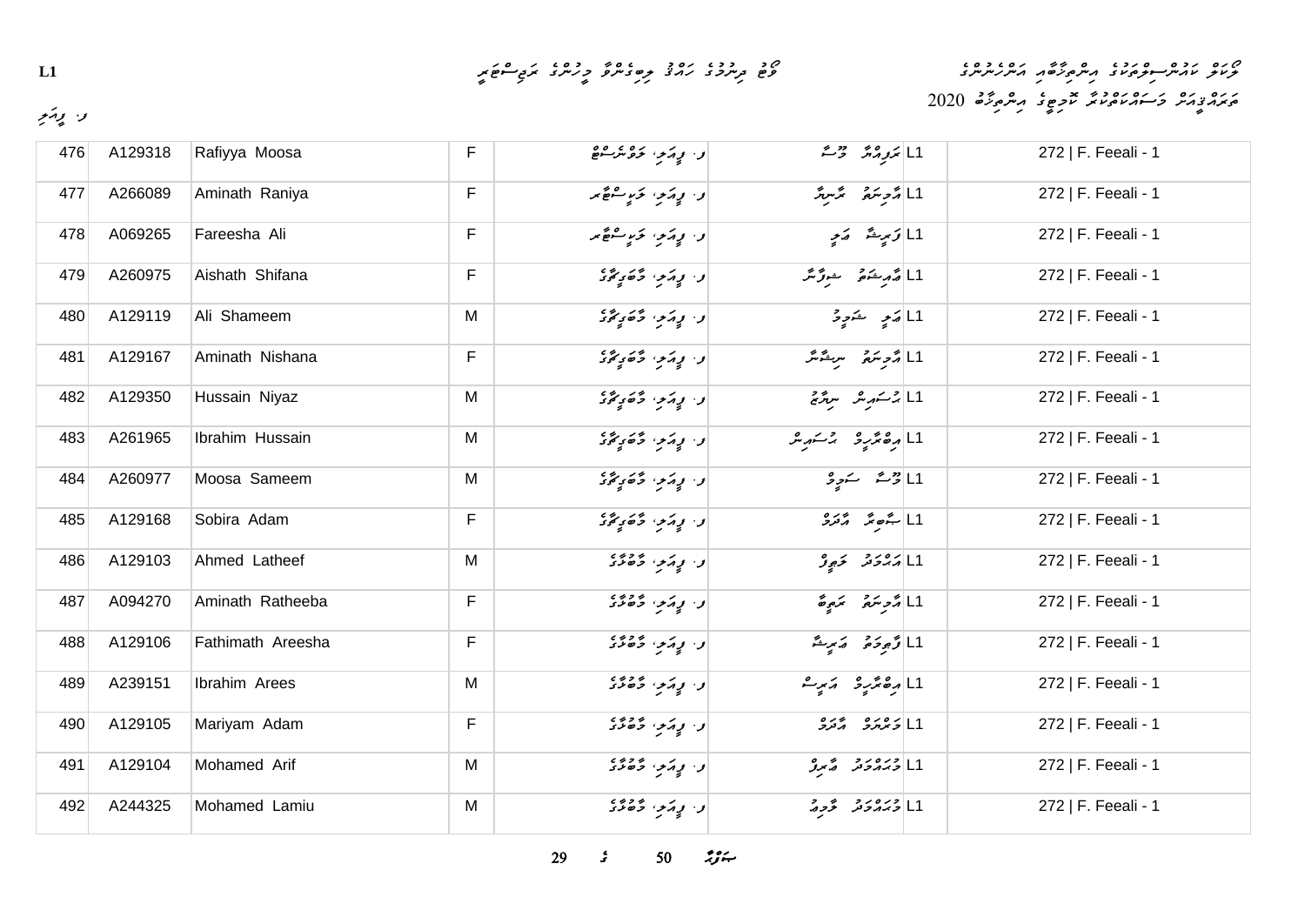ފ. ފީއަލި

| 476 | A129318 | Rafiyya Moosa | F | ފ. ފީއަލި، ދަތުރުސްޓް | L1 ރަފިއްޔާ މޫސާ | 272 \| F. Feeali - 1 |
|---|---|---|---|---|---|---|
| 477 | A266089 | Aminath Raniya | F | ފ. ފީއަލި، ވަލިސްޓަރ | L1 އާމިނަތު ރާނިޔާ | 272 \| F. Feeali - 1 |
| 478 | A069265 | Fareesha Ali | F | ފ. ފީއަލި، ވަލިސްޓަރ | L1 ފަރީޝާ އަލި | 272 \| F. Feeali - 1 |
| 479 | A260975 | Aishath Shifana | F | ފ. ފީއަލި، މާބަލިކާގެ | L1 އާއިޝަތު ޝިފާނާ | 272 \| F. Feeali - 1 |
| 480 | A129119 | Ali Shameem | M | ފ. ފީއަލި، މާބަލިކާގެ | L1 އަލި ޝަމީމް | 272 \| F. Feeali - 1 |
| 481 | A129167 | Aminath Nishana | F | ފ. ފީއަލި، މާބަލިކާގެ | L1 އާމިނަތު ނިޝާނާ | 272 \| F. Feeali - 1 |
| 482 | A129350 | Hussain Niyaz | M | ފ. ފީއަލި، މާބަލިކާގެ | L1 ހުސައިން ނިޔާޒް | 272 \| F. Feeali - 1 |
| 483 | A261965 | Ibrahim Hussain | M | ފ. ފީއަލި، މާބަލިކާގެ | L1 އިބްރާހިމް ހުސައިން | 272 \| F. Feeali - 1 |
| 484 | A260977 | Moosa Sameem | M | ފ. ފީއަލި، މާބަލިކާގެ | L1 މޫސާ ސަމީމް | 272 \| F. Feeali - 1 |
| 485 | A129168 | Sobira Adam | F | ފ. ފީއަލި، މާބަލިކާގެ | L1 ސާބިރާ އާދަމް | 272 \| F. Feeali - 1 |
| 486 | A129103 | Ahmed Latheef | M | ފ. ފީއަލި، މާބުލުގެ | L1 އަހްމަދު ލަތީފް | 272 \| F. Feeali - 1 |
| 487 | A094270 | Aminath Ratheeba | F | ފ. ފީއަލި، މާބުލުގެ | L1 އާމިނަތު ރަތީބާ | 272 \| F. Feeali - 1 |
| 488 | A129106 | Fathimath Areesha | F | ފ. ފީއަލި، މާބުލުގެ | L1 ފާތިމަތު އަރީޝާ | 272 \| F. Feeali - 1 |
| 489 | A239151 | Ibrahim Arees | M | ފ. ފީއަލި، މާބުލުގެ | L1 އިބްރާހިމް އަރީސް | 272 \| F. Feeali - 1 |
| 490 | A129105 | Mariyam Adam | F | ފ. ފީއަލި، މާބުލުގެ | L1 މަރިޔަމް އާދަމް | 272 \| F. Feeali - 1 |
| 491 | A129104 | Mohamed Arif | M | ފ. ފީއަލި، މާބުލުގެ | L1 މުހައްމަދު އާރިފް | 272 \| F. Feeali - 1 |
| 492 | A244325 | Mohamed Lamiu | M | ފ. ފީއަލި، މާބުލުގެ | L1 މުހައްމަދު ލާމިޢު | 272 \| F. Feeali - 1 |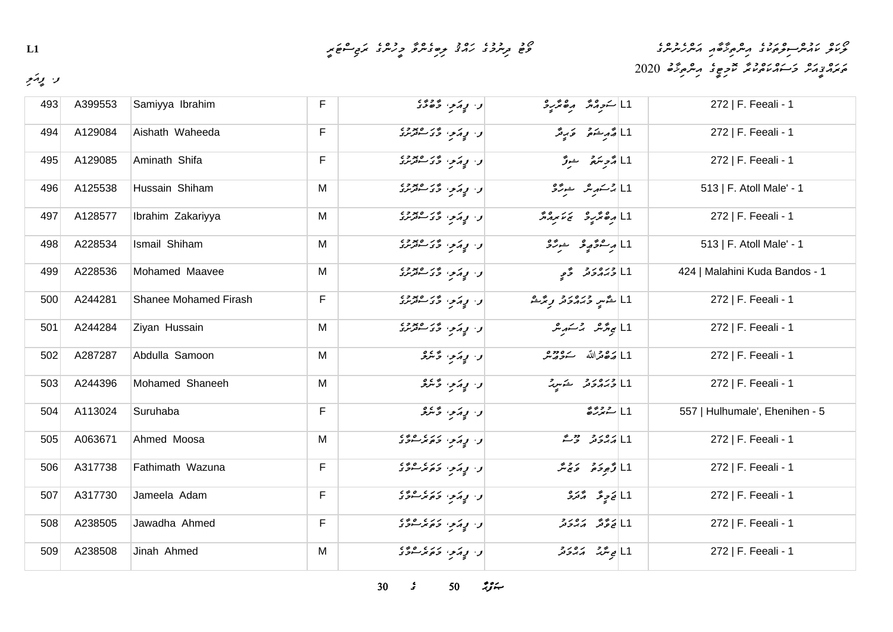| 493 | A399553 | Samiyya Ibrahim | F | و· وٍپەَىرِ، ڤُەڨُەً | L1 سَحِرْمُرَ رِەھُىرِ و | 272 \| F. Feeali - 1 |
|---|---|---|---|---|---|---|
| 494 | A129084 | Aishath Waheeda | F | و· وٍپەَىرِ، ڤُەَسىڤەُرُىرُى | L1 مُەرِسْمَعُ وَبِرِمُّ | 272 \| F. Feeali - 1 |
| 495 | A129085 | Aminath Shifa | F | و· وٍپەَىرِ، ڤُەَسىڤەُرُىرُى | L1 مُحِسَعُ سُورُّ | 272 \| F. Feeali - 1 |
| 496 | A125538 | Hussain Shiham | M | و· وٍپەَىرِ، ڤُەَسىڤەُرُىرُى | L1 بُرْسَمَرِ شُرِرُڤ | 513 \| F. Atoll Male' - 1 |
| 497 | A128577 | Ibrahim Zakariyya | M | و· وٍپەَىرِ، ڤُەَسىڤەُرُىرُى | L1 رِەھُىرِ ڤ يَمَىرِرُمُّ | 272 \| F. Feeali - 1 |
| 498 | A228534 | Ismail Shiham | M | و· وٍپەَىرِ، ڤُەَسىڤەُرُىرُى | L1 رِسىڤُرِمحُ شُرِرُڤ | 513 \| F. Atoll Male' - 1 |
| 499 | A228536 | Mohamed Maavee | M | و· وٍپەَىرِ، ڤُەَسىڤەُرُىرُى | L1 ڤُىرَرُڤُرَ ڤُرِ | 424 \| Malahini Kuda Bandos - 1 |
| 500 | A244281 | Shanee Mohamed Firash | F | و· وٍپەَىرِ، ڤُەَسىڤەُرُىرُى | L1 شُسِرِ ڤُىرَرُڤُرَ وِرُّشُ | 272 \| F. Feeali - 1 |
| 501 | A244284 | Ziyan Hussain | M | و· وٍپەَىرِ، ڤُەَسىڤەُرُىرُى | L1 يِرُّسُ بُرْسَمَرِسُ | 272 \| F. Feeali - 1 |
| 502 | A287287 | Abdulla Samoon | M | و· وٍپەَىرِ، ڤُسُرُڤ | L1 مَەھُىراللە سَڤُرُسُ | 272 \| F. Feeali - 1 |
| 503 | A244396 | Mohamed Shaneeh | M | و· وٍپەَىرِ، ڤُسُرُڤ | L1 ڤُىرَرُڤُرَ شَسِرِ | 272 \| F. Feeali - 1 |
| 504 | A113024 | Suruhaba | F | و· وٍپەَىرِ، ڤُسُرُڤ | L1 سُىرُرُّڤ | 557 \| Hulhumale', Ehenihen - 5 |
| 505 | A063671 | Ahmed Moosa | M | و· وٍپەَىرِ، ڤَرُّىرُسىڤُرُ | L1 مَرُڤُرَ ڤُّسُّ | 272 \| F. Feeali - 1 |
| 506 | A317738 | Fathimath Wazuna | F | و· وٍپەَىرِ، ڤَرُّىرُسىڤُرُ | L1 رُّجِرَحُ رَيُسُّ | 272 \| F. Feeali - 1 |
| 507 | A317730 | Jameela Adam | F | و· وٍپەَىرِ، ڤَرُّىرُسىڤُرُ | L1 يَحِرُّ مُّىرُڤ | 272 \| F. Feeali - 1 |
| 508 | A238505 | Jawadha Ahmed | F | و· وٍپەَىرِ، ڤَرُّىرُسىڤُرُ | L1 يَرُّىرُّ مَرُڤُرَ | 272 \| F. Feeali - 1 |
| 509 | A238508 | Jinah Ahmed | M | و· وٍپەَىرِ، ڤَرُّىرُسىڤُرُ | L1 يِسُّرُ مَرُڤُرَ | 272 \| F. Feeali - 1 |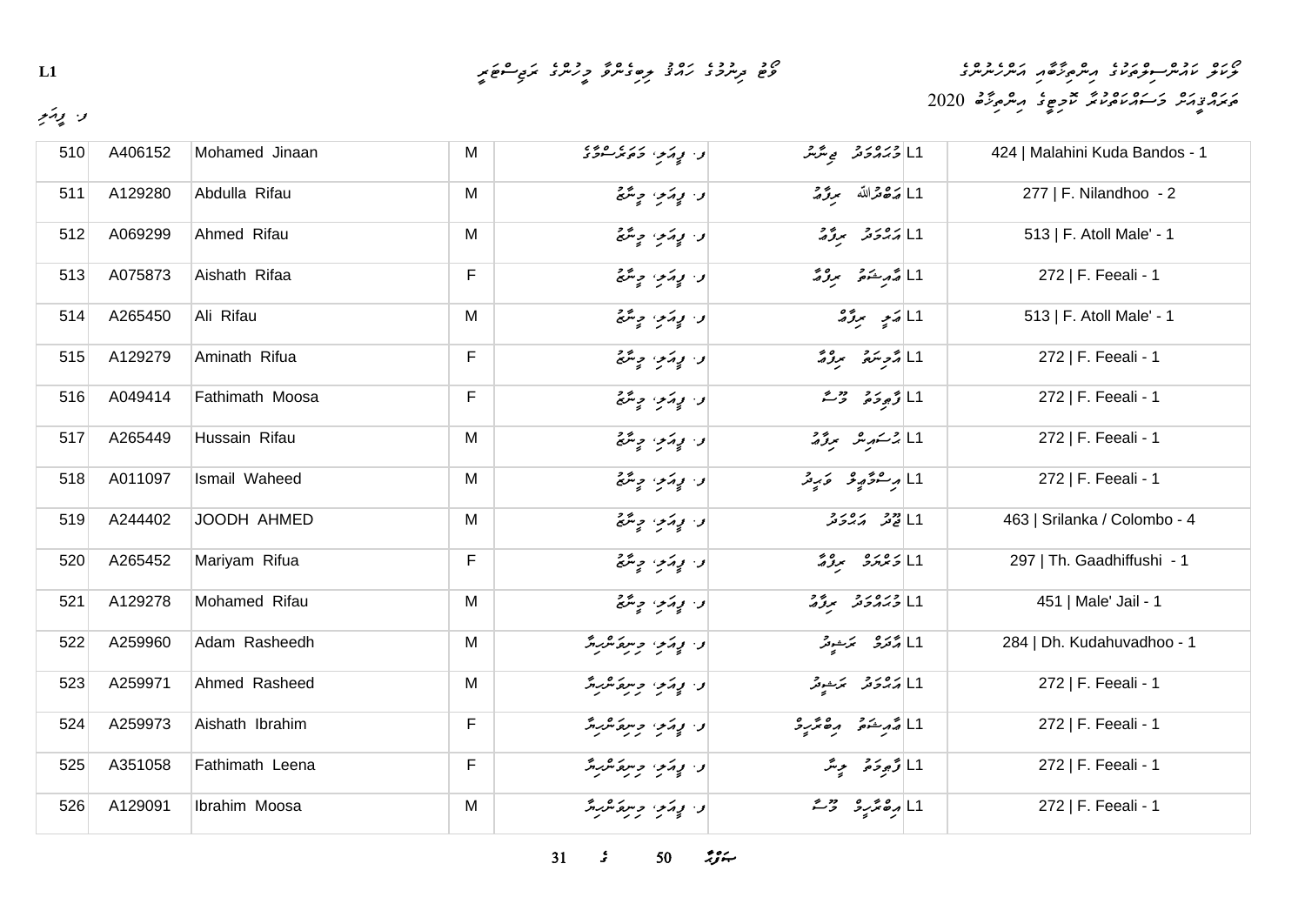ވ. ފީއަލި

| 510 | A406152 | Mohamed Jinaan | M | ފ. ފީއަލި، މަލަހިނިކުޑަބަނޑޯސް | L1 މުހައްމަދު ޖިނާން | 424 \| Malahini Kuda Bandos - 1 |
|---|---|---|---|---|---|---|
| 511 | A129280 | Abdulla Rifau | M | ފ. ފީއަލި، ފިނޭޖު | L1 އަބްދުﷲ ރިފާއު | 277 \| F. Nilandhoo - 2 |
| 512 | A069299 | Ahmed Rifau | M | ފ. ފީއަލި، ފިނޭޖު | L1 އަހުމަދު ރިފާއު | 513 \| F. Atoll Male' - 1 |
| 513 | A075873 | Aishath Rifaa | F | ފ. ފީއަލި، ފިނޭޖު | L1 އާއިޝަތު ރިފާއާ | 272 \| F. Feeali - 1 |
| 514 | A265450 | Ali Rifau | M | ފ. ފީއަލި، ފިނޭޖު | L1 އަލި ރިފާއު | 513 \| F. Atoll Male' - 1 |
| 515 | A129279 | Aminath Rifua | F | ފ. ފީއަލި، ފިނޭޖު | L1 އާމިނަތު ރިފުއާ | 272 \| F. Feeali - 1 |
| 516 | A049414 | Fathimath Moosa | F | ފ. ފީއަލި، ފިނޭޖު | L1 ފާތިމަތު މޫސާ | 272 \| F. Feeali - 1 |
| 517 | A265449 | Hussain Rifau | M | ފ. ފީއަލި، ފިނޭޖު | L1 ހުސައިން ރިފާއު | 272 \| F. Feeali - 1 |
| 518 | A011097 | Ismail Waheed | M | ފ. ފީއަލި، ފިނޭޖު | L1 އިސްމާއީލް ވަހީދު | 272 \| F. Feeali - 1 |
| 519 | A244402 | JOODH AHMED | M | ފ. ފީއަލި، ފިނޭޖު | L1 ޖޫދު އަހުމަދު | 463 \| Srilanka / Colombo - 4 |
| 520 | A265452 | Mariyam Rifua | F | ފ. ފީއަލި، ފިނޭޖު | L1 މަރިޔަމް ރިފުއާ | 297 \| Th. Gaadhiffushi - 1 |
| 521 | A129278 | Mohamed Rifau | M | ފ. ފީއަލި، ފިނޭޖު | L1 މުހައްމަދު ރިފާއު | 451 \| Male' Jail - 1 |
| 522 | A259960 | Adam Rasheedh | M | ފ. ފީއަލި، ފިނިފެންމާގެ | L1 އާދަމް ރަޝީދު | 284 \| Dh. Kudahuvadhoo - 1 |
| 523 | A259971 | Ahmed Rasheed | M | ފ. ފީއަލި، ފިނިފެންމާގެ | L1 އަހުމަދު ރަޝީދު | 272 \| F. Feeali - 1 |
| 524 | A259973 | Aishath Ibrahim | F | ފ. ފީއަލި، ފިނިފެންމާގެ | L1 އާއިޝަތު އިބްރާހީމް | 272 \| F. Feeali - 1 |
| 525 | A351058 | Fathimath Leena | F | ފ. ފީއަލި، ފިނިފެންމާގެ | L1 ފާތިމަތު ލީނާ | 272 \| F. Feeali - 1 |
| 526 | A129091 | Ibrahim Moosa | M | ފ. ފީއަލި، ފިނިފެންމާގެ | L1 އިބްރާހީމް މޫސާ | 272 \| F. Feeali - 1 |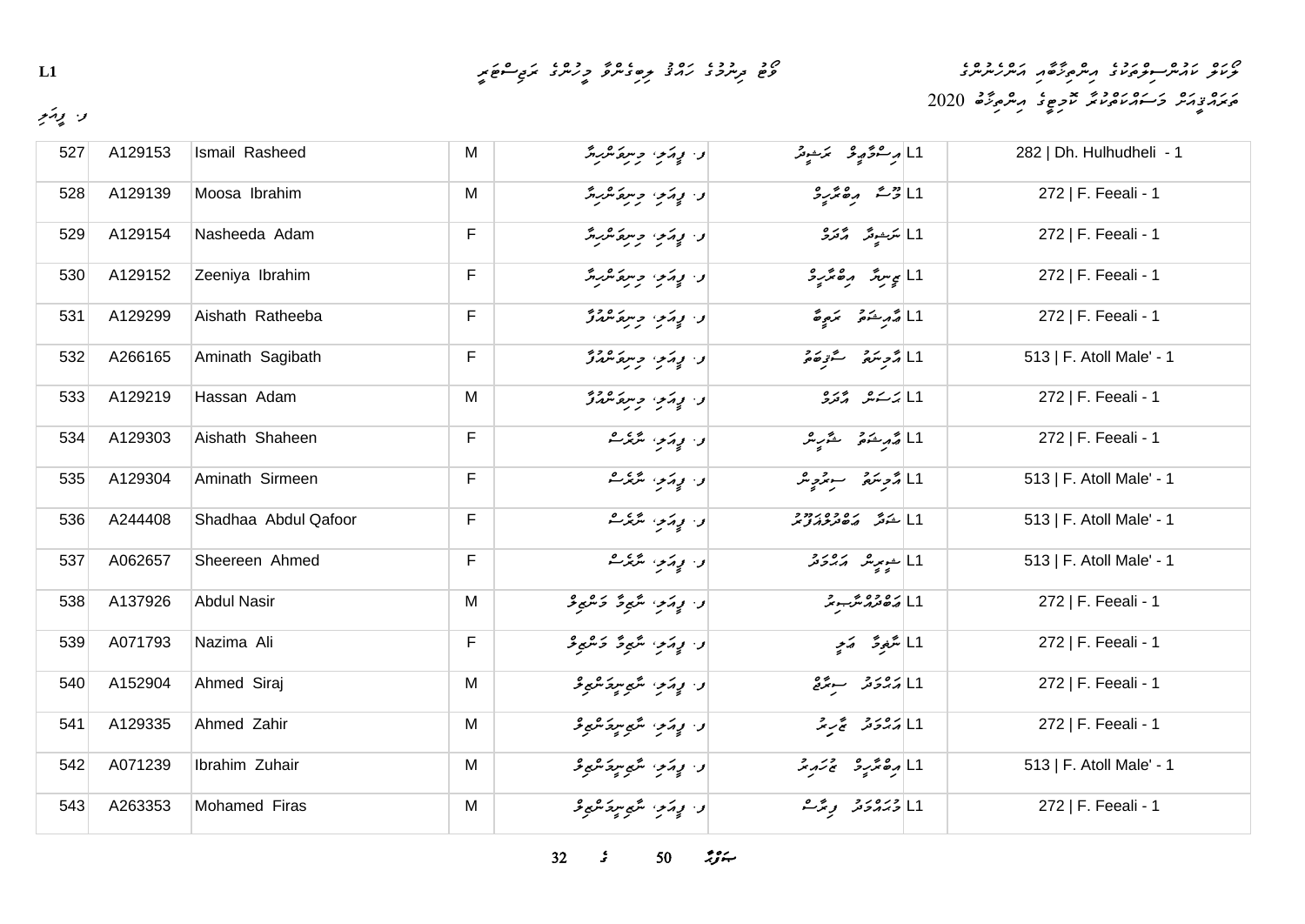ވ. ފީއަލި

| 527 | A129153 | Ismail Rasheed | M | ފ. ފީއަލި، ވިނަވާސްރީޓާ | L1 އިސްމާއިލް ރަޝީދު | 282 \| Dh. Hulhudheli - 1 |
|---|---|---|---|---|---|---|
| 528 | A129139 | Moosa Ibrahim | M | ފ. ފީއަލި، ވިނަވާސްރީޓާ | L1 މޫސާ އިބްރާހިމް | 272 \| F. Feeali - 1 |
| 529 | A129154 | Nasheeda Adam | F | ފ. ފީއަލި، ވިނަވާސްރީޓާ | L1 ނަޝީދާ އާދަމް | 272 \| F. Feeali - 1 |
| 530 | A129152 | Zeeniya Ibrahim | F | ފ. ފީއަލި، ވިނަވާސްރީޓާ | L1 ޒީނިޔާ އިބްރާހިމް | 272 \| F. Feeali - 1 |
| 531 | A129299 | Aishath Ratheeba | F | ފ. ފީއަލި، ވިނަވާސްރޫމް | L1 އާއިޝަތު ރަތީބާ | 272 \| F. Feeali - 1 |
| 532 | A266165 | Aminath Sagibath | F | ފ. ފީއަލި، ވިނަވާސްރޫމް | L1 އާމިނަތު ސާޤިބަތު | 513 \| F. Atoll Male' - 1 |
| 533 | A129219 | Hassan Adam | M | ފ. ފީއަލި، ވިނަވާސްރޫމް | L1 ހަސަން އާދަމް | 272 \| F. Feeali - 1 |
| 534 | A129303 | Aishath Shaheen | F | ފ. ފީއަލި، ނޫރަސް | L1 އާއިޝަތު ޝާހީން | 272 \| F. Feeali - 1 |
| 535 | A129304 | Aminath Sirmeen | F | ފ. ފީއަލި، ނޫރަސް | L1 އާމިނަތު ސިރުމީން | 513 \| F. Atoll Male' - 1 |
| 536 | A244408 | Shadhaa Abdul Qafoor | F | ފ. ފީއަލި، ނޫރަސް | L1 ޝަދާ އަބްދުލްޤަފޫރު | 513 \| F. Atoll Male' - 1 |
| 537 | A062657 | Sheereen Ahmed | F | ފ. ފީއަލި، ނޫރަސް | L1 ޝީރީން އަހްމަދު | 513 \| F. Atoll Male' - 1 |
| 538 | A137926 | Abdul Nasir | M | ފ. ފީއަލި، ނޫރީމާ ވަންޏާ | L1 އަބްދުލްނާޞިރު | 272 \| F. Feeali - 1 |
| 539 | A071793 | Nazima Ali | F | ފ. ފީއަލި، ނޫރީމާ ވަންޏާ | L1 ނާޒިމާ ޢަލީ | 272 \| F. Feeali - 1 |
| 540 | A152904 | Ahmed Siraj | M | ފ. ފީއަލި، ނޫރީސިޔަންޏާ | L1 އަހްމަދު ސިރާޖު | 272 \| F. Feeali - 1 |
| 541 | A129335 | Ahmed Zahir | M | ފ. ފީއަލި، ނޫރީސިޔަންޏާ | L1 އަހްމަދު ޒާހިރު | 272 \| F. Feeali - 1 |
| 542 | A071239 | Ibrahim Zuhair | M | ފ. ފީއަލި، ނޫރީސިޔަންޏާ | L1 އިބްރާހިމް ޒުހައިރު | 513 \| F. Atoll Male' - 1 |
| 543 | A263353 | Mohamed Firas | M | ފ. ފީއަލި، ނޫރީސިޔަންޏާ | L1 މުޙައްމަދު ފިރާސް | 272 \| F. Feeali - 1 |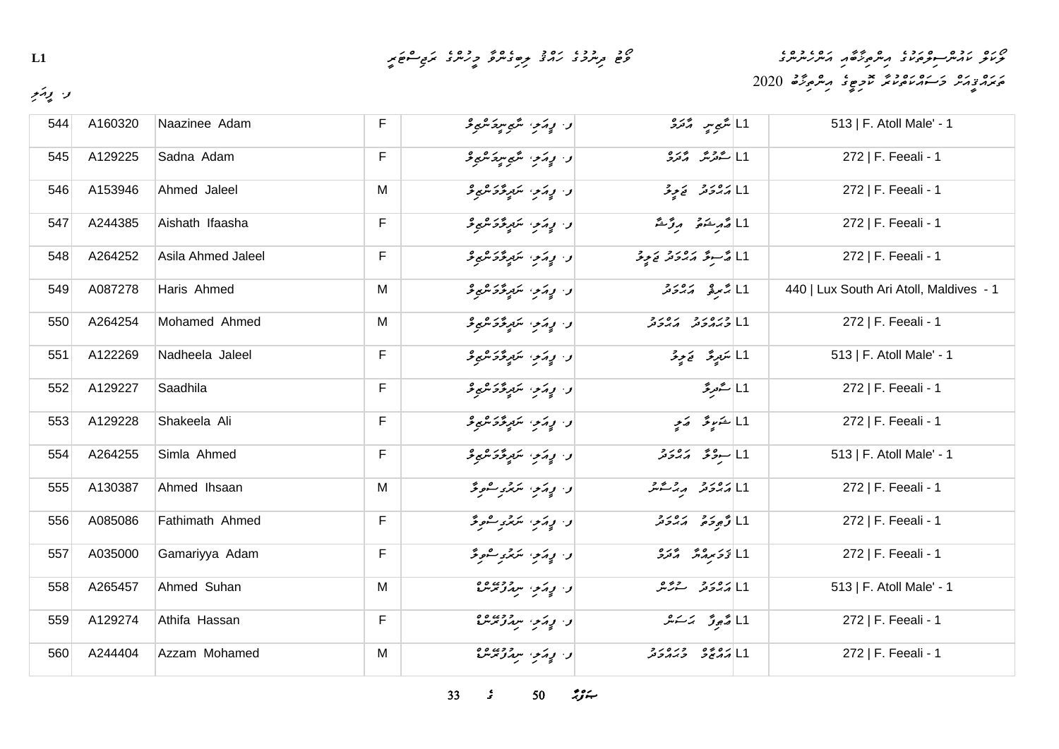ފ. ފީއަލި

| 544 | A160320 | Naazinee Adam | F | ފ. ފީއަލި، ނޫރާނީމަންޒިލް | ނާޒިނީ އާދަމް | L1 | 513 \| F. Atoll Male' - 1 |
|---|---|---|---|---|---|---|---|
| 545 | A129225 | Sadna Adam | F | ފ. ފީއަލި، ނޫރާނީމަންޒިލް | ސަދުނާ އާދަމް | L1 | 272 \| F. Feeali - 1 |
| 546 | A153946 | Ahmed Jaleel | M | ފ. ފީއަލި، ނަރުގިސްމަންޒިލް | އަޙްމަދު ޖަލީލް | L1 | 272 \| F. Feeali - 1 |
| 547 | A244385 | Aishath Ifaasha | F | ފ. ފީއަލި، ނަރުގިސްމަންޒިލް | އާއިޝަތު އިފާޝާ | L1 | 272 \| F. Feeali - 1 |
| 548 | A264252 | Asila Ahmed Jaleel | F | ފ. ފީއަލި، ނަރުގިސްމަންޒިލް | އާސިލާ އަޙްމަދު ޖަލީލް | L1 | 272 \| F. Feeali - 1 |
| 549 | A087278 | Haris Ahmed | M | ފ. ފީއަލި، ނަރުގިސްމަންޒިލް | ހާރިސް އަޙްމަދު | L1 | 440 \| Lux South Ari Atoll, Maldives - 1 |
| 550 | A264254 | Mohamed Ahmed | M | ފ. ފީއަލި، ނަރުގިސްމަންޒިލް | މުޙައްމަދު އަޙްމަދު | L1 | 272 \| F. Feeali - 1 |
| 551 | A122269 | Nadheela Jaleel | F | ފ. ފީއަލި، ނަރުގިސްމަންޒިލް | ނަދީލާ ޖަލީލް | L1 | 513 \| F. Atoll Male' - 1 |
| 552 | A129227 | Saadhila | F | ފ. ފީއަލި، ނަރުގިސްމަންޒިލް | ސާދިލާ | L1 | 272 \| F. Feeali - 1 |
| 553 | A129228 | Shakeela Ali | F | ފ. ފީއަލި، ނަރުގިސްމަންޒިލް | ޝަކީލާ އަލި | L1 | 272 \| F. Feeali - 1 |
| 554 | A264255 | Simla Ahmed | F | ފ. ފީއަލި، ނަރުގިސްމަންޒިލް | ސިމްލާ އަޙްމަދު | L1 | 513 \| F. Atoll Male' - 1 |
| 555 | A130387 | Ahmed Ihsaan | M | ފ. ފީއަލި، ނަރުގިސްވިލާ | އަޙްމަދު އިޙްސާން | L1 | 272 \| F. Feeali - 1 |
| 556 | A085086 | Fathimath Ahmed | F | ފ. ފީއަލި، ނަރުގިސްވިލާ | ފާތިމަތު އަޙްމަދު | L1 | 272 \| F. Feeali - 1 |
| 557 | A035000 | Gamariyya Adam | F | ފ. ފީއަލި، ނަރުގިސްވިލާ | ޤަމަރިއްޔާ އާދަމް | L1 | 272 \| F. Feeali - 1 |
| 558 | A265457 | Ahmed Suhan | M | ފ. ފީއަލި، ނިއުފްލާވަރސް | އަޙްމަދު ސުހާން | L1 | 513 \| F. Atoll Male' - 1 |
| 559 | A129274 | Athifa Hassan | F | ފ. ފީއަލި، ނިއުފްލާވަރސް | އާތިފާ ޙަސަން | L1 | 272 \| F. Feeali - 1 |
| 560 | A244404 | Azzam Mohamed | M | ފ. ފީއަލި، ނިއުފްލާވަރސް | އައްޒާމް މުޙައްމަދު | L1 | 272 \| F. Feeali - 1 |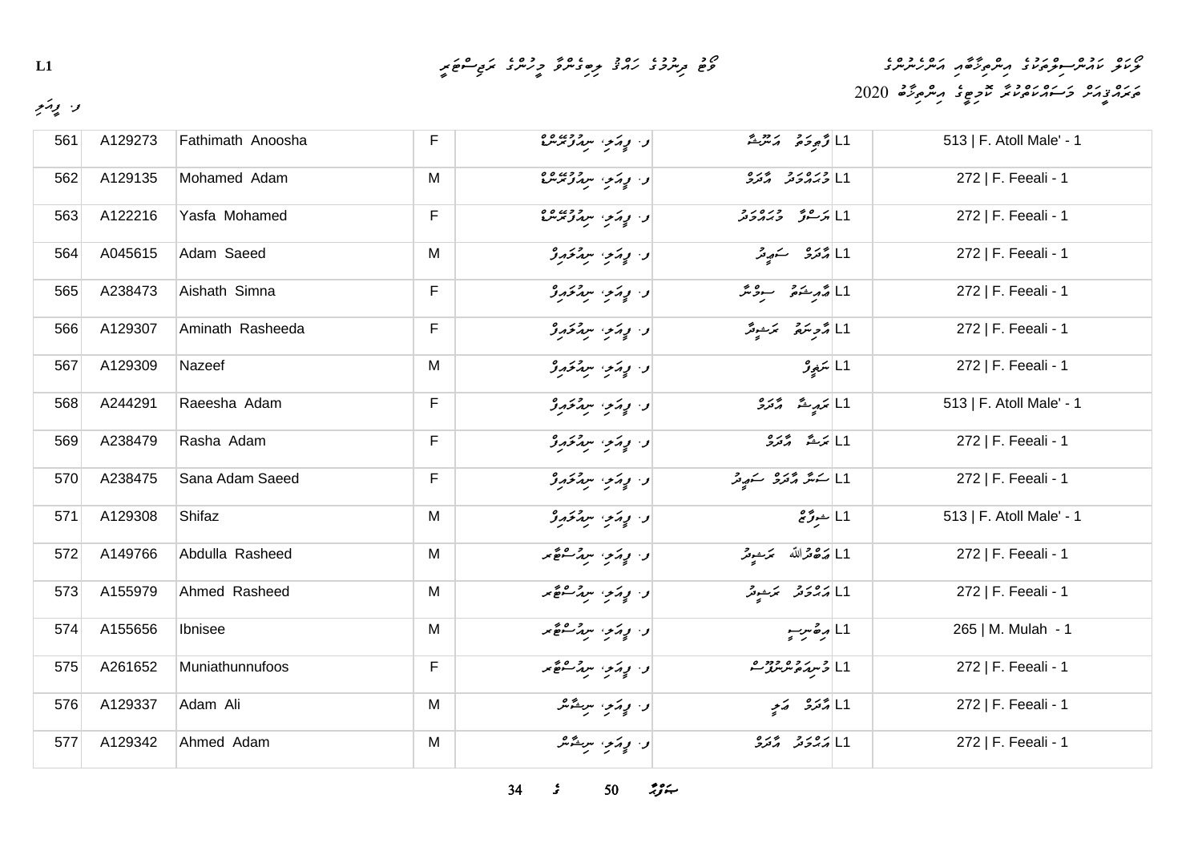ފ. ފީއަލި

| 561 | A129273 | Fathimath Anoosha | F | ފ. ފީއަލި، ނިޔުފޮރެސްޓް | L1 ފާތިމަތު އަނޫޝާ | 513 \| F. Atoll Male' - 1 |
|---|---|---|---|---|---|---|
| 562 | A129135 | Mohamed Adam | M | ފ. ފީއަލި، ނިޔުފޮރެސްޓް | L1 މުހައްމަދު އާދަމް | 272 \| F. Feeali - 1 |
| 563 | A122216 | Yasfa Mohamed | F | ފ. ފީއަލި، ނިޔުފޮރެސްޓް | L1 ޔަސްފާ މުހައްމަދު | 272 \| F. Feeali - 1 |
| 564 | A045615 | Adam Saeed | M | ފ. ފީއަލި، ނިޔުމަލިފް | L1 އާދަމް ސައީދު | 272 \| F. Feeali - 1 |
| 565 | A238473 | Aishath Simna | F | ފ. ފީއަލި، ނިޔުމަލިފް | L1 އާއިޝަތު ސިމްނާ | 272 \| F. Feeali - 1 |
| 566 | A129307 | Aminath Rasheeda | F | ފ. ފީއަލި، ނިޔުމަލިފް | L1 އާމިނަތު ރަޝީދާ | 272 \| F. Feeali - 1 |
| 567 | A129309 | Nazeef | M | ފ. ފީއަލި، ނިޔުމަލިފް | L1 ނަޒީފް | 272 \| F. Feeali - 1 |
| 568 | A244291 | Raeesha Adam | F | ފ. ފީއަލި، ނިޔުމަލިފް | L1 ރައީޝާ އާދަމް | 513 \| F. Atoll Male' - 1 |
| 569 | A238479 | Rasha Adam | F | ފ. ފީއަލި، ނިޔުމަލިފް | L1 ރަޝާ އާދަމް | 272 \| F. Feeali - 1 |
| 570 | A238475 | Sana Adam Saeed | F | ފ. ފީއަލި، ނިޔުމަލިފް | L1 ސަނާ އާދަމް ސައީދު | 272 \| F. Feeali - 1 |
| 571 | A129308 | Shifaz | M | ފ. ފީއަލި، ނިޔުމަލިފް | L1 ޝިފާޒް | 513 \| F. Atoll Male' - 1 |
| 572 | A149766 | Abdulla Rasheed | M | ފ. ފީއަލި، ނިޔުސްޓާރ | L1 އަބްދުﷲ ރަޝީދު | 272 \| F. Feeali - 1 |
| 573 | A155979 | Ahmed Rasheed | M | ފ. ފީއަލި، ނިޔުސްޓާރ | L1 އަހްމަދު ރަޝީދު | 272 \| F. Feeali - 1 |
| 574 | A155656 | Ibnisee | M | ފ. ފީއަލި، ނިޔުސްޓާރ | L1 އިބްނިސީ | 265 \| M. Mulah - 1 |
| 575 | A261652 | Muniathunnufoos | F | ފ. ފީއަލި، ނިޔުސްޓާރ | L1 މުނިއަތުންނުފޫސް | 272 \| F. Feeali - 1 |
| 576 | A129337 | Adam Ali | M | ފ. ފީއަލި، ނިޝާން | L1 އާދަމް އަލި | 272 \| F. Feeali - 1 |
| 577 | A129342 | Ahmed Adam | M | ފ. ފީއަލި، ނިޝާން | L1 އަހްމަދު އާދަމް | 272 \| F. Feeali - 1 |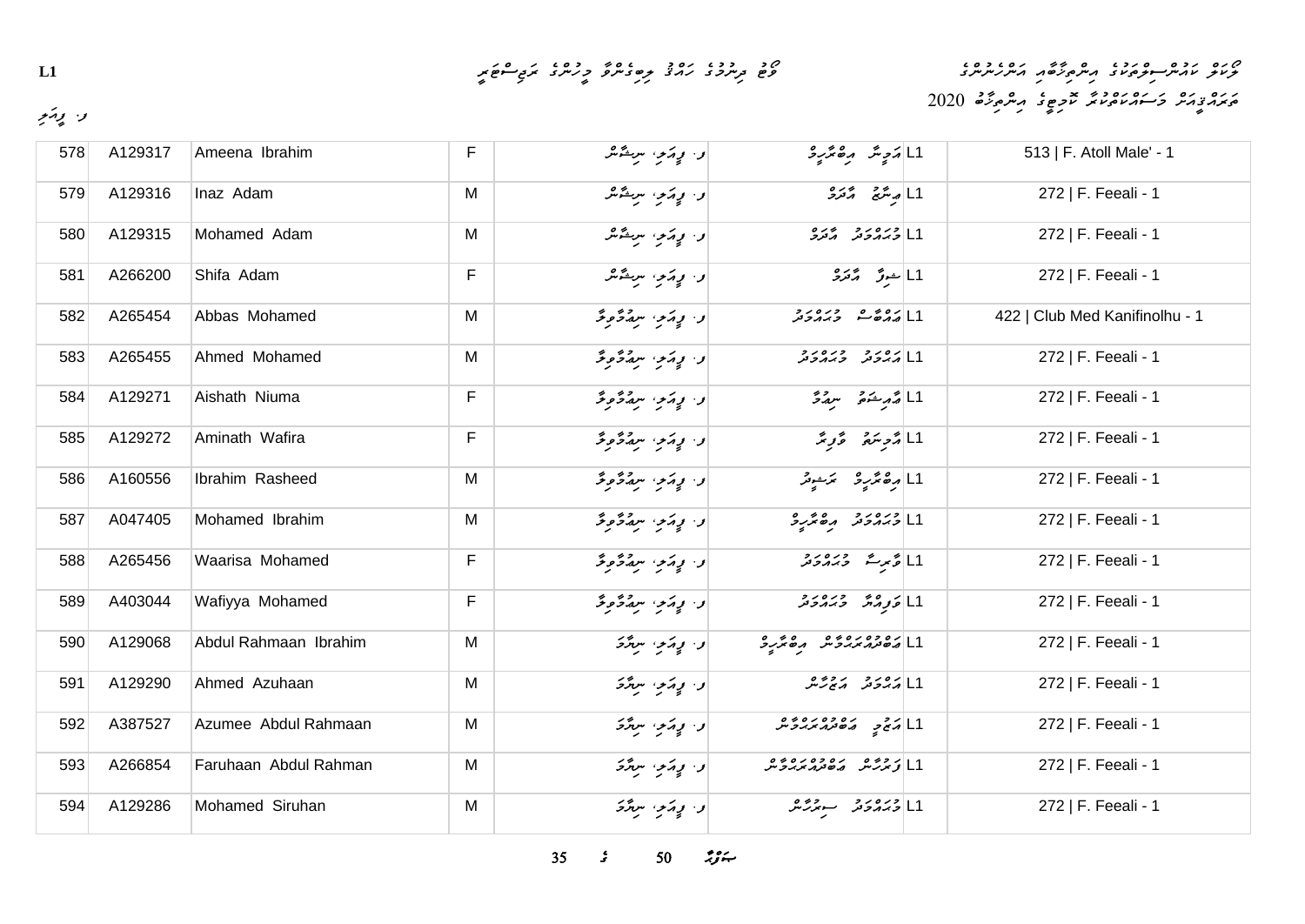ފ. ފީއަލި

| 578 | A129317 | Ameena Ibrahim | F | ފ. ފީއަލި، ނިރުމާން | L1 އަމީނާ އިބްރާހީމް | 513 \| F. Atoll Male' - 1 |
|---|---|---|---|---|---|---|
| 579 | A129316 | Inaz Adam | M | ފ. ފީއަލި، ނިރުމާން | L1 އިނާޒް އާދަމް | 272 \| F. Feeali - 1 |
| 580 | A129315 | Mohamed Adam | M | ފ. ފީއަލި، ނިރުމާން | L1 މުޙައްމަދު އާދަމް | 272 \| F. Feeali - 1 |
| 581 | A266200 | Shifa Adam | F | ފ. ފީއަލި، ނިރުމާން | L1 ޝިފާ އާދަމް | 272 \| F. Feeali - 1 |
| 582 | A265454 | Abbas Mohamed | M | ފ. ފީއަލި، ނިއުމާވިލާ | L1 އައްބާސް މުޙައްމަދު | 422 \| Club Med Kanifinolhu - 1 |
| 583 | A265455 | Ahmed Mohamed | M | ފ. ފީއަލި، ނިއުމާވިލާ | L1 އަޙްމަދު މުޙައްމަދު | 272 \| F. Feeali - 1 |
| 584 | A129271 | Aishath Niuma | F | ފ. ފީއަލި، ނިއުމާވިލާ | L1 އާއިޝަތު ނިއުމާ | 272 \| F. Feeali - 1 |
| 585 | A129272 | Aminath Wafira | F | ފ. ފީއަލި، ނިއުމާވިލާ | L1 އާމިނަތު ވާފިރާ | 272 \| F. Feeali - 1 |
| 586 | A160556 | Ibrahim Rasheed | M | ފ. ފީއަލި، ނިއުމާވިލާ | L1 އިބްރާހީމް ރަޝީދު | 272 \| F. Feeali - 1 |
| 587 | A047405 | Mohamed Ibrahim | M | ފ. ފީއަލި، ނިއުމާވިލާ | L1 މުޙައްމަދު އިބްރާހީމް | 272 \| F. Feeali - 1 |
| 588 | A265456 | Waarisa Mohamed | F | ފ. ފީއަލި، ނިއުމާވިލާ | L1 ވާރިސާ މުޙައްމަދު | 272 \| F. Feeali - 1 |
| 589 | A403044 | Wafiyya Mohamed | F | ފ. ފީއަލި، ނިއުމާވިލާ | L1 ވަފިއްޔާ މުޙައްމަދު | 272 \| F. Feeali - 1 |
| 590 | A129068 | Abdul Rahmaan Ibrahim | M | ފ. ފީއަލި، ނިޔާމާ | L1 ޢަބްދުއްރަޙްމާން އިބްރާހީމް | 272 \| F. Feeali - 1 |
| 591 | A129290 | Ahmed Azuhaan | M | ފ. ފީއަލި، ނިޔާމާ | L1 އަޙްމަދު އަޒުހާން | 272 \| F. Feeali - 1 |
| 592 | A387527 | Azumee Abdul Rahmaan | M | ފ. ފީއަލި، ނިޔާމާ | L1 އަޒުމީ ޢަބްދުއްރަޙްމާން | 272 \| F. Feeali - 1 |
| 593 | A266854 | Faruhaan Abdul Rahman | M | ފ. ފީއަލި، ނިޔާމާ | L1 ފަރުހާން ޢަބްދުއްރަޙްމާން | 272 \| F. Feeali - 1 |
| 594 | A129286 | Mohamed Siruhan | M | ފ. ފީއަލި، ނިޔާމާ | L1 މުޙައްމަދު ސިރުހާން | 272 \| F. Feeali - 1 |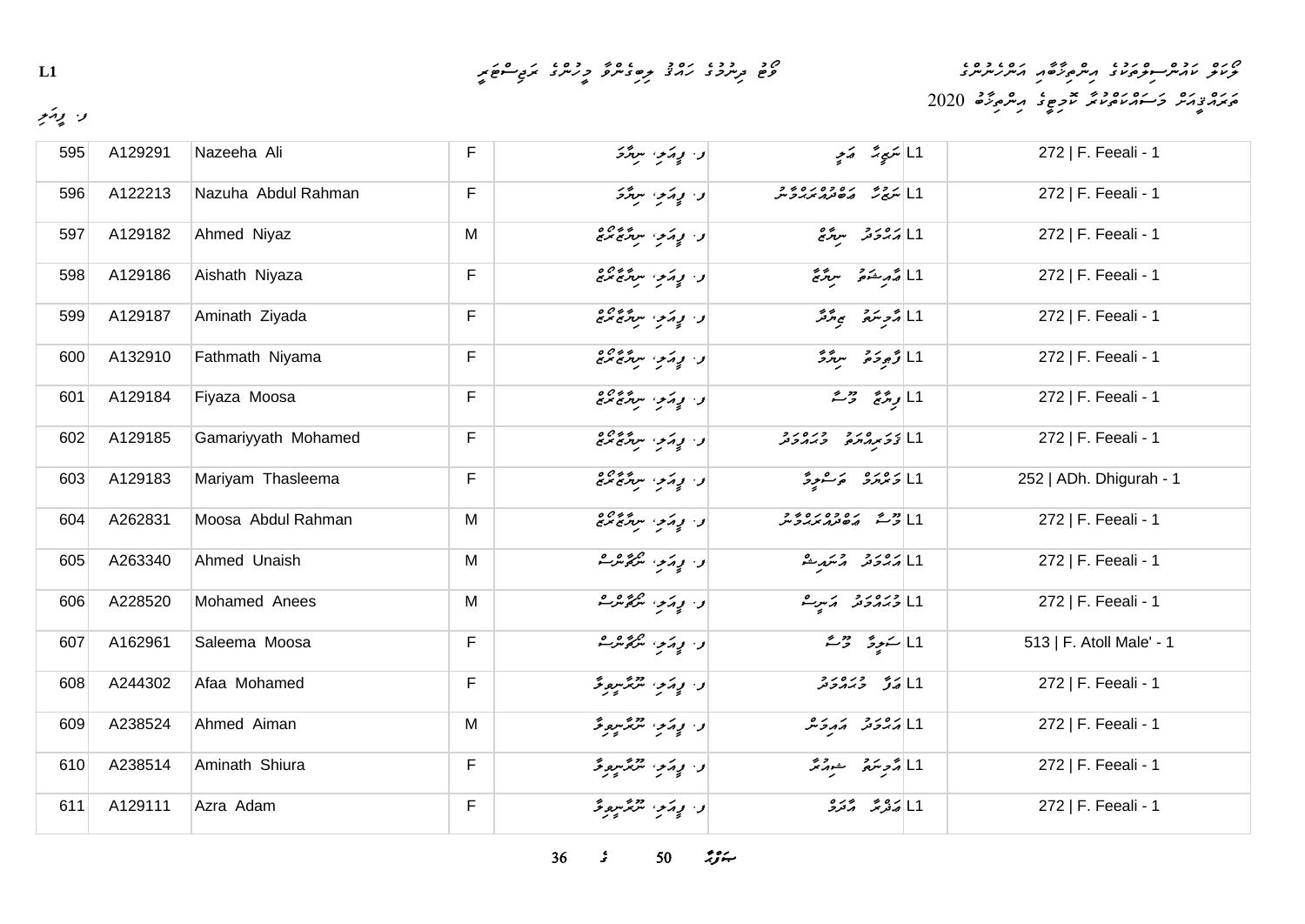| 595 | A129291 | Nazeeha Ali | F | و· ڤީއަލި، ނިޔާމާ | L1 ނަޒީހާ ޢަލި | 272 \| F. Feeali - 1 |
|---|---|---|---|---|---|---|
| 596 | A122213 | Nazuha Abdul Rahman | F | و· ڤީއަލި، ނިޔާމާ | L1 ނަޒުހާ ޢަބްދުއްރަހްމާން | 272 \| F. Feeali - 1 |
| 597 | A129182 | Ahmed Niyaz | M | و· ڤީއަލި، ނިޔާޒްގެ | L1 އަހްމަދު ނިޔާޒް | 272 \| F. Feeali - 1 |
| 598 | A129186 | Aishath Niyaza | F | و· ڤީއަލި، ނިޔާޒްގެ | L1 އާއިޝަތު ނިޔާޒާ | 272 \| F. Feeali - 1 |
| 599 | A129187 | Aminath Ziyada | F | و· ڤީއަލި، ނިޔާޒްގެ | L1 އާމިނަތު ޒިޔާދާ | 272 \| F. Feeali - 1 |
| 600 | A132910 | Fathmath Niyama | F | و· ڤީއަލި، ނިޔާޒްގެ | L1 ފާތިމަތު ނިޔާމާ | 272 \| F. Feeali - 1 |
| 601 | A129184 | Fiyaza Moosa | F | و· ڤީއަލި، ނިޔާޒްގެ | L1 ފިޔާޒާ މޫސާ | 272 \| F. Feeali - 1 |
| 602 | A129185 | Gamariyyath Mohamed | F | و· ڤީއަލި، ނިޔާޒްގެ | L1 ގަމަރިއްޔަތު މުޙައްމަދު | 272 \| F. Feeali - 1 |
| 603 | A129183 | Mariyam Thasleema | F | و· ڤީއަލި، ނިޔާޒްގެ | L1 މަރިޔަމް ތަސްލީމާ | 252 \| ADh. Dhigurah - 1 |
| 604 | A262831 | Moosa Abdul Rahman | M | و· ڤީއަލި، ނިޔާޒްގެ | L1 މޫސާ ޢަބްދުއްރަހްމާން | 272 \| F. Feeali - 1 |
| 605 | A263340 | Ahmed Unaish | M | و· ڤީއަލި، ނޫމާންސް | L1 އަހްމަދު އުނައިޝް | 272 \| F. Feeali - 1 |
| 606 | A228520 | Mohamed Anees | M | و· ڤީއަލި، ނޫމާންސް | L1 މުޙައްމަދު އަނީސް | 272 \| F. Feeali - 1 |
| 607 | A162961 | Saleema Moosa | F | و· ڤީއަލި، ނޫމާންސް | L1 ސަލީމާ މޫސާ | 513 \| F. Atoll Male' - 1 |
| 608 | A244302 | Afaa Mohamed | F | و· ڤީއަލި، ނޫރާނީވިލާ | L1 އަފާ މުޙައްމަދު | 272 \| F. Feeali - 1 |
| 609 | A238524 | Ahmed Aiman | M | و· ڤީއަލި، ނޫރާނީވިލާ | L1 އަހްމަދު އައިމަން | 272 \| F. Feeali - 1 |
| 610 | A238514 | Aminath Shiura | F | و· ڤީއަލި، ނޫރާނީވިލާ | L1 އާމިނަތު ޝިޢުރާ | 272 \| F. Feeali - 1 |
| 611 | A129111 | Azra Adam | F | و· ڤީއަލި، ނޫރާނީވިލާ | L1 އަޒްރާ އާދަމް | 272 \| F. Feeali - 1 |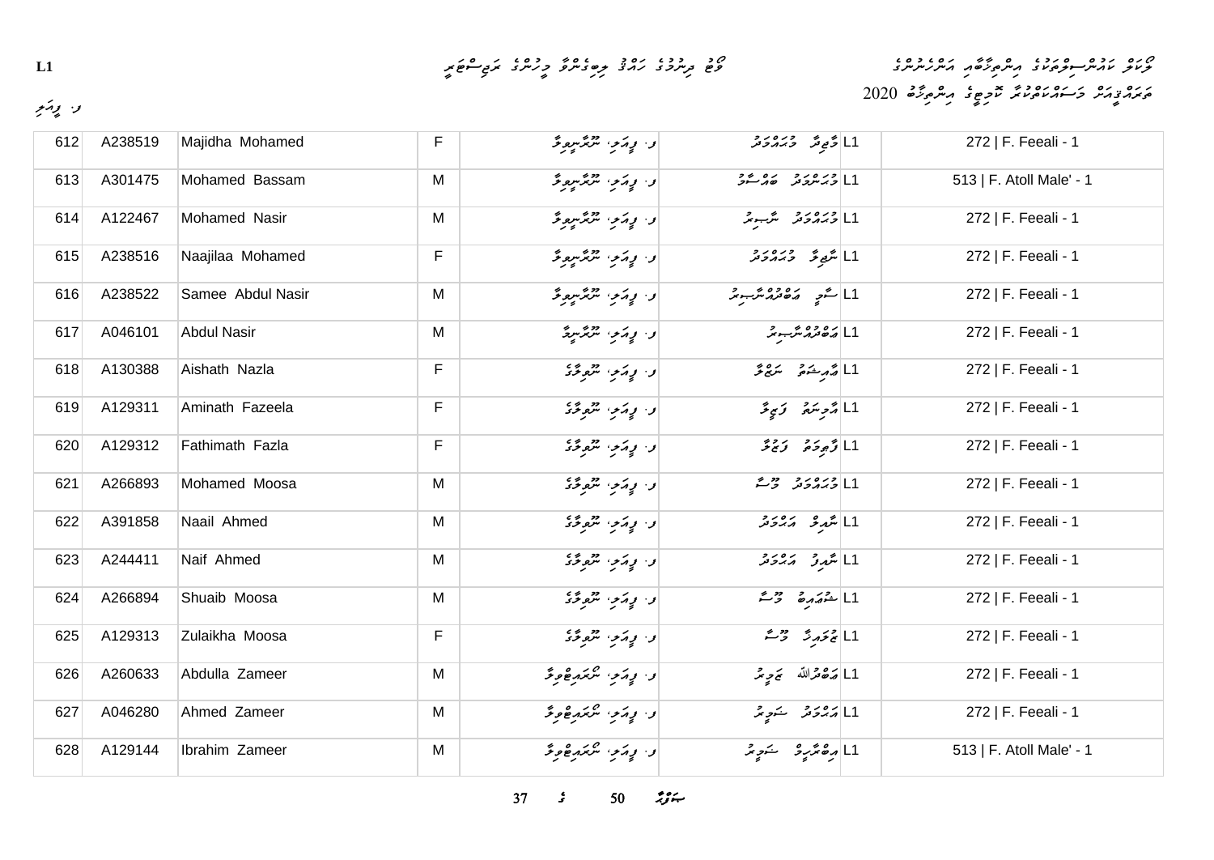| 612 | A238519 | Majidha Mohamed | F | و· وِړَمِ، ترتر سرو ژ | L1 ڈَّمِعَّر وَبَرْدَوَدْ | 272 \| F. Feeali - 1 |
|---|---|---|---|---|---|---|
| 613 | A301475 | Mohamed Bassam | M | و· وِړَمِ، ترتر سرو ژ | L1 وَبَرْدَوَدْ ھَدْسَوْ | 513 \| F. Atoll Male' - 1 |
| 614 | A122467 | Mohamed Nasir | M | و· وِړَمِ، ترتر سرو ژ | L1 وَبَرْدَوَدْ سَّرَبِرْ | 272 \| F. Feeali - 1 |
| 615 | A238516 | Naajilaa Mohamed | F | و· وِړَمِ، ترتر سرو ژ | L1 سَّمِعِ وَبَرْدَوَدْ | 272 \| F. Feeali - 1 |
| 616 | A238522 | Samee Abdul Nasir | M | و· وِړَمِ، ترتر سرو ژ | L1 سَّمِ رَەڤرَ ەسَّرَبِرْ | 272 \| F. Feeali - 1 |
| 617 | A046101 | Abdul Nasir | M | و· وِړَمِ، ترترسرځ | L1 رَەڤرَ ەسَّرَبِرْ | 272 \| F. Feeali - 1 |
| 618 | A130388 | Aishath Nazla | F | و· وِړَمِ، ترموځی | L1 مَّرِشَوَ سَرَجَ | 272 \| F. Feeali - 1 |
| 619 | A129311 | Aminath Fazeela | F | و· وِړَمِ، ترموځی | L1 مَّرِسَرَ وَبِرَ | 272 \| F. Feeali - 1 |
| 620 | A129312 | Fathimath Fazla | F | و· وِړَمِ، ترموځی | L1 وَّجِوَدَ وَجَرَ | 272 \| F. Feeali - 1 |
| 621 | A266893 | Mohamed Moosa | M | و· وِړَمِ، ترموځی | L1 وَبَرْدَوَدْ وَرْسَّ | 272 \| F. Feeali - 1 |
| 622 | A391858 | Naail Ahmed | M | و· وِړَمِ، ترموځی | L1 سَّمِرَ ړَبْرَوَدْ | 272 \| F. Feeali - 1 |
| 623 | A244411 | Naif Ahmed | M | و· وِړَمِ، ترموځی | L1 سَّمِرْ ړَبْرَوَدْ | 272 \| F. Feeali - 1 |
| 624 | A266894 | Shuaib Moosa | M | و· وِړَمِ، ترموځی | L1 شَمَرِھَ وَرْسَّ | 272 \| F. Feeali - 1 |
| 625 | A129313 | Zulaikha Moosa | F | و· وِړَمِ، ترموځی | L1 جَوَرِرَّ وَرْسَّ | 272 \| F. Feeali - 1 |
| 626 | A260633 | Abdulla Zameer | M | و· وِړَمِ، سرتمرھوځ | L1 رَەڤْرَاللّٰه جَوِبَرْ | 272 \| F. Feeali - 1 |
| 627 | A046280 | Ahmed Zameer | M | و· وِړَمِ، سرتمرھوځ | L1 ړَبْرَوَدْ سَوِبَرْ | 272 \| F. Feeali - 1 |
| 628 | A129144 | Ibrahim Zameer | M | و· وِړَمِ، سرتمرھوځ | L1 رِھَمَّرِرْ سَوِبَرْ | 513 \| F. Atoll Male' - 1 |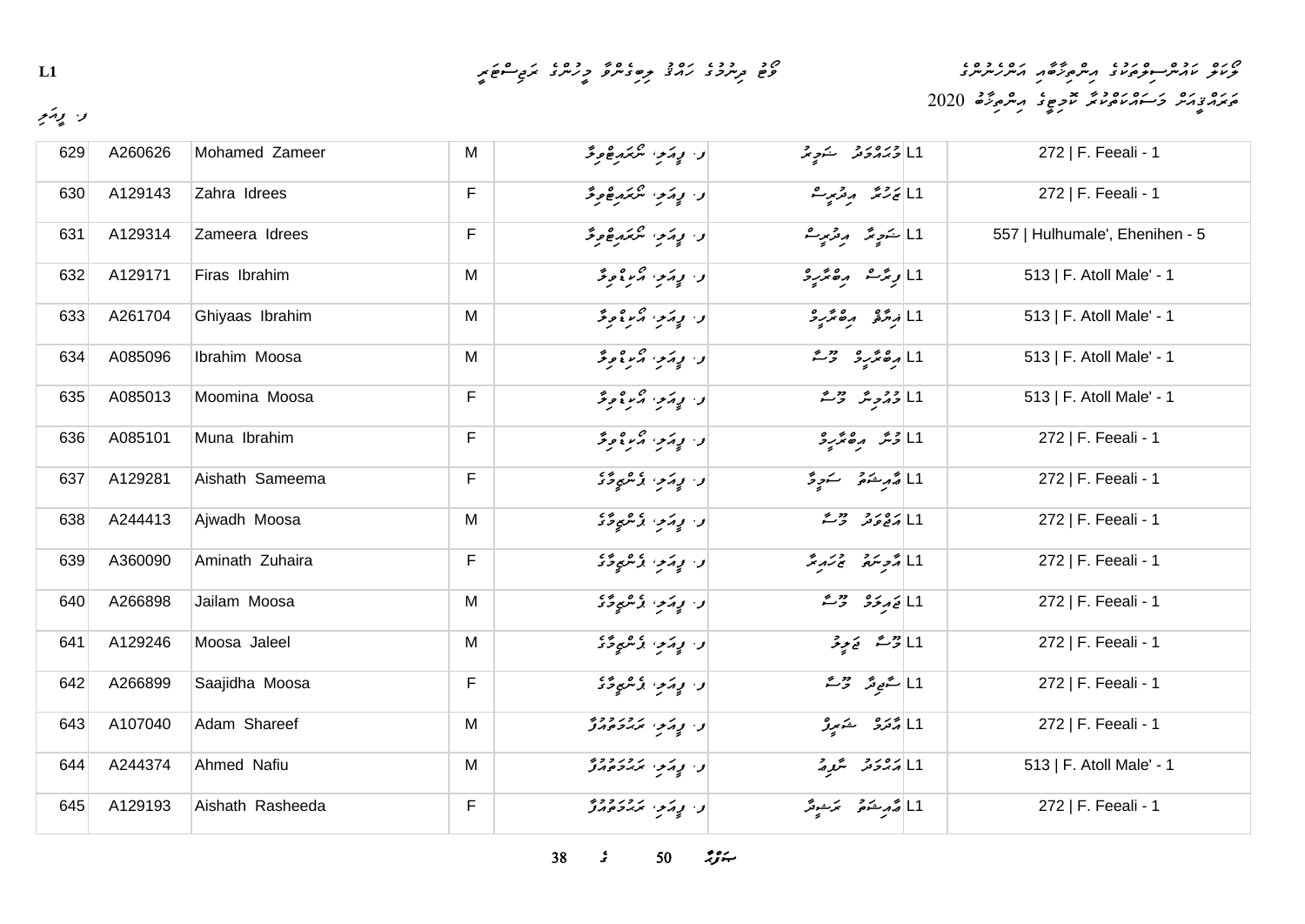ވ. ފީއަލި

| 629 | A260626 | Mohamed Zameer | M | ވ. ފީއަލި، ނޫރައިޝްމިލާ | L1 މުހައްމަދު ޒަމީރު | 272 \| F. Feeali - 1 |
|---|---|---|---|---|---|---|
| 630 | A129143 | Zahra Idrees | F | ވ. ފީއަލި، ނޫރައިޝްމިލާ | L1 ޒަހްރާ އިދުރީސް | 272 \| F. Feeali - 1 |
| 631 | A129314 | Zameera Idrees | F | ވ. ފީއަލި، ނޫރައިޝްމިލާ | L1 ޒަމީރާ އިދުރީސް | 557 \| Hulhumale', Ehenihen - 5 |
| 632 | A129171 | Firas Ibrahim | M | ވ. ފީއަލި، އާރިޝްމިލާ | L1 ފިރާސް އިބްރާހީމް | 513 \| F. Atoll Male' - 1 |
| 633 | A261704 | Ghiyaas Ibrahim | M | ވ. ފީއަލި، އާރިޝްމިލާ | L1 ޣިޔާޘް އިބްރާހީމް | 513 \| F. Atoll Male' - 1 |
| 634 | A085096 | Ibrahim Moosa | M | ވ. ފީއަލި، އާރިޝްމިލާ | L1 އިބްރާހީމް މޫސާ | 513 \| F. Atoll Male' - 1 |
| 635 | A085013 | Moomina Moosa | F | ވ. ފީއަލި، އާރިޝްމިލާ | L1 މޫމިނާ މޫސާ | 513 \| F. Atoll Male' - 1 |
| 636 | A085101 | Muna Ibrahim | F | ވ. ފީއަލި، އާރިޝްމިލާ | L1 މުނާ އިބްރާހީމް | 272 \| F. Feeali - 1 |
| 637 | A129281 | Aishath Sameema | F | ވ. ފީއަލި، ފެންޖެހޭގެ | L1 އާއިޝަތު ސަމީމާ | 272 \| F. Feeali - 1 |
| 638 | A244413 | Ajwadh Moosa | M | ވ. ފީއަލި، ފެންޖެހޭގެ | L1 އަޖްވަދު މޫސާ | 272 \| F. Feeali - 1 |
| 639 | A360090 | Aminath Zuhaira | F | ވ. ފީއަލި، ފެންޖެހޭގެ | L1 އާމިނަތު ޒުހައިރާ | 272 \| F. Feeali - 1 |
| 640 | A266898 | Jailam Moosa | M | ވ. ފީއަލި، ފެންޖެހޭގެ | L1 ޖައިލަމް މޫސާ | 272 \| F. Feeali - 1 |
| 641 | A129246 | Moosa Jaleel | M | ވ. ފީއަލި، ފެންޖެހޭގެ | L1 މޫސާ ޖަލީލު | 272 \| F. Feeali - 1 |
| 642 | A266899 | Saajidha Moosa | F | ވ. ފީއަލި، ފެންޖެހޭގެ | L1 ސާޖިދާ މޫސާ | 272 \| F. Feeali - 1 |
| 643 | A107040 | Adam Shareef | M | ވ. ފީއަލި، ރަހުމަތުއްލާ | L1 އާދަމް ޝަރީފު | 272 \| F. Feeali - 1 |
| 644 | A244374 | Ahmed Nafiu | M | ވ. ފީއަލި، ރަހުމަތުއްލާ | L1 އަހްމަދު ނާފިއު | 513 \| F. Atoll Male' - 1 |
| 645 | A129193 | Aishath Rasheeda | F | ވ. ފީއަލި، ރަހުމަތުއްލާ | L1 އާއިޝަތު ރަޝީދާ | 272 \| F. Feeali - 1 |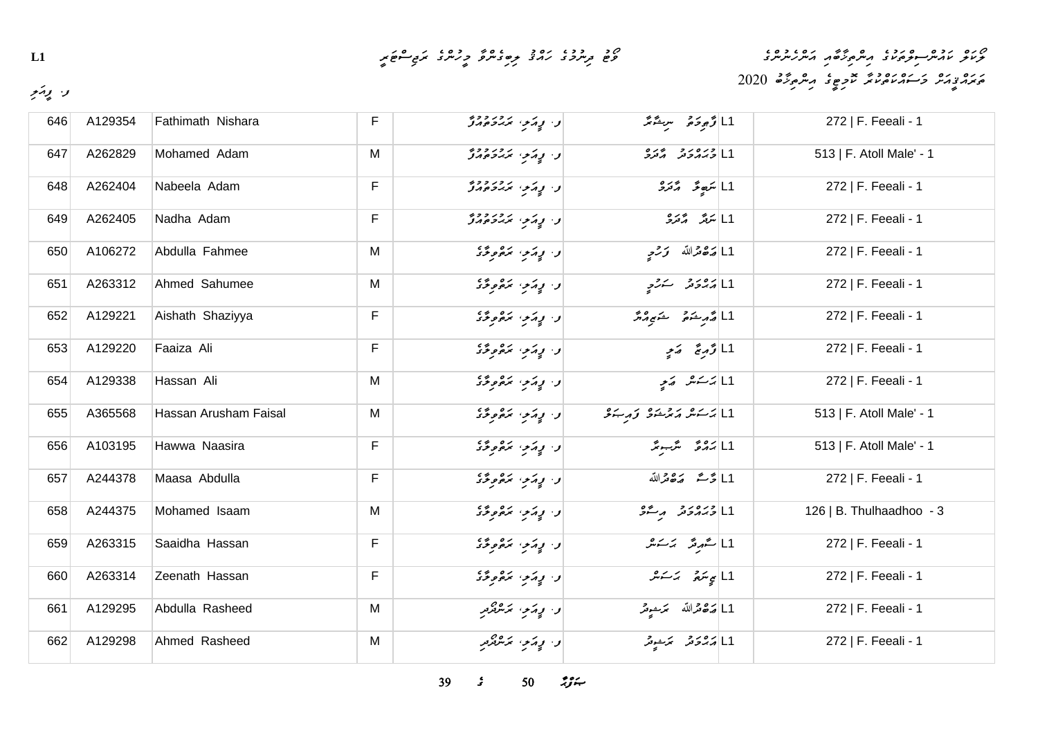ފ. ފީއަލި

| 646 | A129354 | Fathimath Nishara | F | ފ. ފީއަލި، ރަޙްމަތުމަގު | L1 ފާތިމަތު ނިޝާރާ | 272 \| F. Feeali - 1 |
|---|---|---|---|---|---|---|
| 647 | A262829 | Mohamed Adam | M | ފ. ފީއަލި، ރަޙްމަތުމަގު | L1 މުޙައްމަދު އާދަމް | 513 \| F. Atoll Male' - 1 |
| 648 | A262404 | Nabeela Adam | F | ފ. ފީއަލި، ރަޙްމަތުމަގު | L1 ނަބީލާ އާދަމް | 272 \| F. Feeali - 1 |
| 649 | A262405 | Nadha Adam | F | ފ. ފީއަލި، ރަޙްމަތުމަގު | L1 ނަދާ އާދަމް | 272 \| F. Feeali - 1 |
| 650 | A106272 | Abdulla Fahmee | M | ފ. ފީއަލި، ރަބީއުވިލާ | L1 އަބްދުﷲ ފަހުމީ | 272 \| F. Feeali - 1 |
| 651 | A263312 | Ahmed Sahumee | M | ފ. ފީއަލި، ރަބީއުވިލާ | L1 އަޙްމަދު ސަހުމީ | 272 \| F. Feeali - 1 |
| 652 | A129221 | Aishath Shaziyya | F | ފ. ފީއަލި، ރަބީއުވިލާ | L1 އާއިޝަތު ޝާޒިއްޔާ | 272 \| F. Feeali - 1 |
| 653 | A129220 | Faaiza Ali | F | ފ. ފީއަލި، ރަބީއުވިލާ | L1 ފާއިޒާ އަލި | 272 \| F. Feeali - 1 |
| 654 | A129338 | Hassan Ali | M | ފ. ފީއަލި، ރަބީއުވިލާ | L1 ހަސަން އަލި | 272 \| F. Feeali - 1 |
| 655 | A365568 | Hassan Arusham Faisal | M | ފ. ފީއަލި، ރަބީއުވިލާ | L1 ހަސަން އަރުޝަމް ފައިސަލް | 513 \| F. Atoll Male' - 1 |
| 656 | A103195 | Hawwa Naasira | F | ފ. ފީއަލި، ރަބީއުވިލާ | L1 ހައްވާ ނާސިރާ | 513 \| F. Atoll Male' - 1 |
| 657 | A244378 | Maasa Abdulla | F | ފ. ފީއަލި، ރަބީއުވިލާ | L1 މާސާ އަބްދުﷲ | 272 \| F. Feeali - 1 |
| 658 | A244375 | Mohamed Isaam | M | ފ. ފީއަލި، ރަބީއުވިލާ | L1 މުޙައްމަދު އިސާމް | 126 \| B. Thulhaadhoo - 3 |
| 659 | A263315 | Saaidha Hassan | F | ފ. ފީއަލި، ރަބީއުވިލާ | L1 ސާއިދާ ހަސަން | 272 \| F. Feeali - 1 |
| 660 | A263314 | Zeenath Hassan | F | ފ. ފީއަލި، ރަބީއުވިލާ | L1 ޒީނަތު ހަސަން | 272 \| F. Feeali - 1 |
| 661 | A129295 | Abdulla Rasheed | M | ފ. ފީއަލި، ރަންދޯރު | L1 އަބްދުﷲ ރަޝީދު | 272 \| F. Feeali - 1 |
| 662 | A129298 | Ahmed Rasheed | M | ފ. ފީއަލި، ރަންދޯރު | L1 އަޙްމަދު ރަޝީދު | 272 \| F. Feeali - 1 |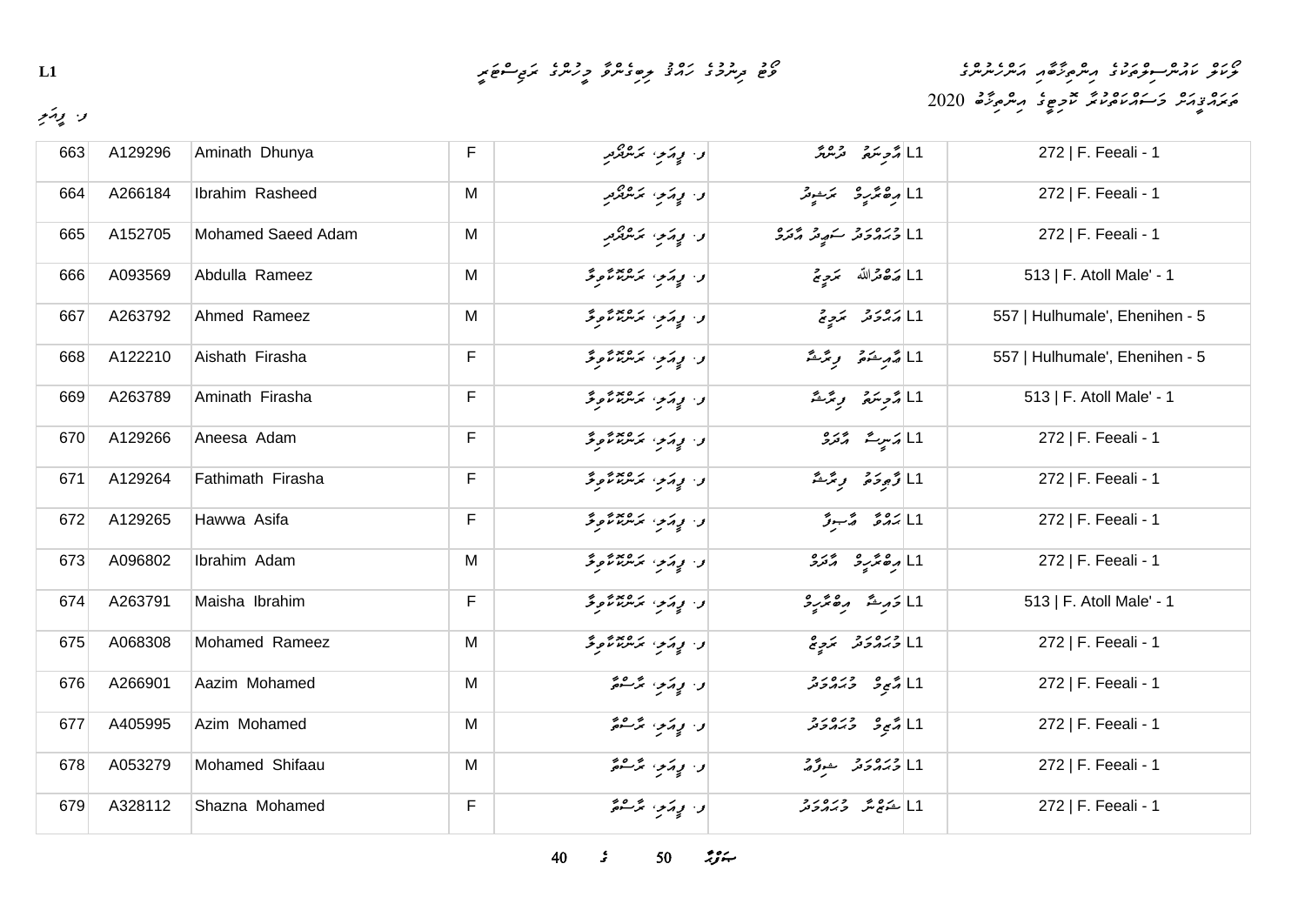| 663 | A129296 | Aminath Dhunya | F | و· ۄީއަލި، ރަންދުރި | L1 އާމިނަތު ދުންޔާ | 272 \| F. Feeali - 1 |
|---|---|---|---|---|---|---|
| 664 | A266184 | Ibrahim Rasheed | M | و· ۄީއަލި، ރަންދުރި | L1 އިބްރާހީމް ރަޝީދު | 272 \| F. Feeali - 1 |
| 665 | A152705 | Mohamed Saeed Adam | M | و· ۄީއަލި، ރަންދުރި | L1 މުހައްމަދު ސައީދު އާދަމް | 272 \| F. Feeali - 1 |
| 666 | A093569 | Abdulla Rameez | M | و· ۄީއަލި، ރަންދުރާގެ | L1 އަބްދުﷲ ރަމީޒު | 513 \| F. Atoll Male' - 1 |
| 667 | A263792 | Ahmed Rameez | M | و· ۄީއަލި، ރަންދުރާގެ | L1 އަޙްމަދު ރަމީޒު | 557 \| Hulhumale', Ehenihen - 5 |
| 668 | A122210 | Aishath Firasha | F | و· ۄީއަލި، ރަންދުރާގެ | L1 އާއިޝަތު ފިރާޝާ | 557 \| Hulhumale', Ehenihen - 5 |
| 669 | A263789 | Aminath Firasha | F | و· ۄީއަލި، ރަންދުރާގެ | L1 އާމިނަތު ފިރާޝާ | 513 \| F. Atoll Male' - 1 |
| 670 | A129266 | Aneesa Adam | F | و· ۄީއަލި، ރަންދުރާގެ | L1 އަނީސާ އާދަމް | 272 \| F. Feeali - 1 |
| 671 | A129264 | Fathimath Firasha | F | و· ۄީއަލި، ރަންދުރާގެ | L1 ފާތިމަތު ފިރާޝާ | 272 \| F. Feeali - 1 |
| 672 | A129265 | Hawwa Asifa | F | و· ۄީއަލި، ރަންދުރާގެ | L1 ހައްވާ އާސިފާ | 272 \| F. Feeali - 1 |
| 673 | A096802 | Ibrahim Adam | M | و· ۄީއަލި، ރަންދުރާގެ | L1 އިބްރާހީމް އާދަމް | 272 \| F. Feeali - 1 |
| 674 | A263791 | Maisha Ibrahim | F | و· ۄީއަލި، ރަންދުރާގެ | L1 މައިޝާ އިބްރާހީމް | 513 \| F. Atoll Male' - 1 |
| 675 | A068308 | Mohamed Rameez | M | و· ۄީއަލި، ރަންދުރާގެ | L1 މުހައްމަދު ރަމީޒު | 272 \| F. Feeali - 1 |
| 676 | A266901 | Aazim Mohamed | M | و· ۄީއަލި، ރާސްތާ | L1 އާޒިމް މުހައްމަދު | 272 \| F. Feeali - 1 |
| 677 | A405995 | Azim Mohamed | M | و· ۄީއަލި، ރާސްތާ | L1 އާޒިމް މުހައްމަދު | 272 \| F. Feeali - 1 |
| 678 | A053279 | Mohamed Shifaau | M | و· ۄީއަލި، ރާސްތާ | L1 މުހައްމަދު ޝިފާއު | 272 \| F. Feeali - 1 |
| 679 | A328112 | Shazna Mohamed | F | و· ۄީއަލި، ރާސްތާ | L1 ޝަޒްނާ މުހައްމަދު | 272 \| F. Feeali - 1 |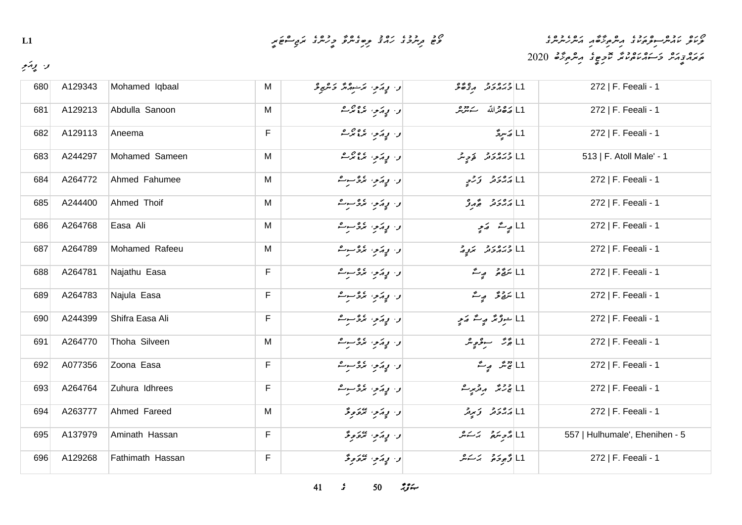ފ. ފީއަލި

| 680 | A129343 | Mohamed Iqbaal | M | ފ. ފީއަލި، ރައްސިއްޔާ މަންޒިލް | L1 މުހައްމަދު އިޤްބާލް | 272 \| F. Feeali - 1 |
|---|---|---|---|---|---|---|
| 681 | A129213 | Abdulla Sanoon | M | ފ. ފީއަލި، ރޯޒްރަން | L1 އަބްދުﷲ ސަނޫން | 272 \| F. Feeali - 1 |
| 682 | A129113 | Aneema | F | ފ. ފީއަލި، ރޯޒްރަން | L1 އަނީމާ | 272 \| F. Feeali - 1 |
| 683 | A244297 | Mohamed Sameen | M | ފ. ފީއަލި، ރޯޒްރަން | L1 މުހައްމަދު ސަމީން | 513 \| F. Atoll Male' - 1 |
| 684 | A264772 | Ahmed Fahumee | M | ފ. ފީއަލި، ރެޑްސަން | L1 އަހުމަދު ފަހުމީ | 272 \| F. Feeali - 1 |
| 685 | A244400 | Ahmed Thoif | M | ފ. ފީއަލި، ރެޑްސަން | L1 އަހުމަދު ޠާއިފް | 272 \| F. Feeali - 1 |
| 686 | A264768 | Easa Ali | M | ފ. ފީއަލި، ރެޑްސަން | L1 އީސާ ޢަލީ | 272 \| F. Feeali - 1 |
| 687 | A264789 | Mohamed Rafeeu | M | ފ. ފީއަލި، ރެޑްސަން | L1 މުހައްމަދު ރަފީޢު | 272 \| F. Feeali - 1 |
| 688 | A264781 | Najathu Easa | F | ފ. ފީއަލި، ރެޑްސަން | L1 ނަޖާތު އީސާ | 272 \| F. Feeali - 1 |
| 689 | A264783 | Najula Easa | F | ފ. ފީއަލި، ރެޑްސަން | L1 ނަޖުލާ އީސާ | 272 \| F. Feeali - 1 |
| 690 | A244399 | Shifra Easa Ali | F | ފ. ފީއަލި، ރެޑްސަން | L1 ޝިފްރާ އީސާ ޢަލީ | 272 \| F. Feeali - 1 |
| 691 | A264770 | Thoha Silveen | M | ފ. ފީއަލި، ރެޑްސަން | L1 ޠޯހާ ސިލްވީން | 272 \| F. Feeali - 1 |
| 692 | A077356 | Zoona Easa | F | ފ. ފީއަލި، ރެޑްސަން | L1 ޒޫނާ އީސާ | 272 \| F. Feeali - 1 |
| 693 | A264764 | Zuhura Idhrees | F | ފ. ފީއަލި، ރެޑްސަން | L1 ޒުހުރާ އިދްރީސް | 272 \| F. Feeali - 1 |
| 694 | A263777 | Ahmed Fareed | M | ފ. ފީއަލި، ރޯމާވިލާ | L1 އަހުމަދު ފަރީދު | 272 \| F. Feeali - 1 |
| 695 | A137979 | Aminath Hassan | F | ފ. ފީއަލި، ރޯމާވިލާ | L1 އާމިނަތު ހަސަން | 557 \| Hulhumale', Ehenihen - 5 |
| 696 | A129268 | Fathimath Hassan | F | ފ. ފީއަލި، ރޯމާވިލާ | L1 ފާތިމަތު ހަސަން | 272 \| F. Feeali - 1 |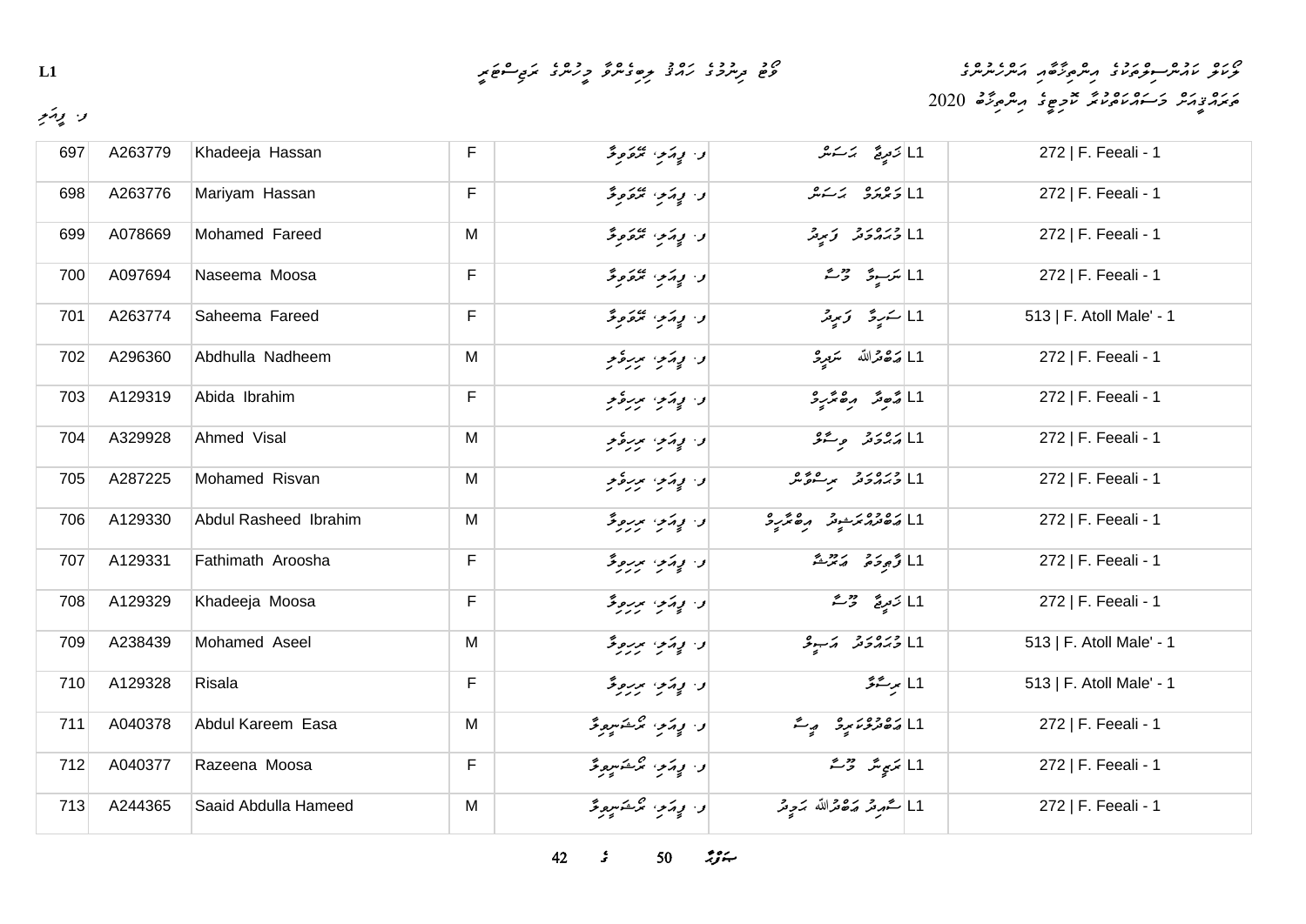ފ. ފީއަލި

| 697 | A263779 | Khadeeja Hassan | F | ފ. ފީއަލި، ރޯޒަވިލާ | ޚަދީޖާ ހަސަން | L1 | 272 \| F. Feeali - 1 |
|---|---|---|---|---|---|---|---|
| 698 | A263776 | Mariyam Hassan | F | ފ. ފީއަލި، ރޯޒަވިލާ | މަރިޔަމް ހަސަން | L1 | 272 \| F. Feeali - 1 |
| 699 | A078669 | Mohamed Fareed | M | ފ. ފީއަލި، ރޯޒަވިލާ | މުހައްމަދު ފަރީދު | L1 | 272 \| F. Feeali - 1 |
| 700 | A097694 | Naseema Moosa | F | ފ. ފީއަލި، ރޯޒަވިލާ | ނަސީމާ މޫސާ | L1 | 272 \| F. Feeali - 1 |
| 701 | A263774 | Saheema Fareed | F | ފ. ފީއަލި، ރޯޒަވިލާ | ސަހީމާ ފަރީދު | L1 | 513 \| F. Atoll Male' - 1 |
| 702 | A296360 | Abdhulla Nadheem | M | ފ. ފީއަލި، ނިރުމާލް | އަބްދުﷲ ނަދީމް | L1 | 272 \| F. Feeali - 1 |
| 703 | A129319 | Abida Ibrahim | F | ފ. ފީއަލި، ނިރުމާލް | އާބިދާ އިބްރާހީމް | L1 | 272 \| F. Feeali - 1 |
| 704 | A329928 | Ahmed Visal | M | ފ. ފީއަލި، ނިރުމާލް | އަހުމަދު ވިސާލް | L1 | 272 \| F. Feeali - 1 |
| 705 | A287225 | Mohamed Risvan | M | ފ. ފީއަލި، ނިރުމާލް | މުހައްމަދު ރިސްވާން | L1 | 272 \| F. Feeali - 1 |
| 706 | A129330 | Abdul Rasheed Ibrahim | M | ފ. ފީއަލި، ނިރުވިލާ | އަބްދުއްރަޝީދު އިބްރާހީމް | L1 | 272 \| F. Feeali - 1 |
| 707 | A129331 | Fathimath Aroosha | F | ފ. ފީއަލި، ނިރުވިލާ | ފާތިމަތު އަރޫޝާ | L1 | 272 \| F. Feeali - 1 |
| 708 | A129329 | Khadeeja Moosa | F | ފ. ފީއަލި، ނިރުވިލާ | ޚަދީޖާ މޫސާ | L1 | 272 \| F. Feeali - 1 |
| 709 | A238439 | Mohamed Aseel | M | ފ. ފީއަލި، ނިރުވިލާ | މުހައްމަދު އަސީލް | L1 | 513 \| F. Atoll Male' - 1 |
| 710 | A129328 | Risala | F | ފ. ފީއަލި، ނިރުވިލާ | ރިސާލާ | L1 | 513 \| F. Atoll Male' - 1 |
| 711 | A040378 | Abdul Kareem Easa | M | ފ. ފީއަލި، ރޯޝަނީވިލާ | އަބްދުލްކަރީމް ޢީސާ | L1 | 272 \| F. Feeali - 1 |
| 712 | A040377 | Razeena Moosa | F | ފ. ފީއަލި، ރޯޝަނީވިލާ | ރަޒީނާ މޫސާ | L1 | 272 \| F. Feeali - 1 |
| 713 | A244365 | Saaid Abdulla Hameed | M | ފ. ފީއަލި، ރޯޝަނީވިލާ | ސާއިދު އަބްދުﷲ ހަމީދު | L1 | 272 \| F. Feeali - 1 |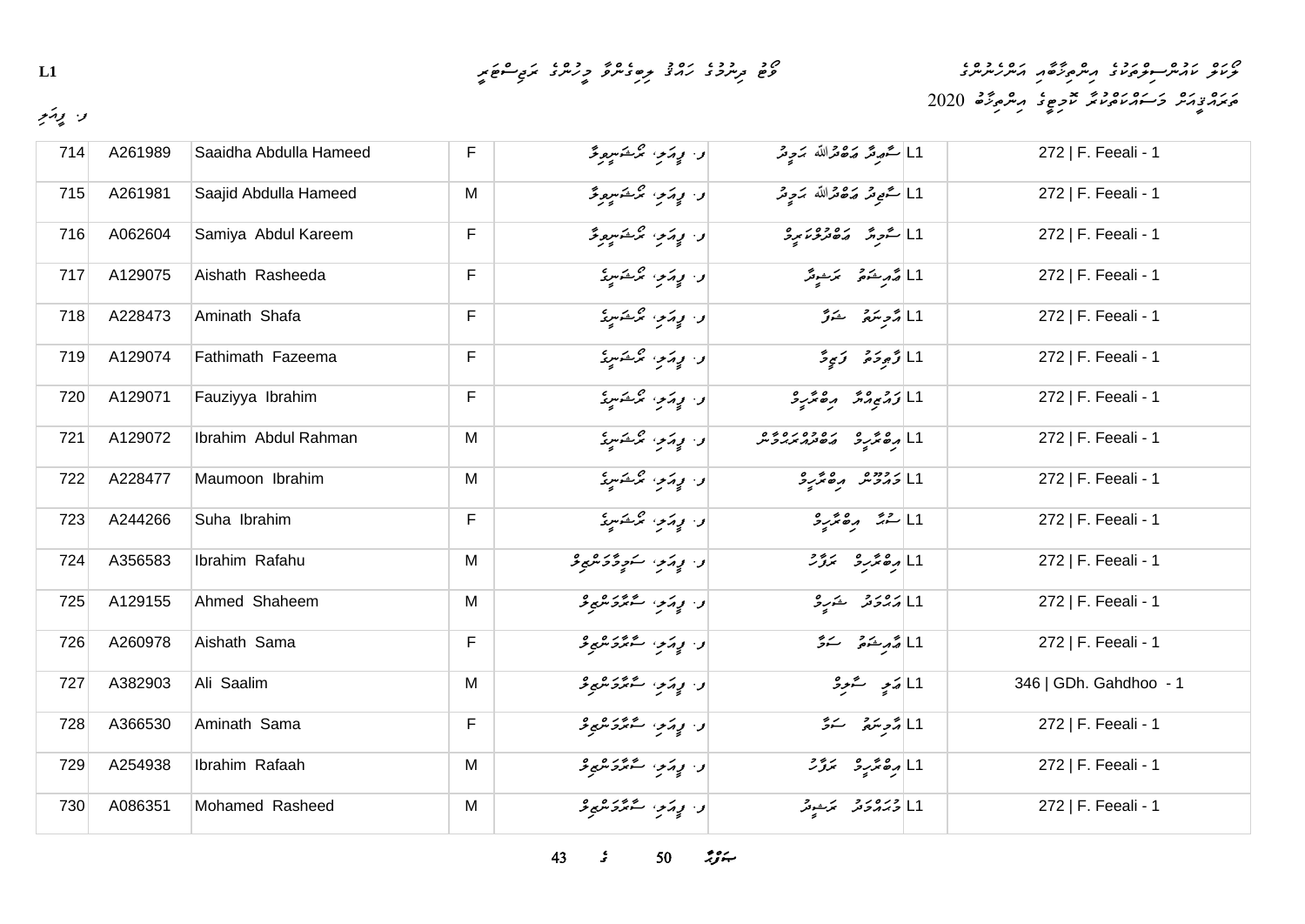ފ. ފީއަލި

| 714 | A261989 | Saaidha Abdulla Hameed | F | ފ. ފީއަލި، ރޯޝަނީވިލާ | L1 ސާއިދާ އަބްދުﷲ ހަމީދު | 272 \| F. Feeali - 1 |
|---|---|---|---|---|---|---|
| 715 | A261981 | Saajid Abdulla Hameed | M | ފ. ފީއަލި، ރޯޝަނީވިލާ | L1 ސާޖިދު އަބްދުﷲ ހަމީދު | 272 \| F. Feeali - 1 |
| 716 | A062604 | Samiya Abdul Kareem | F | ފ. ފީއަލި، ރޯޝަނީވިލާ | L1 ސާމިޔާ އަބްދުލްކަރީމް | 272 \| F. Feeali - 1 |
| 717 | A129075 | Aishath Rasheeda | F | ފ. ފީއަލި، ރޯޝަނީގެ | L1 އާއިޝަތު ރަޝީދާ | 272 \| F. Feeali - 1 |
| 718 | A228473 | Aminath Shafa | F | ފ. ފީއަލި، ރޯޝަނީގެ | L1 އާމިނަތު ޝަފާ | 272 \| F. Feeali - 1 |
| 719 | A129074 | Fathimath Fazeema | F | ފ. ފީއަލި، ރޯޝަނީގެ | L1 ފާތިމަތު ފަޒީމާ | 272 \| F. Feeali - 1 |
| 720 | A129071 | Fauziyya Ibrahim | F | ފ. ފީއަލި، ރޯޝަނީގެ | L1 ފައުޒިއްޔާ އިބްރާހިމް | 272 \| F. Feeali - 1 |
| 721 | A129072 | Ibrahim Abdul Rahman | M | ފ. ފީއަލި، ރޯޝަނީގެ | L1 އިބްރާހިމް އަބްދުއްރަޙްމާން | 272 \| F. Feeali - 1 |
| 722 | A228477 | Maumoon Ibrahim | M | ފ. ފީއަލި، ރޯޝަނީގެ | L1 މައުމޫން އިބްރާހިމް | 272 \| F. Feeali - 1 |
| 723 | A244266 | Suha Ibrahim | F | ފ. ފީއަލި، ރޯޝަނީގެ | L1 ސުހާ އިބްރާހިމް | 272 \| F. Feeali - 1 |
| 724 | A356583 | Ibrahim Rafahu | M | ފ. ފީއަލި، ސަލީމާމަންޒިލް | L1 އިބްރާހިމް ރަފާހު | 272 \| F. Feeali - 1 |
| 725 | A129155 | Ahmed Shaheem | M | ފ. ފީއަލި، ސާރާމަންޒިލް | L1 އަހްމަދު ޝަހީމް | 272 \| F. Feeali - 1 |
| 726 | A260978 | Aishath Sama | F | ފ. ފީއަލި، ސާރާމަންޒިލް | L1 އާއިޝަތު ސަމާ | 272 \| F. Feeali - 1 |
| 727 | A382903 | Ali Saalim | M | ފ. ފީއަލި، ސާރާމަންޒިލް | L1 އަލި ސާލިމް | 346 \| GDh. Gahdhoo - 1 |
| 728 | A366530 | Aminath Sama | F | ފ. ފީއަލި، ސާރާމަންޒިލް | L1 އާމިނަތު ސަމާ | 272 \| F. Feeali - 1 |
| 729 | A254938 | Ibrahim Rafaah | M | ފ. ފީއަލި، ސާރާމަންޒިލް | L1 އިބްރާހިމް ރަފާހު | 272 \| F. Feeali - 1 |
| 730 | A086351 | Mohamed Rasheed | M | ފ. ފީއަލި، ސާރާމަންޒިލް | L1 މުހައްމަދު ރަޝީދު | 272 \| F. Feeali - 1 |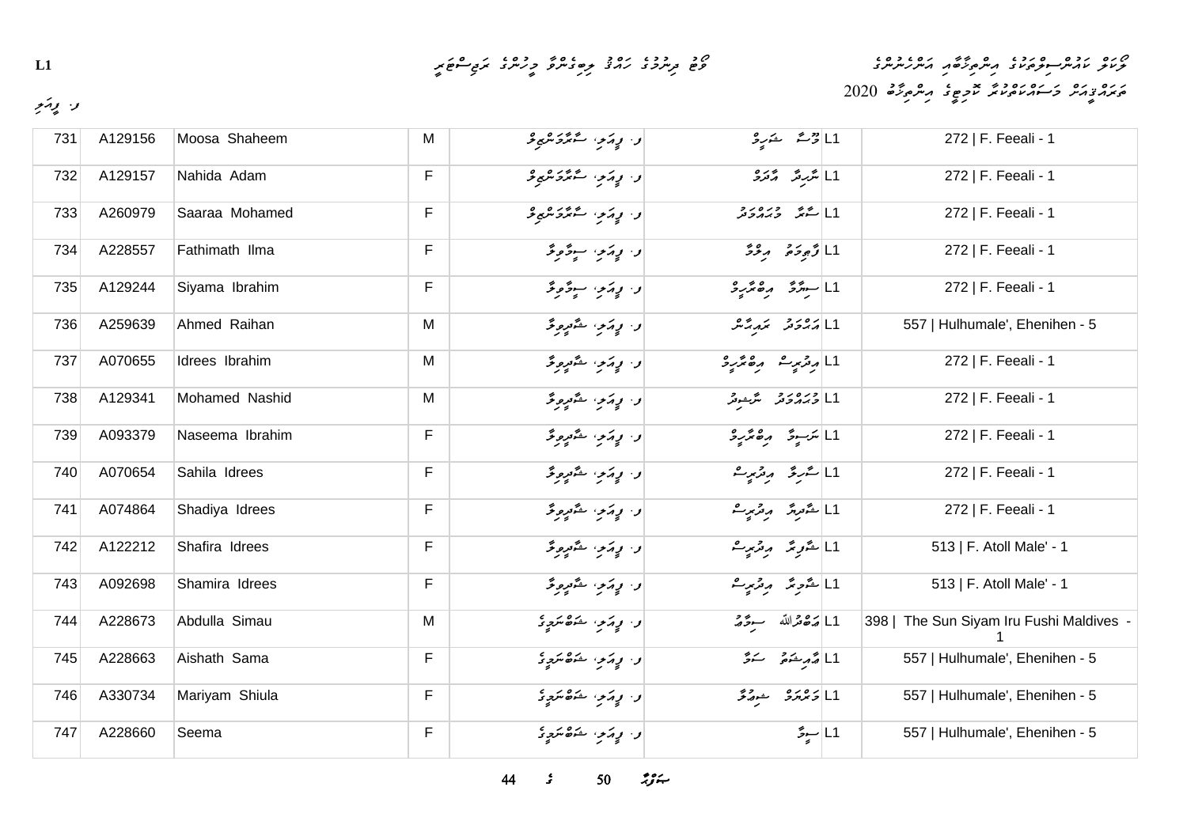ޑރާފްޓް ކައުންސިލްތަކުގެ އިންތިޚާބާއި އަންހެނުންގެ ތަރައްޤީއަށް މަސައްކަތްކުރާ ކޮމިޓީގެ އިންތިޚާބު 2020

ވޯޓު ދިނުމުގެ ހައްޤު ލިބިގެންވާ މީހުންގެ ނަރަސް ލިސްޓު L1

ފ. ފީއަލި

| | | | | | | | |
|---|---|---|---|---|---|---|---|
| 731 | A129156 | Moosa Shaheem | M | ފ. ފީއަލި، ސާރާމަންޒިލް | މޫސާ ޝަހީމް | L1 | 272 \| F. Feeali - 1 |
| 732 | A129157 | Nahida Adam | F | ފ. ފީއަލި، ސާރާމަންޒިލް | ނާހިދާ އާދަމް | L1 | 272 \| F. Feeali - 1 |
| 733 | A260979 | Saaraa Mohamed | F | ފ. ފީއަލި، ސާރާމަންޒިލް | ސާރާ މުޙައްމަދު | L1 | 272 \| F. Feeali - 1 |
| 734 | A228557 | Fathimath Ilma | F | ފ. ފީއަލި، ސިލްވަރވިލާ | ފާތިމަތު އިލްމާ | L1 | 272 \| F. Feeali - 1 |
| 735 | A129244 | Siyama Ibrahim | F | ފ. ފީއަލި، ސިލްވަރވިލާ | ސިޔާމާ އިބްރާހީމް | L1 | 272 \| F. Feeali - 1 |
| 736 | A259639 | Ahmed Raihan | M | ފ. ފީއަލި، ޝާދީވިލާ | އަޙްމަދު ރައިހާން | L1 | 557 \| Hulhumale', Ehenihen - 5 |
| 737 | A070655 | Idrees Ibrahim | M | ފ. ފީއަލި، ޝާދީވިލާ | އިދުރީސް އިބްރާހީމް | L1 | 272 \| F. Feeali - 1 |
| 738 | A129341 | Mohamed Nashid | M | ފ. ފީއަލި، ޝާދީވިލާ | މުޙައްމަދު ނާޝިދު | L1 | 272 \| F. Feeali - 1 |
| 739 | A093379 | Naseema Ibrahim | F | ފ. ފީއަލި، ޝާދީވިލާ | ނަސީމާ އިބްރާހީމް | L1 | 272 \| F. Feeali - 1 |
| 740 | A070654 | Sahila Idrees | F | ފ. ފީއަލި، ޝާދީވިލާ | ސާހިލާ އިދުރީސް | L1 | 272 \| F. Feeali - 1 |
| 741 | A074864 | Shadiya Idrees | F | ފ. ފީއަލި، ޝާދީވިލާ | ޝާދިޔާ އިދުރީސް | L1 | 272 \| F. Feeali - 1 |
| 742 | A122212 | Shafira Idrees | F | ފ. ފީއަލި، ޝާދީވިލާ | ޝާފިރާ އިދުރީސް | L1 | 513 \| F. Atoll Male' - 1 |
| 743 | A092698 | Shamira Idrees | F | ފ. ފީއަލި، ޝާދީވިލާ | ޝާމިރާ އިދުރީސް | L1 | 513 \| F. Atoll Male' - 1 |
| 744 | A228673 | Abdulla Simau | M | ފ. ފީއަލި، ޝަރަބްނަމްގެ | އަބްދުﷲ ސިމާއު | L1 | 398 \| The Sun Siyam Iru Fushi Maldives - 1 |
| 745 | A228663 | Aishath Sama | F | ފ. ފީއަލި، ޝަރަބްނަމްގެ | އާއިޝަތު ސަމާ | L1 | 557 \| Hulhumale', Ehenihen - 5 |
| 746 | A330734 | Mariyam Shiula | F | ފ. ފީއަލި، ޝަރަބްނަމްގެ | މަރިޔަމް ޝިއުލާ | L1 | 557 \| Hulhumale', Ehenihen - 5 |
| 747 | A228660 | Seema | F | ފ. ފީއަލި، ޝަރަބްނަމްގެ | ސީމާ | L1 | 557 \| Hulhumale', Ehenihen - 5 |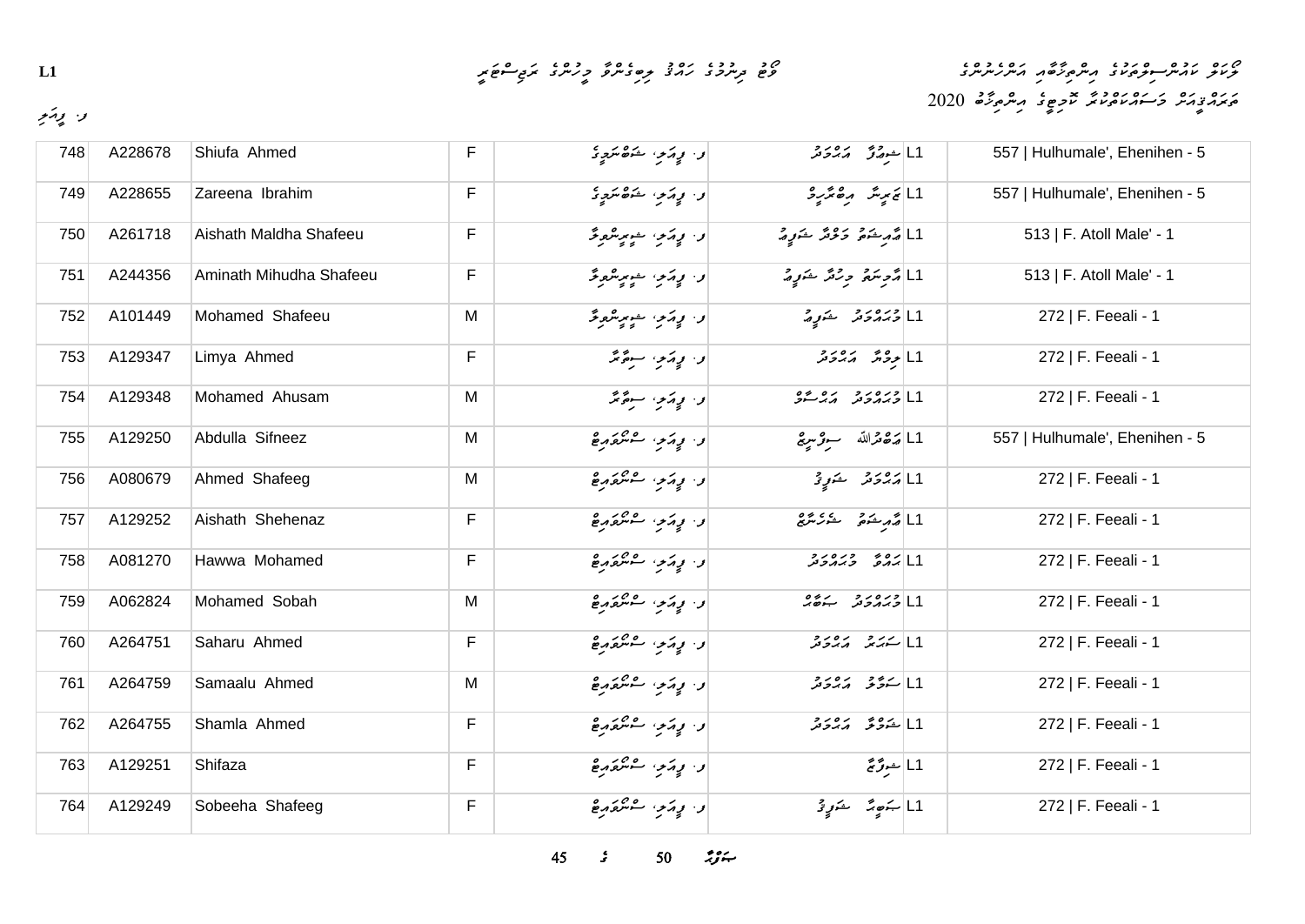| 748 | A228678 | Shiufa Ahmed | F | و· وٍپرَمٍ، شَھۡھ شرِو | L1 شِوِرُقَ اَ رُدَ دَ | 557 \| Hulhumale', Ehenihen - 5 |
|---|---|---|---|---|---|---|
| 749 | A228655 | Zareena Ibrahim | F | و· وٍپرَمٍ، شَھۡھ شرِو | L1 يَحِيرِ مٍ اِ ھ مُرِ و | 557 \| Hulhumale', Ehenihen - 5 |
| 750 | A261718 | Aishath Maldha Shafeeu | F | و· وٍپرَمٍ، شو مرِ مرِ | L1 مَّہرِ شَوَ وَ وْ مُرَ شَوَ رِ | 513 \| F. Atoll Male' - 1 |
| 751 | A244356 | Aminath Mihudha Shafeeu | F | و· وٍپرَمٍ، شو مرِ مرِ | L1 مُّ رِ سَرِ وَ رُ قَرِ شَوَرِ | 513 \| F. Atoll Male' - 1 |
| 752 | A101449 | Mohamed Shafeeu | M | و· وٍپرَمٍ، شو مرِ مرِ | L1 وَ رَ رُ وَ رُ شَوَ رِ | 272 \| F. Feeali - 1 |
| 753 | A129347 | Limya Ahmed | F | و· وٍپرَمٍ، سِو مَّ | L1 مِرِ وَ مَّ رُ وَ رُ | 272 \| F. Feeali - 1 |
| 754 | A129348 | Mohamed Ahusam | M | و· وٍپرَمٍ، سِو مَّ | L1 وَ رَ رُ وَ رُ مَ رُ سَّ وْ | 272 \| F. Feeali - 1 |
| 755 | A129250 | Abdulla Sifneez | M | و· وٍپرَمٍ، سُ مَرُ مَرِ ھ | L1 رَھ قرالله سِرْ سِرِ ھ | 557 \| Hulhumale', Ehenihen - 5 |
| 756 | A080679 | Ahmed Shafeeg | M | و· وٍپرَمٍ، سُ مَرُ مَرِ ھ | L1 مَ رُ وَ رُ شَوَ رِ ق | 272 \| F. Feeali - 1 |
| 757 | A129252 | Aishath Shehenaz | F | و· وٍپرَمٍ، سُ مَرُ مَرِ ھ | L1 مَّہرِ شَوَ شَرُ سَرَّ ھ | 272 \| F. Feeali - 1 |
| 758 | A081270 | Hawwa Mohamed | F | و· وٍپرَمٍ، سُ مَرُ مَرِ ھ | L1 رَ رُ وَ وَ رَ رُ وَ رُ | 272 \| F. Feeali - 1 |
| 759 | A062824 | Mohamed Sobah | M | و· وٍپرَمٍ، سُ مَرُ مَرِ ھ | L1 وَ رَ رُ وَ رُ سَ ھَ رُ | 272 \| F. Feeali - 1 |
| 760 | A264751 | Saharu Ahmed | F | و· وٍپرَمٍ، سُ مَرُ مَرِ ھ | L1 سَرَ رُ مَ رُ وَ رُ | 272 \| F. Feeali - 1 |
| 761 | A264759 | Samaalu Ahmed | M | و· وٍپرَمٍ، سُ مَرُ مَرِ ھ | L1 سَوَّ وْ مَ رُ وَ رُ | 272 \| F. Feeali - 1 |
| 762 | A264755 | Shamla Ahmed | F | و· وٍپرَمٍ، سُ مَرُ مَرِ ھ | L1 شَوْ وَّ مَ رُ وَ رُ | 272 \| F. Feeali - 1 |
| 763 | A129251 | Shifaza | F | و· وٍپرَمٍ، سُ مَرُ مَرِ ھ | L1 شِوَّ ھَ | 272 \| F. Feeali - 1 |
| 764 | A129249 | Sobeeha Shafeeg | F | و· وٍپرَمٍ، سُ مَرُ مَرِ ھ | L1 سَھِرِ شَوَرِ ق | 272 \| F. Feeali - 1 |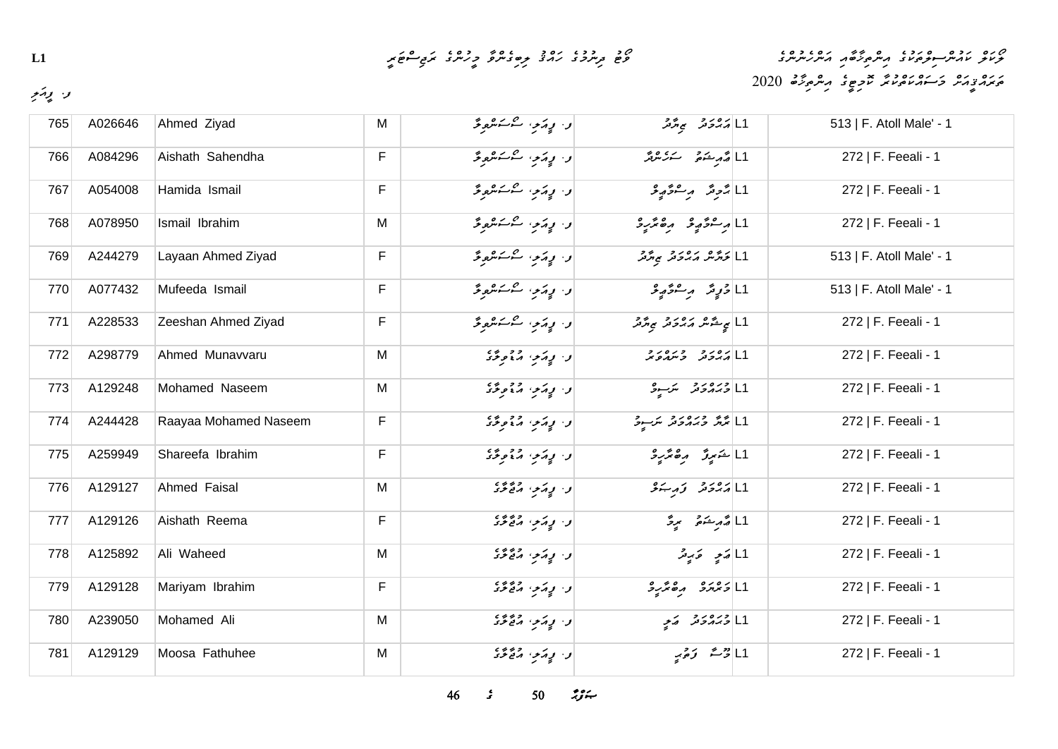و· وٍٍمَرِ

| 765 | A026646 | Ahmed Ziyad | M | و· وٍمَرِ، ڪشڪشعوڦ | L1 ﻣَﺮﻭَﺩ ﺑِﻴَﺎﺩ | 513 \| F. Atoll Male' - 1 |
|---|---|---|---|---|---|---|
| 766 | A084296 | Aishath Sahendha | F | و· وٍمَرِ، ڪشڪشعوڦ | L1 ﻣَﺮِﺷَﻪ ﺳَﻬَﻨﺪَ | 272 \| F. Feeali - 1 |
| 767 | A054008 | Hamida Ismail | F | و· وٍمَرِ، ڪشڪشعوڦ | L1 ﺣَﺎﻣِﺪَ ﺍِﺳْﻤَﺎﻋِﻴﻞ | 272 \| F. Feeali - 1 |
| 768 | A078950 | Ismail Ibrahim | M | و· وٍمَرِ، ڪشڪشعوڦ | L1 ﺍِﺳْﻤَﺎﻋِﻴﻞ ﺍِﺑْﺮَﺍﻫِﻴﻢ | 272 \| F. Feeali - 1 |
| 769 | A244279 | Layaan Ahmed Ziyad | F | و· وٍمَرِ، ڪشڪشعوڦ | L1 ﻟَﻴَﺎﻥ ﺍَﺣْﻤَﺪ ﺯِﻳَﺎﺩ | 513 \| F. Atoll Male' - 1 |
| 770 | A077432 | Mufeeda Ismail | F | و· وٍمَرِ، ڪشڪشعوڦ | L1 ﻣُﻔِﻴﺪَ ﺍِﺳْﻤَﺎﻋِﻴﻞ | 513 \| F. Atoll Male' - 1 |
| 771 | A228533 | Zeeshan Ahmed Ziyad | F | و· وٍمَرِ، ڪشڪشعوڦ | L1 ﺯِﻳﺸَﺎﻥ ﺍَﺣْﻤَﺪ ﺯِﻳَﺎﺩ | 272 \| F. Feeali - 1 |
| 772 | A298779 | Ahmed Munavvaru | M | و· وٍمَرِ، مُدُوِدٌ | L1 ﺍَﺣْﻤَﺪ ﻣُﻨَﻮَّﺭ | 272 \| F. Feeali - 1 |
| 773 | A129248 | Mohamed Naseem | M | و· وٍمَرِ، مُدُوِدٌ | L1 ﻣُﺤَﻤَّﺪ ﻧَﺴِﻴﻢ | 272 \| F. Feeali - 1 |
| 774 | A244428 | Raayaa Mohamed Naseem | F | و· وٍمَرِ، مُدُوِدٌ | L1 ﺭَﺍﻳَﺎ ﻣُﺤَﻤَّﺪ ﻧَﺴِﻴﻢ | 272 \| F. Feeali - 1 |
| 775 | A259949 | Shareefa Ibrahim | F | و· وٍمَرِ، مُدُوِدٌ | L1 ﺷَﺮِﻳﻔَﺎ ﺍِﺑْﺮَﺍﻫِﻴﻢ | 272 \| F. Feeali - 1 |
| 776 | A129127 | Ahmed Faisal | M | و· وٍمَرِ، مُصَوِّرٌ | L1 ﺍَﺣْﻤَﺪ ﻓَﻴْﺼَﻞ | 272 \| F. Feeali - 1 |
| 777 | A129126 | Aishath Reema | F | و· وٍمَرِ، مُصَوِّرٌ | L1 ﻋَﺎﺋِﺸَﺖ ﺭِﻳﻤَﺎ | 272 \| F. Feeali - 1 |
| 778 | A125892 | Ali Waheed | M | و· وٍمَرِ، مُصَوِّرٌ | L1 ﻋَﻠِﻲ ﻭَﺣِﻴﺪ | 272 \| F. Feeali - 1 |
| 779 | A129128 | Mariyam Ibrahim | F | و· وٍمَرِ، مُصَوِّرٌ | L1 ﻣَﺮْﻳَﻢ ﺍِﺑْﺮَﺍﻫِﻴﻢ | 272 \| F. Feeali - 1 |
| 780 | A239050 | Mohamed Ali | M | و· وٍمَرِ، مُصَوِّرٌ | L1 ﻣُﺤَﻤَّﺪ ﻋَﻠِﻲ | 272 \| F. Feeali - 1 |
| 781 | A129129 | Moosa Fathuhee | M | و· وٍمَرِ، مُصَوِّرٌ | L1 ﻣُﻮﺳَﻰ ﻓَﺘُﺤِﻲ | 272 \| F. Feeali - 1 |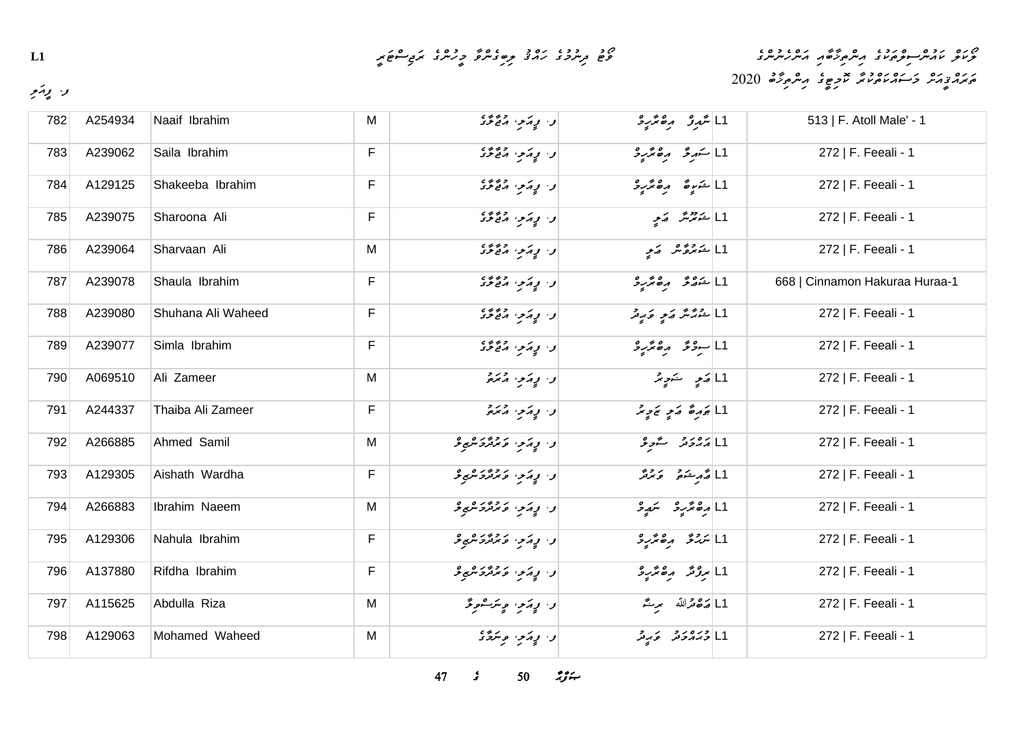| 782 | A254934 | Naaif Ibrahim | M | و· وِمَعِ، مُّتَّى وَّى | L1 سَّمَدِ وِ صِمَّرْدِ | 513 \| F. Atoll Male' - 1 |
|---|---|---|---|---|---|---|
| 783 | A239062 | Saila Ibrahim | F | و· وِمَعِ، مُّتَّى وَّى | L1 سَمَدِ تَرْ رِصْغَرْدِ | 272 \| F. Feeali - 1 |
| 784 | A129125 | Shakeeba Ibrahim | F | و· وِمَعِ، مُّتَّى وَّى | L1 شَرِيرَةُ رِصْغَرْدِ | 272 \| F. Feeali - 1 |
| 785 | A239075 | Sharoona Ali | F | و· وِمَعِ، مُّتَّى وَّى | L1 شَمَدْ تَرَ مَعِ | 272 \| F. Feeali - 1 |
| 786 | A239064 | Sharvaan Ali | M | و· وِمَعِ، مُّتَّى وَّى | L1 شَمْعُرَّ مَعِ | 272 \| F. Feeali - 1 |
| 787 | A239078 | Shaula Ibrahim | F | و· وِمَعِ، مُّتَّى وَّى | L1 شَمَدْعَ رِصْغَرْدِ | 668 \| Cinnamon Hakuraa Huraa-1 |
| 788 | A239080 | Shuhana Ali Waheed | F | و· وِمَعِ، مُّتَّى وَّى | L1 شُمْتَرَ مَعِ وَمِيرْ | 272 \| F. Feeali - 1 |
| 789 | A239077 | Simla Ibrahim | F | و· وِمَعِ، مُّتَّى وَّى | L1 سِرْمَعَ رِصْغَرْدِ | 272 \| F. Feeali - 1 |
| 790 | A069510 | Ali Zameer | M | و· وِمَعِ، مُّتَرَمْ | L1 مَعِ سَوِيرْ | 272 \| F. Feeali - 1 |
| 791 | A244337 | Thaiba Ali Zameer | F | و· وِمَعِ، مُّتَرَمْ | L1 مَعِرِصَة مَعِ مَعِيرْ | 272 \| F. Feeali - 1 |
| 792 | A266885 | Ahmed Samil | M | و· وِمَعِ، وَمَرْتَرْوَسْرِعْرِ | L1 مَرْمَرْتَرْ سَوِعْ | 272 \| F. Feeali - 1 |
| 793 | A129305 | Aishath Wardha | F | و· وِمَعِ، وَمَرْتَرْوَسْرِعْرِ | L1 مَّرِسْمَعْ وَمَرْتَرْ | 272 \| F. Feeali - 1 |
| 794 | A266883 | Ibrahim Naeem | M | و· وِمَعِ، وَمَرْتَرْوَسْرِعْرِ | L1 رِصْغَرْدِ سَمِدِ | 272 \| F. Feeali - 1 |
| 795 | A129306 | Nahula Ibrahim | F | و· وِمَعِ، وَمَرْتَرْوَسْرِعْرِ | L1 سَرْدُوْ رِصْغَرْدِ | 272 \| F. Feeali - 1 |
| 796 | A137880 | Rifdha Ibrahim | F | و· وِمَعِ، وَمَرْتَرْوَسْرِعْرِ | L1 مِرْوْتَرْ رِصْغَرْدِ | 272 \| F. Feeali - 1 |
| 797 | A115625 | Abdulla Riza | M | و· وِمَعِ، وِسَرْسْعِوْمَّ | L1 مَرْصَعْرُاللّه مِرِسَّ | 272 \| F. Feeali - 1 |
| 798 | A129063 | Mohamed Waheed | M | و· وِمَعِ، وِسَرْدَّى | L1 وُبَرْمَرْدَرْ وَمِيرْ | 272 \| F. Feeali - 1 |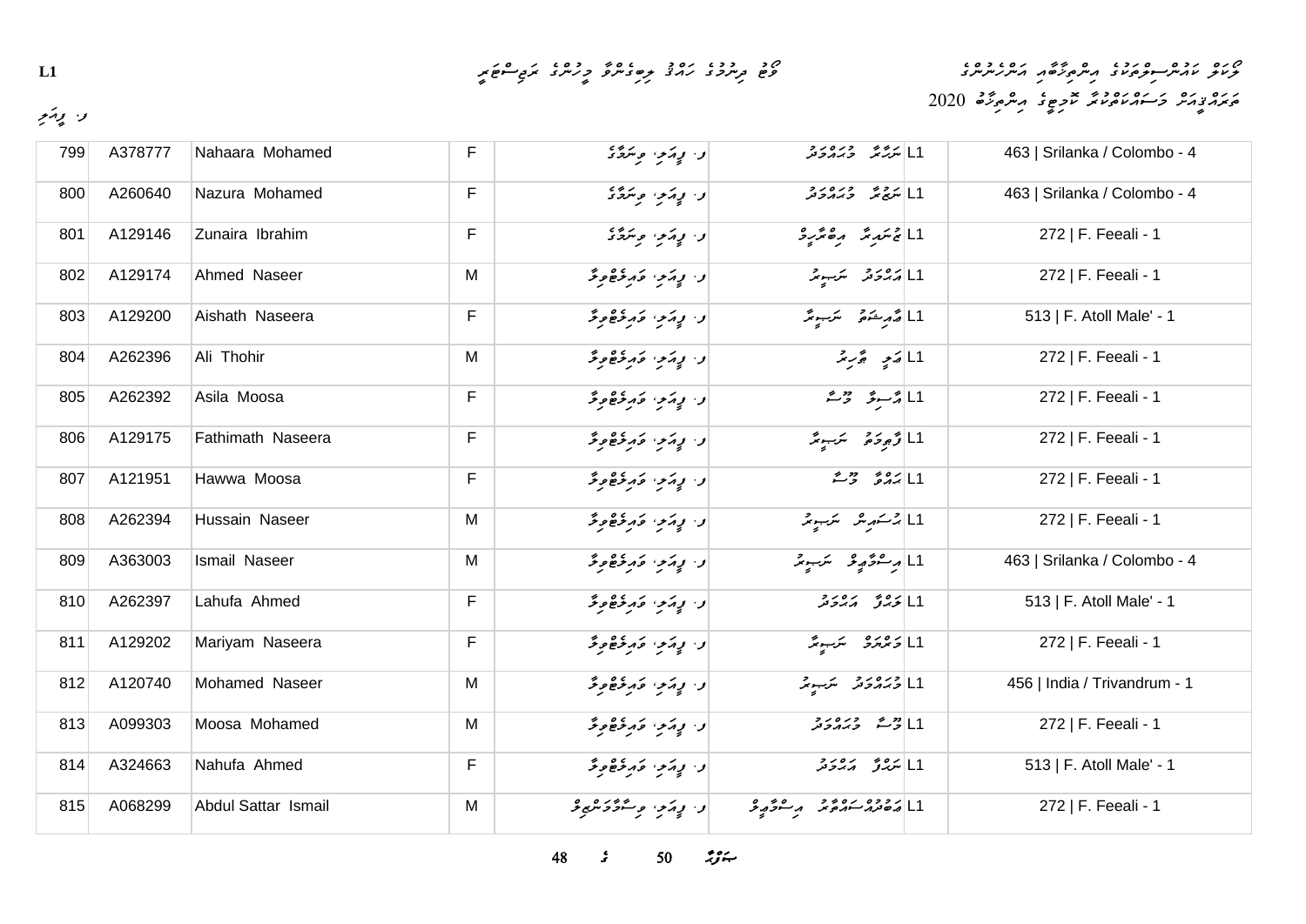و· وٍرَمَرِ

| 799 | A378777 | Nahaara Mohamed | F | و· وٍرَمَرِ، وِسَرَدَّىٰ | L1 سَرَدَّسَّرَ وَبَرَدُوَدَرُ | 463 \| Srilanka / Colombo - 4 |
|---|---|---|---|---|---|---|
| 800 | A260640 | Nazura Mohamed | F | و· وٍرَمَرِ، وِسَرَدَّىٰ | L1 سَرَجَ بَرَ وَبَرَدُوَدَرُ | 463 \| Srilanka / Colombo - 4 |
| 801 | A129146 | Zunaira Ibrahim | F | و· وٍرَمَرِ، وِسَرَدَّىٰ | L1 جُسَمِرِبَرَ وِرِهَبَرِرِدُ | 272 \| F. Feeali - 1 |
| 802 | A129174 | Ahmed Naseer | M | و· وٍرَمَرِ، وَمِرِخَرِهَرِوِرَ | L1 مَرْدَوَرُ سَرَسِبِرُ | 272 \| F. Feeali - 1 |
| 803 | A129200 | Aishath Naseera | F | و· وٍرَمَرِ، وَمِرِخَرِهَرِوِرَ | L1 مَّرِسْتَوْ سَرَسِبِرَ | 513 \| F. Atoll Male' - 1 |
| 804 | A262396 | Ali Thohir | M | و· وٍرَمَرِ، وَمِرِخَرِهَرِوِرَ | L1 مَرِ جُّرِبَرُ | 272 \| F. Feeali - 1 |
| 805 | A262392 | Asila Moosa | F | و· وٍرَمَرِ، وَمِرِخَرِهَرِوِرَ | L1 مَّرسِوَرَ وَرْسَّ | 272 \| F. Feeali - 1 |
| 806 | A129175 | Fathimath Naseera | F | و· وٍرَمَرِ، وَمِرِخَرِهَرِوِرَ | L1 وَّجِوَدُ سَرَسِبِرَ | 272 \| F. Feeali - 1 |
| 807 | A121951 | Hawwa Moosa | F | و· وٍرَمَرِ، وَمِرِخَرِهَرِوِرَ | L1 بَرَدُوَّ وَرْسَّ | 272 \| F. Feeali - 1 |
| 808 | A262394 | Hussain Naseer | M | و· وٍرَمَرِ، وَمِرِخَرِهَرِوِرَ | L1 بَرْسَمِرِسْ سَرَسِبِرُ | 272 \| F. Feeali - 1 |
| 809 | A363003 | Ismail Naseer | M | و· وٍرَمَرِ، وَمِرِخَرِهَرِوِرَ | L1 مِرِسْوَّمِرِوْ سَرَسِبِرُ | 463 \| Srilanka / Colombo - 4 |
| 810 | A262397 | Lahufa Ahmed | F | و· وٍرَمَرِ، وَمِرِخَرِهَرِوِرَ | L1 وَبَرُوَّ مَرْدَوَرُ | 513 \| F. Atoll Male' - 1 |
| 811 | A129202 | Mariyam Naseera | F | و· وٍرَمَرِ، وَمِرِخَرِهَرِوِرَ | L1 وَبَرْمَرْدُ سَرَسِبِرَ | 272 \| F. Feeali - 1 |
| 812 | A120740 | Mohamed Naseer | M | و· وٍرَمَرِ، وَمِرِخَرِهَرِوِرَ | L1 وَبَرَدُوَدَرُ سَرَسِبِرُ | 456 \| India / Trivandrum - 1 |
| 813 | A099303 | Moosa Mohamed | M | و· وٍرَمَرِ، وَمِرِخَرِهَرِوِرَ | L1 وَرْسَّ وَبَرَدُوَدَرُ | 272 \| F. Feeali - 1 |
| 814 | A324663 | Nahufa Ahmed | F | و· وٍرَمَرِ، وَمِرِخَرِهَرِوِرَ | L1 سَرَبَرُوَّ مَرْدَوَرُ | 513 \| F. Atoll Male' - 1 |
| 815 | A068299 | Abdul Sattar Ismail | M | و· وٍرَمَرِ، وِسْوَّرَسْرِوُ | L1 مَرَّهَرْمَرْسَمَرْهَرِ مِرِسْوَّمِرِوْ | 272 \| F. Feeali - 1 |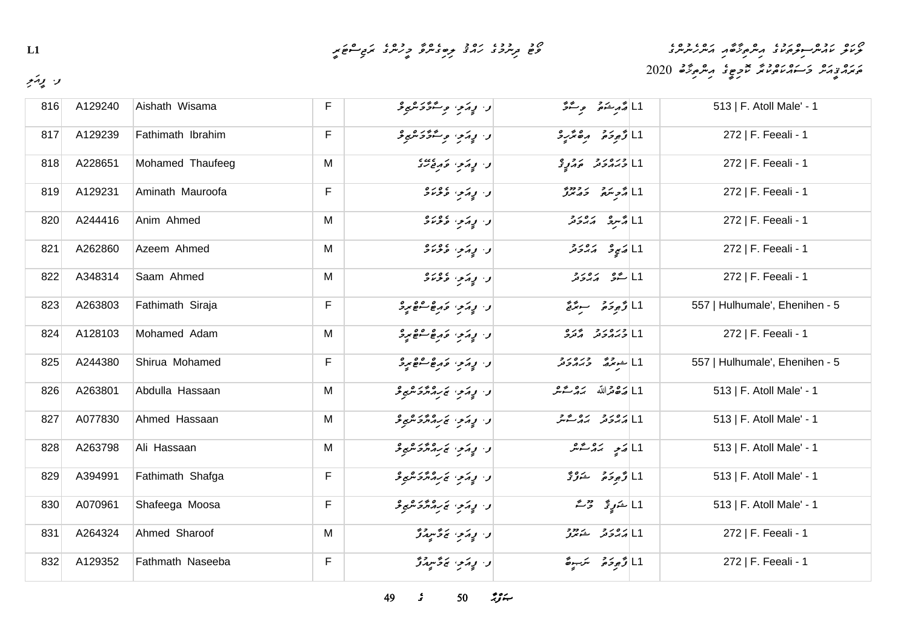ވ. ފީއަލި

| 816 | A129240 | Aishath Wisama | F | ފ. ފީއަލި، ވިސާމާގެޔާގެ | L1 އާއިޝަތު ވިސާމާ | 513 \| F. Atoll Male' - 1 |
|---|---|---|---|---|---|---|
| 817 | A129239 | Fathimath Ibrahim | F | ފ. ފީއަލި، ވިސާމާގެޔާގެ | L1 ފާތިމަތު އިބްރާހިމް | 272 \| F. Feeali - 1 |
| 818 | A228651 | Mohamed Thaufeeg | M | ފ. ފީއަލި، ތައުޖާގެ | L1 މުހައްމަދު ތައުފީގު | 272 \| F. Feeali - 1 |
| 819 | A129231 | Aminath Mauroofa | F | ފ. ފީއަލި، ގުލްޒާރު | L1 އާމިނަތު މައުރޫފާ | 272 \| F. Feeali - 1 |
| 820 | A244416 | Anim Ahmed | M | ފ. ފީއަލި، ގުލްޒާރު | L1 އާނިމް އަހުމަދު | 272 \| F. Feeali - 1 |
| 821 | A262860 | Azeem Ahmed | M | ފ. ފީއަލި، ގުލްޒާރު | L1 އަޒީމް އަހުމަދު | 272 \| F. Feeali - 1 |
| 822 | A348314 | Saam Ahmed | M | ފ. ފީއަލި، ގުލްޒާރު | L1 ސާމް އަހުމަދު | 272 \| F. Feeali - 1 |
| 823 | A263803 | Fathimath Siraja | F | ފ. ފީއަލި، ގައުޖެހިސްކޫލް | L1 ފާތިމަތު ސިރާޖާ | 557 \| Hulhumale', Ehenihen - 5 |
| 824 | A128103 | Mohamed Adam | M | ފ. ފީއަލި، ގައުޖެހިސްކޫލް | L1 މުހައްމަދު އާދަމް | 272 \| F. Feeali - 1 |
| 825 | A244380 | Shirua Mohamed | F | ފ. ފީއަލި، ގައުޖެހިސްކޫލް | L1 ޝިރުއާ މުހައްމަދު | 557 \| Hulhumale', Ehenihen - 5 |
| 826 | A263801 | Abdulla Hassaan | M | ފ. ފީއަލި، ޖަހަނާގަސްދޮށުގެ | L1 އަބްދުﷲ ހައްސާން | 513 \| F. Atoll Male' - 1 |
| 827 | A077830 | Ahmed Hassaan | M | ފ. ފީއަލި، ޖަހަނާގަސްދޮށުގެ | L1 އަހުމަދު ހައްސާން | 513 \| F. Atoll Male' - 1 |
| 828 | A263798 | Ali Hassaan | M | ފ. ފީއަލި، ޖަހަނާގަސްދޮށުގެ | L1 އަލި ހައްސާން | 513 \| F. Atoll Male' - 1 |
| 829 | A394991 | Fathimath Shafga | F | ފ. ފީއަލި، ޖަހަނާގަސްދޮށުގެ | L1 ފާތިމަތު ޝަފްގާ | 513 \| F. Atoll Male' - 1 |
| 830 | A070961 | Shafeega Moosa | F | ފ. ފީއަލި، ޖަހަނާގަސްދޮށުގެ | L1 ޝަފީގާ މޫސާ | 513 \| F. Atoll Male' - 1 |
| 831 | A264324 | Ahmed Sharoof | M | ފ. ފީއަލި، ޖަވާހިރުގެ | L1 އަހުމަދު ޝަރޫފު | 272 \| F. Feeali - 1 |
| 832 | A129352 | Fathmath Naseeba | F | ފ. ފީއަލި، ޖަވާހިރުގެ | L1 ފާތިމަތު ނަސީބާ | 272 \| F. Feeali - 1 |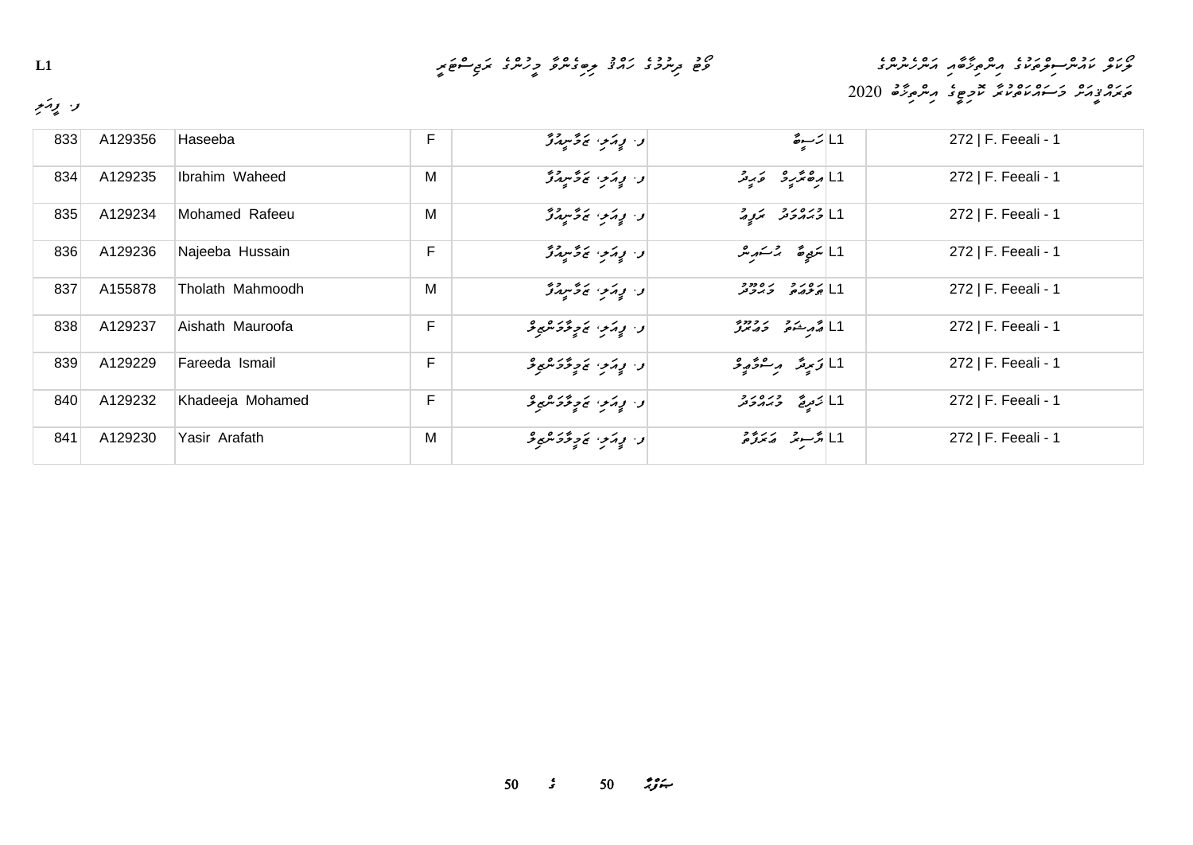ފ. ފީއަލި

| | | | | | | |
|---|---|---|---|---|---|---|
| 833 | A129356 | Haseeba | F | ފ. ފީއަލި، ޖަވާހިރުގެ | L1 ހަސީބާ | 272 \| F. Feeali - 1 |
| 834 | A129235 | Ibrahim Waheed | M | ފ. ފީއަލި، ޖަވާހިރުގެ | L1 އިބްރާހީމް ވަހީދު | 272 \| F. Feeali - 1 |
| 835 | A129234 | Mohamed Rafeeu | M | ފ. ފީއަލި، ޖަވާހިރުގެ | L1 މުހައްމަދު ރަފީއު | 272 \| F. Feeali - 1 |
| 836 | A129236 | Najeeba Hussain | F | ފ. ފީއަލި، ޖަވާހިރުގެ | L1 ނަޖީބާ ހުސައިން | 272 \| F. Feeali - 1 |
| 837 | A155878 | Tholath Mahmoodh | M | ފ. ފީއަލި، ޖަވާހިރުގެ | L1 ތޯލަތު މަޙްމޫދު | 272 \| F. Feeali - 1 |
| 838 | A129237 | Aishath Mauroofa | F | ފ. ފީއަލި، ޖަމިލާމަންޒިލް | L1 އާއިޝަތު މައުރޫފާ | 272 \| F. Feeali - 1 |
| 839 | A129229 | Fareeda Ismail | F | ފ. ފީއަލި، ޖަމިލާމަންޒިލް | L1 ފަރީދާ އިސްމާޢީލް | 272 \| F. Feeali - 1 |
| 840 | A129232 | Khadeeja Mohamed | F | ފ. ފީއަލި، ޖަމިލާމަންޒިލް | L1 ޚަދީޖާ މުހައްމަދު | 272 \| F. Feeali - 1 |
| 841 | A129230 | Yasir Arafath | M | ފ. ފީއަލި، ޖަމިލާމަންޒިލް | L1 ޔާސިރު އަރަފާތު | 272 \| F. Feeali - 1 |